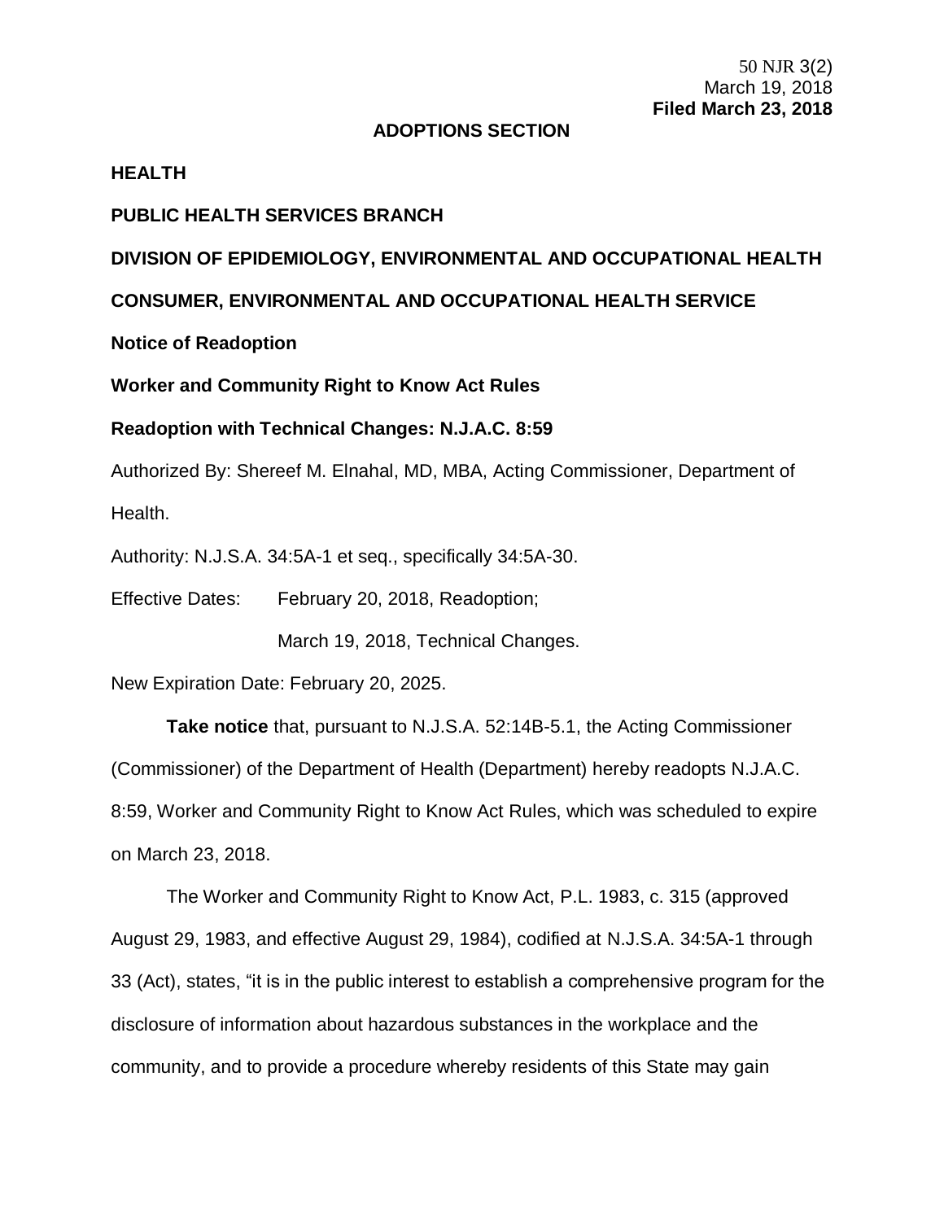50 NJR 3(2)
March 19, 2018
**Filed March 23, 2018**

**ADOPTIONS SECTION**

**HEALTH**

**PUBLIC HEALTH SERVICES BRANCH**

**DIVISION OF EPIDEMIOLOGY, ENVIRONMENTAL AND OCCUPATIONAL HEALTH**

**CONSUMER, ENVIRONMENTAL AND OCCUPATIONAL HEALTH SERVICE**

**Notice of Readoption**

**Worker and Community Right to Know Act Rules**

**Readoption with Technical Changes: N.J.A.C. 8:59**

Authorized By: Shereef M. Elnahal, MD, MBA, Acting Commissioner, Department of Health.

Authority: N.J.S.A. 34:5A-1 et seq., specifically 34:5A-30.

Effective Dates: February 20, 2018, Readoption;

March 19, 2018, Technical Changes.

New Expiration Date: February 20, 2025.

**Take notice** that, pursuant to N.J.S.A. 52:14B-5.1, the Acting Commissioner (Commissioner) of the Department of Health (Department) hereby readopts N.J.A.C. 8:59, Worker and Community Right to Know Act Rules, which was scheduled to expire on March 23, 2018.

The Worker and Community Right to Know Act, P.L. 1983, c. 315 (approved August 29, 1983, and effective August 29, 1984), codified at N.J.S.A. 34:5A-1 through 33 (Act), states, "it is in the public interest to establish a comprehensive program for the disclosure of information about hazardous substances in the workplace and the community, and to provide a procedure whereby residents of this State may gain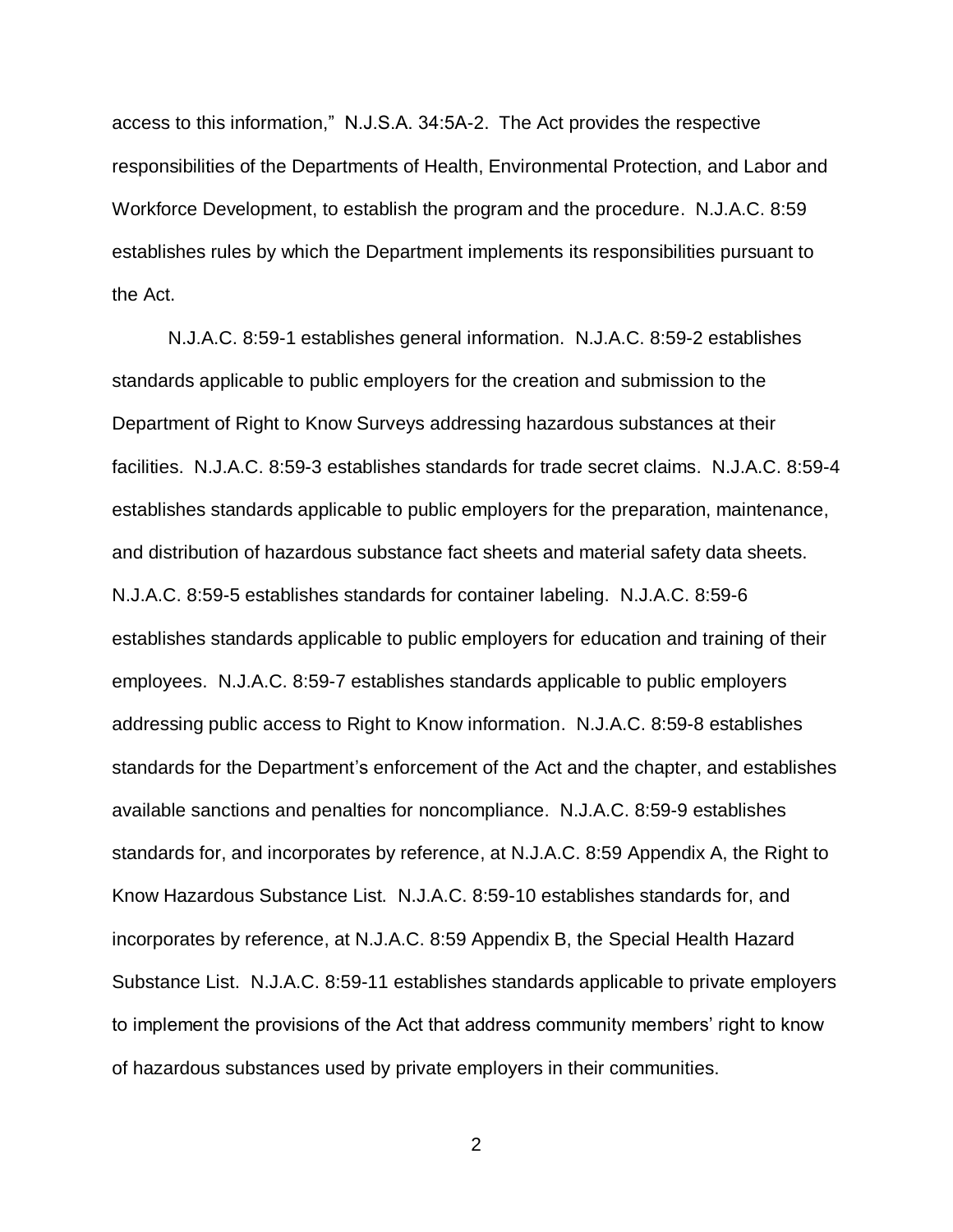access to this information," N.J.S.A. 34:5A-2. The Act provides the respective responsibilities of the Departments of Health, Environmental Protection, and Labor and Workforce Development, to establish the program and the procedure. N.J.A.C. 8:59 establishes rules by which the Department implements its responsibilities pursuant to the Act.

N.J.A.C. 8:59-1 establishes general information. N.J.A.C. 8:59-2 establishes standards applicable to public employers for the creation and submission to the Department of Right to Know Surveys addressing hazardous substances at their facilities. N.J.A.C. 8:59-3 establishes standards for trade secret claims. N.J.A.C. 8:59-4 establishes standards applicable to public employers for the preparation, maintenance, and distribution of hazardous substance fact sheets and material safety data sheets. N.J.A.C. 8:59-5 establishes standards for container labeling. N.J.A.C. 8:59-6 establishes standards applicable to public employers for education and training of their employees. N.J.A.C. 8:59-7 establishes standards applicable to public employers addressing public access to Right to Know information. N.J.A.C. 8:59-8 establishes standards for the Department's enforcement of the Act and the chapter, and establishes available sanctions and penalties for noncompliance. N.J.A.C. 8:59-9 establishes standards for, and incorporates by reference, at N.J.A.C. 8:59 Appendix A, the Right to Know Hazardous Substance List. N.J.A.C. 8:59-10 establishes standards for, and incorporates by reference, at N.J.A.C. 8:59 Appendix B, the Special Health Hazard Substance List. N.J.A.C. 8:59-11 establishes standards applicable to private employers to implement the provisions of the Act that address community members' right to know of hazardous substances used by private employers in their communities.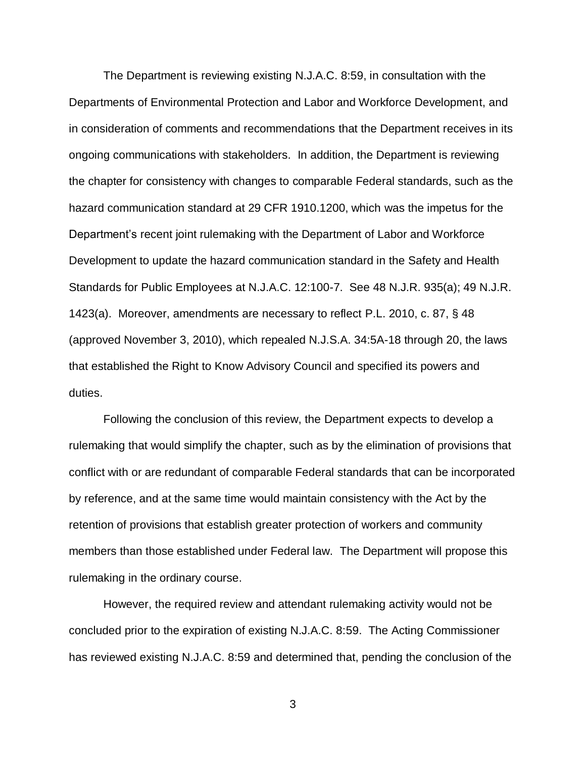The Department is reviewing existing N.J.A.C. 8:59, in consultation with the Departments of Environmental Protection and Labor and Workforce Development, and in consideration of comments and recommendations that the Department receives in its ongoing communications with stakeholders. In addition, the Department is reviewing the chapter for consistency with changes to comparable Federal standards, such as the hazard communication standard at 29 CFR 1910.1200, which was the impetus for the Department's recent joint rulemaking with the Department of Labor and Workforce Development to update the hazard communication standard in the Safety and Health Standards for Public Employees at N.J.A.C. 12:100-7. See 48 N.J.R. 935(a); 49 N.J.R. 1423(a). Moreover, amendments are necessary to reflect P.L. 2010, c. 87, § 48 (approved November 3, 2010), which repealed N.J.S.A. 34:5A-18 through 20, the laws that established the Right to Know Advisory Council and specified its powers and duties.

Following the conclusion of this review, the Department expects to develop a rulemaking that would simplify the chapter, such as by the elimination of provisions that conflict with or are redundant of comparable Federal standards that can be incorporated by reference, and at the same time would maintain consistency with the Act by the retention of provisions that establish greater protection of workers and community members than those established under Federal law. The Department will propose this rulemaking in the ordinary course.

However, the required review and attendant rulemaking activity would not be concluded prior to the expiration of existing N.J.A.C. 8:59. The Acting Commissioner has reviewed existing N.J.A.C. 8:59 and determined that, pending the conclusion of the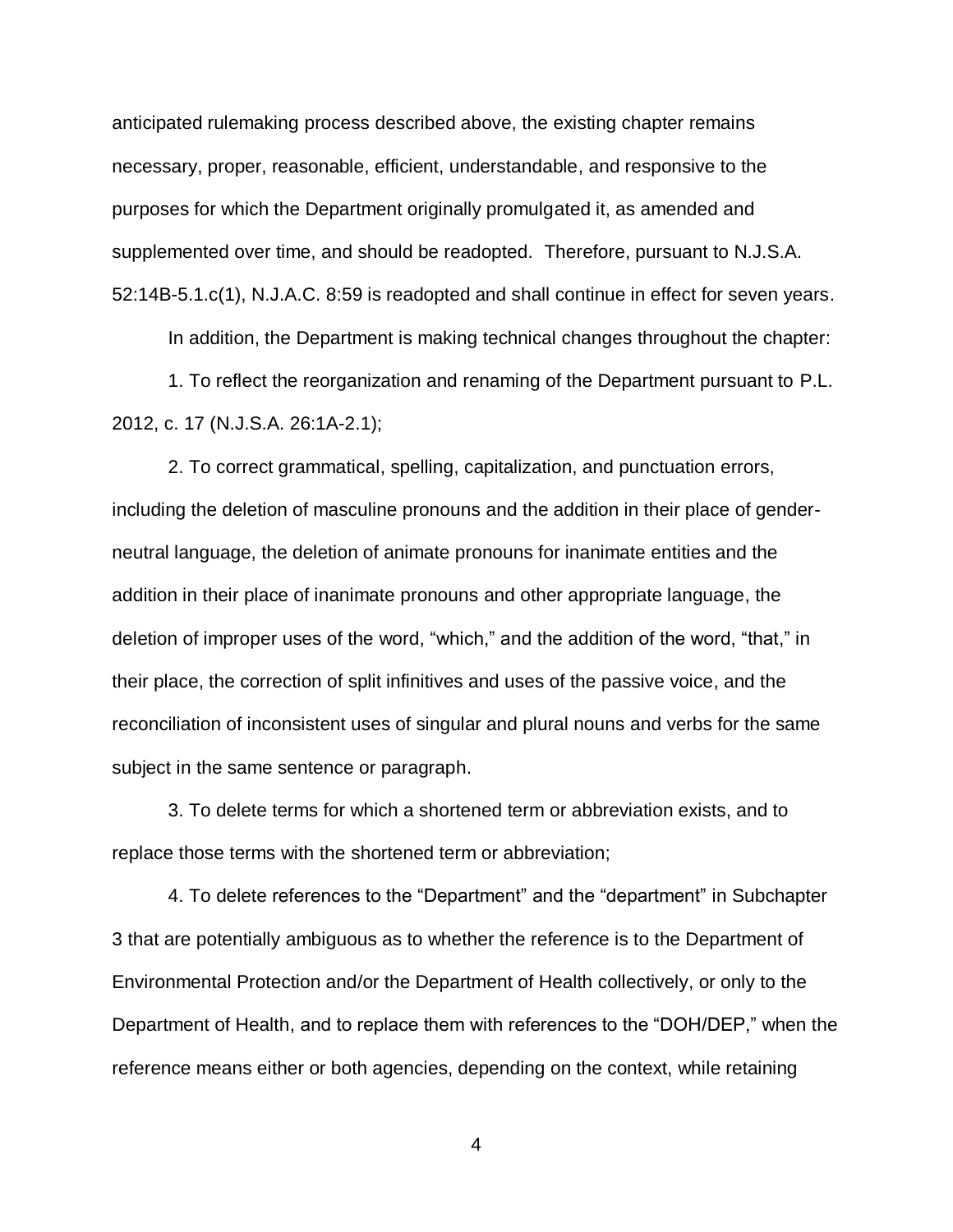anticipated rulemaking process described above, the existing chapter remains necessary, proper, reasonable, efficient, understandable, and responsive to the purposes for which the Department originally promulgated it, as amended and supplemented over time, and should be readopted. Therefore, pursuant to N.J.S.A. 52:14B-5.1.c(1), N.J.A.C. 8:59 is readopted and shall continue in effect for seven years.

In addition, the Department is making technical changes throughout the chapter:

1. To reflect the reorganization and renaming of the Department pursuant to P.L. 2012, c. 17 (N.J.S.A. 26:1A-2.1);

2. To correct grammatical, spelling, capitalization, and punctuation errors, including the deletion of masculine pronouns and the addition in their place of gender-neutral language, the deletion of animate pronouns for inanimate entities and the addition in their place of inanimate pronouns and other appropriate language, the deletion of improper uses of the word, "which," and the addition of the word, "that," in their place, the correction of split infinitives and uses of the passive voice, and the reconciliation of inconsistent uses of singular and plural nouns and verbs for the same subject in the same sentence or paragraph.

3. To delete terms for which a shortened term or abbreviation exists, and to replace those terms with the shortened term or abbreviation;

4. To delete references to the "Department" and the "department" in Subchapter 3 that are potentially ambiguous as to whether the reference is to the Department of Environmental Protection and/or the Department of Health collectively, or only to the Department of Health, and to replace them with references to the "DOH/DEP," when the reference means either or both agencies, depending on the context, while retaining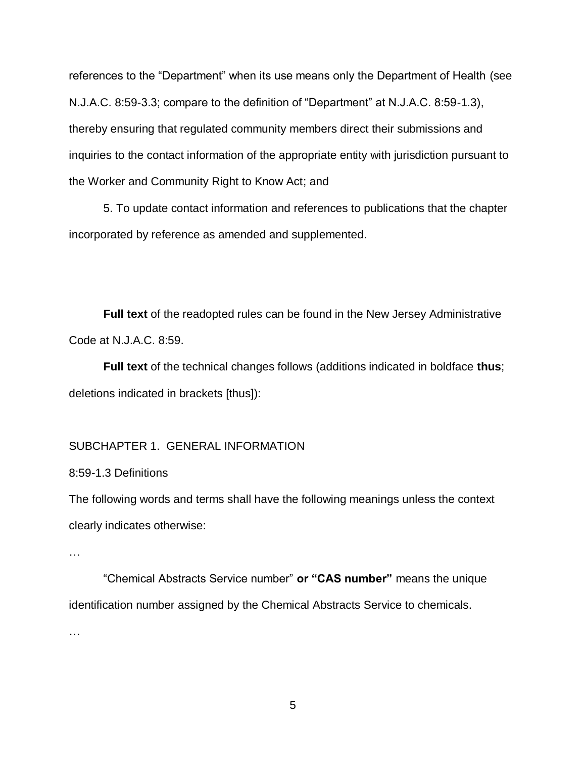references to the “Department” when its use means only the Department of Health (see N.J.A.C. 8:59-3.3; compare to the definition of “Department” at N.J.A.C. 8:59-1.3), thereby ensuring that regulated community members direct their submissions and inquiries to the contact information of the appropriate entity with jurisdiction pursuant to the Worker and Community Right to Know Act; and

5. To update contact information and references to publications that the chapter incorporated by reference as amended and supplemented.

**Full text** of the readopted rules can be found in the New Jersey Administrative Code at N.J.A.C. 8:59.

**Full text** of the technical changes follows (additions indicated in boldface **thus**; deletions indicated in brackets [thus]):

SUBCHAPTER 1. GENERAL INFORMATION

8:59-1.3 Definitions

The following words and terms shall have the following meanings unless the context clearly indicates otherwise:

…

“Chemical Abstracts Service number” **or “CAS number”** means the unique identification number assigned by the Chemical Abstracts Service to chemicals.

…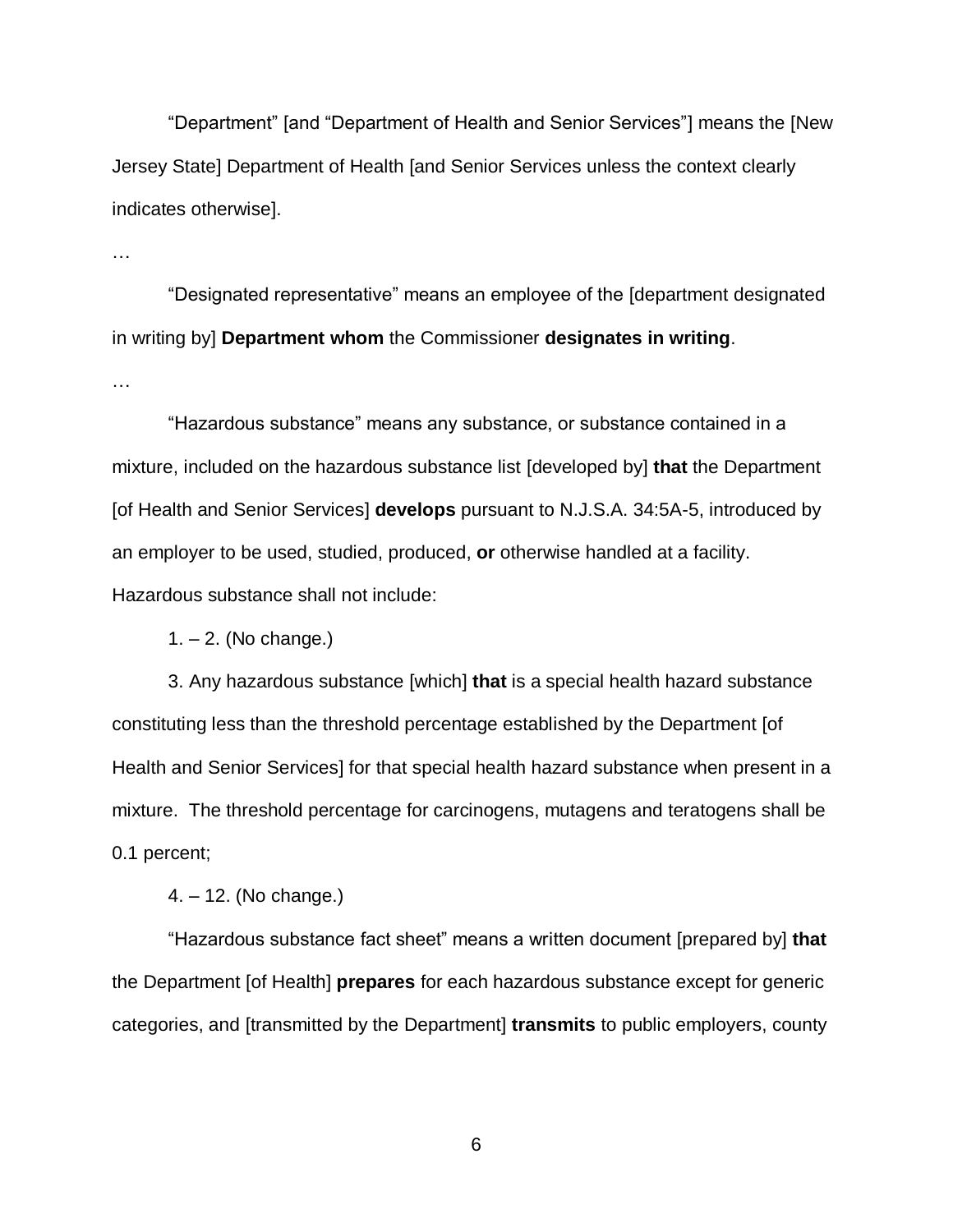"Department" [and "Department of Health and Senior Services"] means the [New Jersey State] Department of Health [and Senior Services unless the context clearly indicates otherwise].

…

"Designated representative" means an employee of the [department designated in writing by] **Department whom** the Commissioner **designates in writing**.

…

"Hazardous substance" means any substance, or substance contained in a mixture, included on the hazardous substance list [developed by] **that** the Department [of Health and Senior Services] **develops** pursuant to N.J.S.A. 34:5A-5, introduced by an employer to be used, studied, produced, **or** otherwise handled at a facility. Hazardous substance shall not include:

1. – 2. (No change.)

3. Any hazardous substance [which] **that** is a special health hazard substance constituting less than the threshold percentage established by the Department [of Health and Senior Services] for that special health hazard substance when present in a mixture. The threshold percentage for carcinogens, mutagens and teratogens shall be 0.1 percent;

4. – 12. (No change.)

"Hazardous substance fact sheet" means a written document [prepared by] **that** the Department [of Health] **prepares** for each hazardous substance except for generic categories, and [transmitted by the Department] **transmits** to public employers, county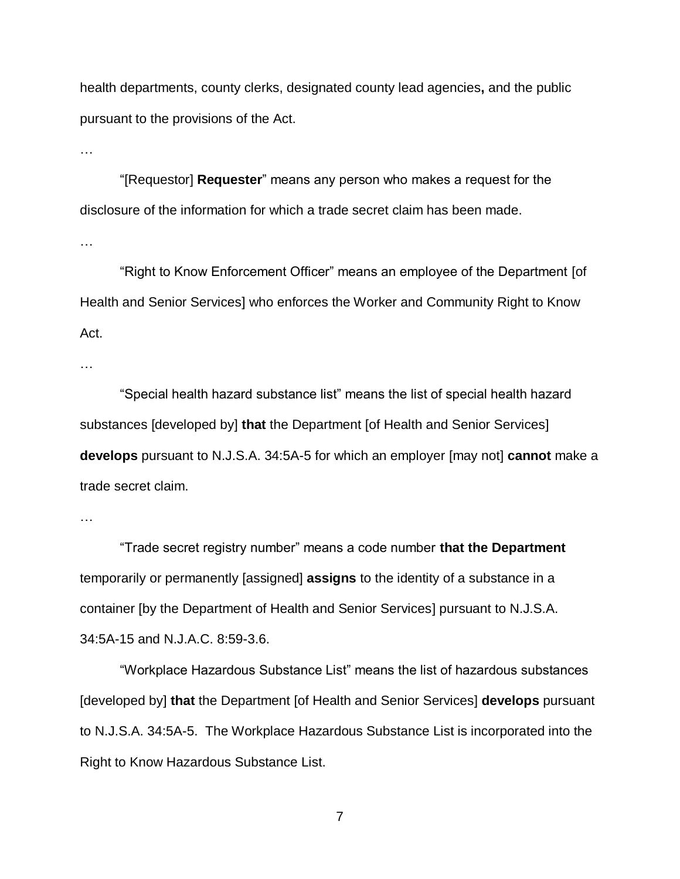health departments, county clerks, designated county lead agencies**,** and the public pursuant to the provisions of the Act.

…

"[Requestor] **Requester**" means any person who makes a request for the disclosure of the information for which a trade secret claim has been made.

…

"Right to Know Enforcement Officer" means an employee of the Department [of Health and Senior Services] who enforces the Worker and Community Right to Know Act.

…

"Special health hazard substance list" means the list of special health hazard substances [developed by] **that** the Department [of Health and Senior Services] **develops** pursuant to N.J.S.A. 34:5A-5 for which an employer [may not] **cannot** make a trade secret claim.

…

"Trade secret registry number" means a code number **that the Department** temporarily or permanently [assigned] **assigns** to the identity of a substance in a container [by the Department of Health and Senior Services] pursuant to N.J.S.A. 34:5A-15 and N.J.A.C. 8:59-3.6.

"Workplace Hazardous Substance List" means the list of hazardous substances [developed by] **that** the Department [of Health and Senior Services] **develops** pursuant to N.J.S.A. 34:5A-5. The Workplace Hazardous Substance List is incorporated into the Right to Know Hazardous Substance List.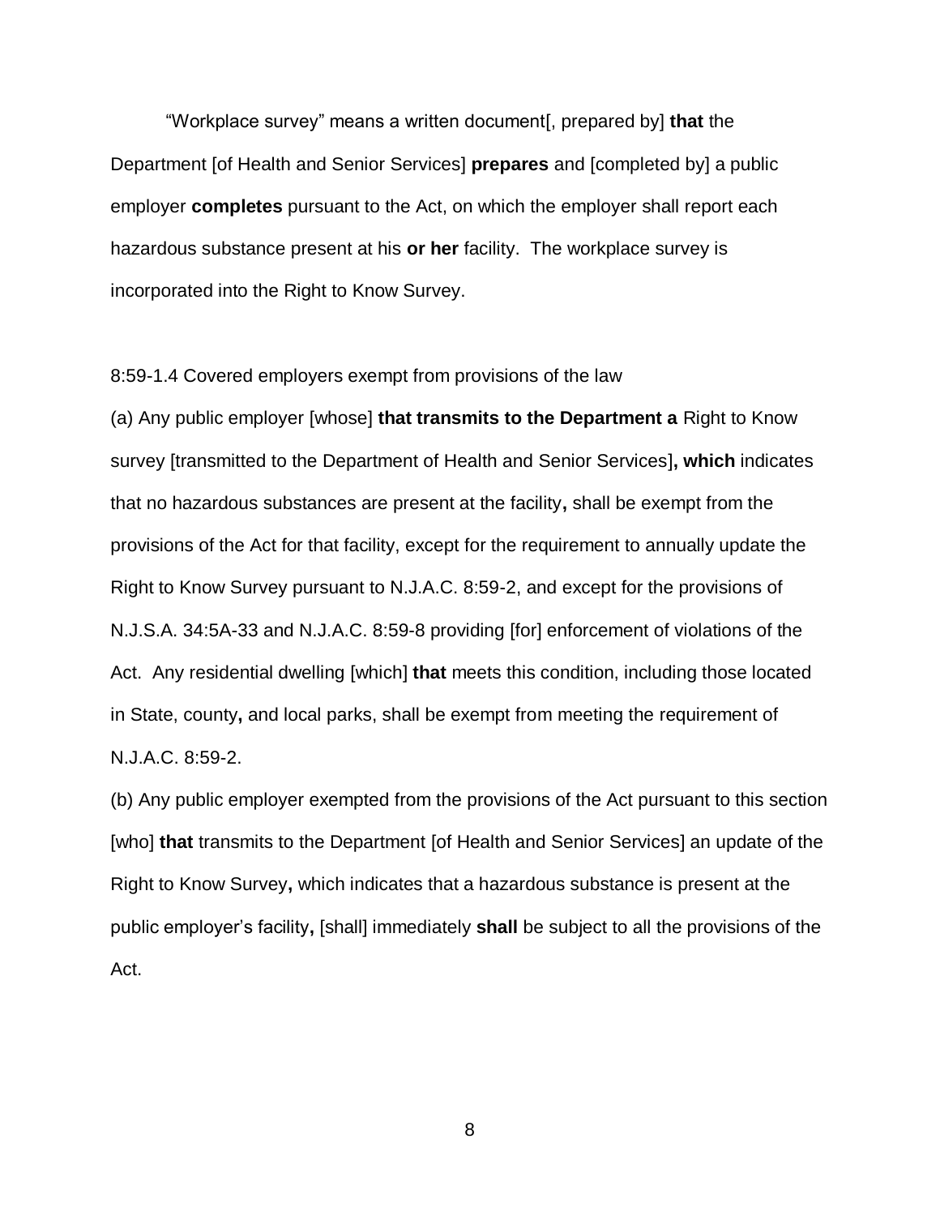"Workplace survey" means a written document[, prepared by] **that** the Department [of Health and Senior Services] **prepares** and [completed by] a public employer **completes** pursuant to the Act, on which the employer shall report each hazardous substance present at his **or her** facility. The workplace survey is incorporated into the Right to Know Survey.

8:59-1.4 Covered employers exempt from provisions of the law

(a) Any public employer [whose] **that transmits to the Department a** Right to Know survey [transmitted to the Department of Health and Senior Services]**, which** indicates that no hazardous substances are present at the facility**,** shall be exempt from the provisions of the Act for that facility, except for the requirement to annually update the Right to Know Survey pursuant to N.J.A.C. 8:59-2, and except for the provisions of N.J.S.A. 34:5A-33 and N.J.A.C. 8:59-8 providing [for] enforcement of violations of the Act. Any residential dwelling [which] **that** meets this condition, including those located in State, county**,** and local parks, shall be exempt from meeting the requirement of N.J.A.C. 8:59-2.

(b) Any public employer exempted from the provisions of the Act pursuant to this section [who] **that** transmits to the Department [of Health and Senior Services] an update of the Right to Know Survey**,** which indicates that a hazardous substance is present at the public employer's facility**,** [shall] immediately **shall** be subject to all the provisions of the Act.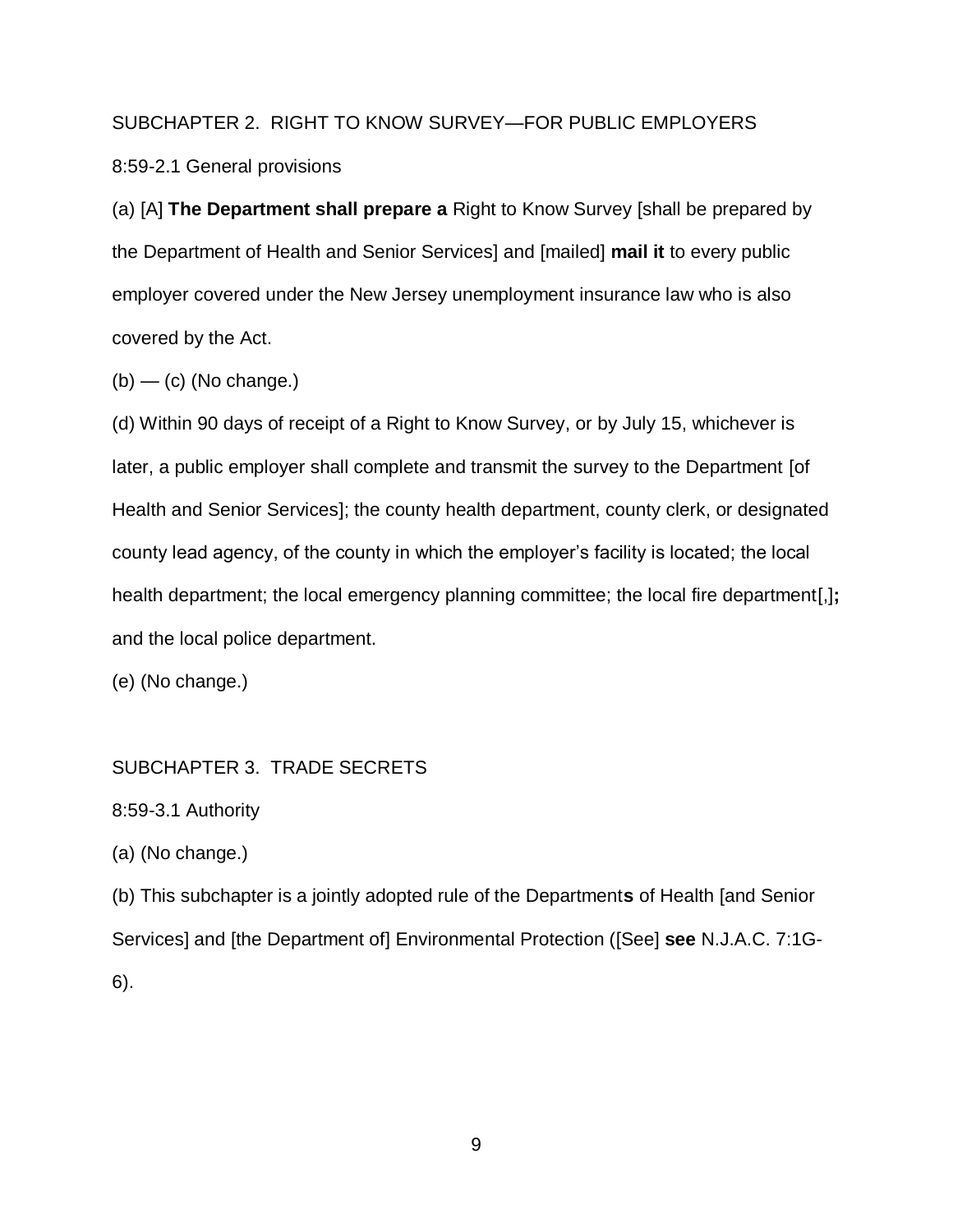SUBCHAPTER 2. RIGHT TO KNOW SURVEY—FOR PUBLIC EMPLOYERS

8:59-2.1 General provisions

(a) [A] **The Department shall prepare a** Right to Know Survey [shall be prepared by the Department of Health and Senior Services] and [mailed] **mail it** to every public employer covered under the New Jersey unemployment insurance law who is also covered by the Act.

(b) — (c) (No change.)

(d) Within 90 days of receipt of a Right to Know Survey, or by July 15, whichever is later, a public employer shall complete and transmit the survey to the Department [of Health and Senior Services]; the county health department, county clerk, or designated county lead agency, of the county in which the employer's facility is located; the local health department; the local emergency planning committee; the local fire department[,]**;** and the local police department.

(e) (No change.)

SUBCHAPTER 3. TRADE SECRETS

8:59-3.1 Authority

(a) (No change.)

(b) This subchapter is a jointly adopted rule of the Department**s** of Health [and Senior Services] and [the Department of] Environmental Protection ([See] **see** N.J.A.C. 7:1G-6).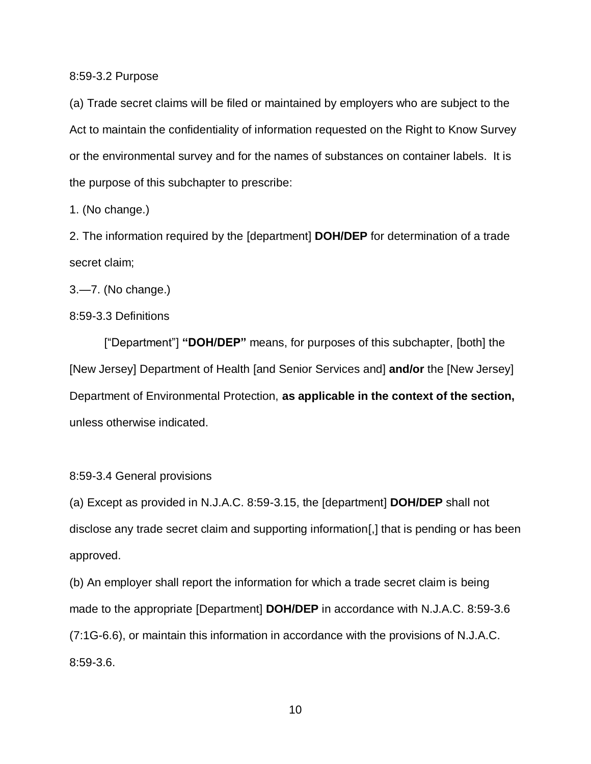8:59-3.2 Purpose

(a) Trade secret claims will be filed or maintained by employers who are subject to the Act to maintain the confidentiality of information requested on the Right to Know Survey or the environmental survey and for the names of substances on container labels. It is the purpose of this subchapter to prescribe:

1. (No change.)

2. The information required by the [department] **DOH/DEP** for determination of a trade secret claim;

3.—7. (No change.)

8:59-3.3 Definitions

["Department"] **"DOH/DEP"** means, for purposes of this subchapter, [both] the [New Jersey] Department of Health [and Senior Services and] **and/or** the [New Jersey] Department of Environmental Protection, **as applicable in the context of the section,** unless otherwise indicated.

8:59-3.4 General provisions

(a) Except as provided in N.J.A.C. 8:59-3.15, the [department] **DOH/DEP** shall not disclose any trade secret claim and supporting information[,] that is pending or has been approved.

(b) An employer shall report the information for which a trade secret claim is being made to the appropriate [Department] **DOH/DEP** in accordance with N.J.A.C. 8:59-3.6 (7:1G-6.6), or maintain this information in accordance with the provisions of N.J.A.C. 8:59-3.6.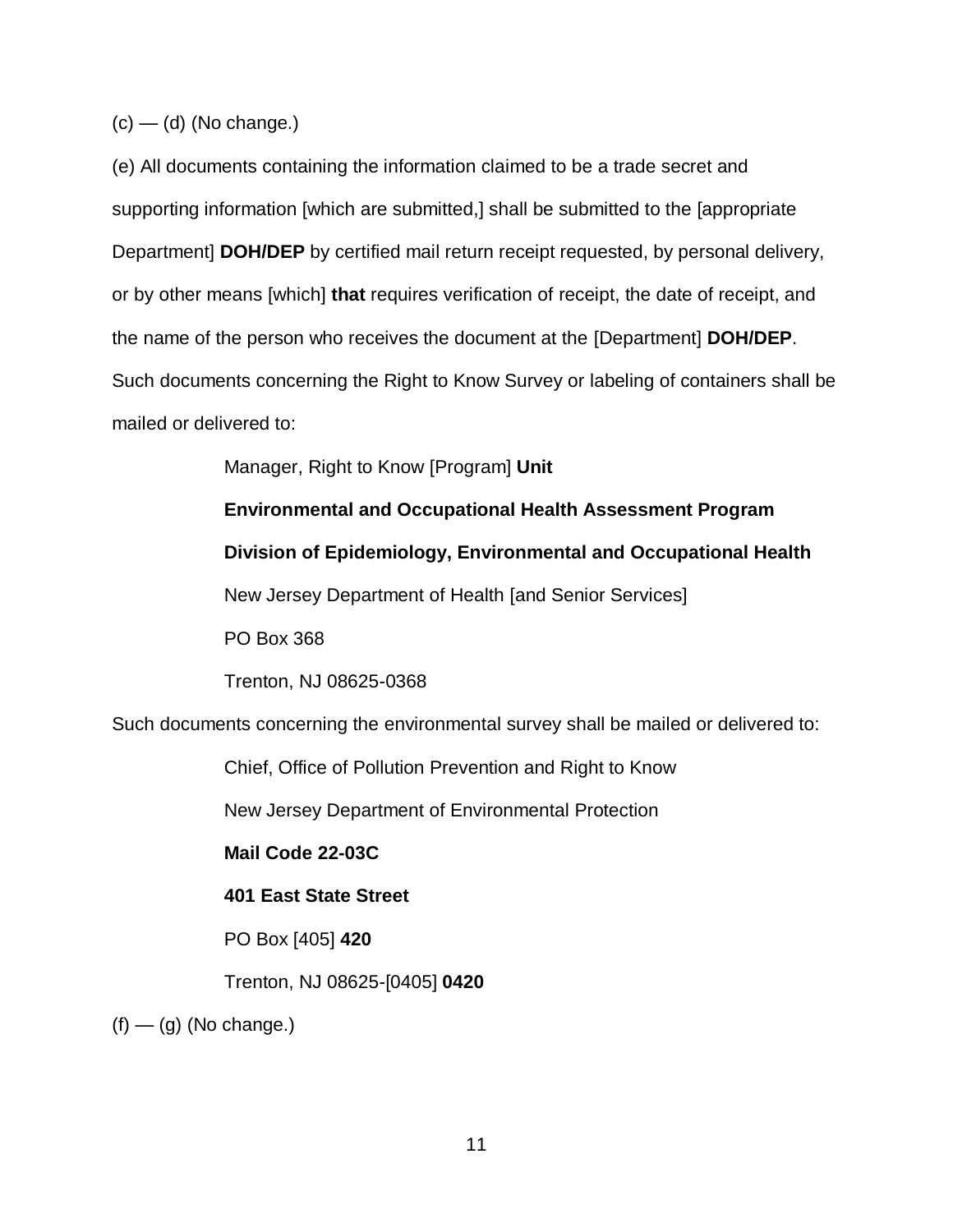(c) — (d) (No change.)

(e) All documents containing the information claimed to be a trade secret and supporting information [which are submitted,] shall be submitted to the [appropriate Department] **DOH/DEP** by certified mail return receipt requested, by personal delivery, or by other means [which] **that** requires verification of receipt, the date of receipt, and the name of the person who receives the document at the [Department] **DOH/DEP**. Such documents concerning the Right to Know Survey or labeling of containers shall be mailed or delivered to:

> Manager, Right to Know [Program] **Unit**
>
> **Environmental and Occupational Health Assessment Program**
>
> **Division of Epidemiology, Environmental and Occupational Health**
>
> New Jersey Department of Health [and Senior Services]
>
> PO Box 368
>
> Trenton, NJ 08625-0368

Such documents concerning the environmental survey shall be mailed or delivered to:

> Chief, Office of Pollution Prevention and Right to Know
>
> New Jersey Department of Environmental Protection
>
> **Mail Code 22-03C**
>
> **401 East State Street**
>
> PO Box [405] **420**
>
> Trenton, NJ 08625-[0405] **0420**

(f) — (g) (No change.)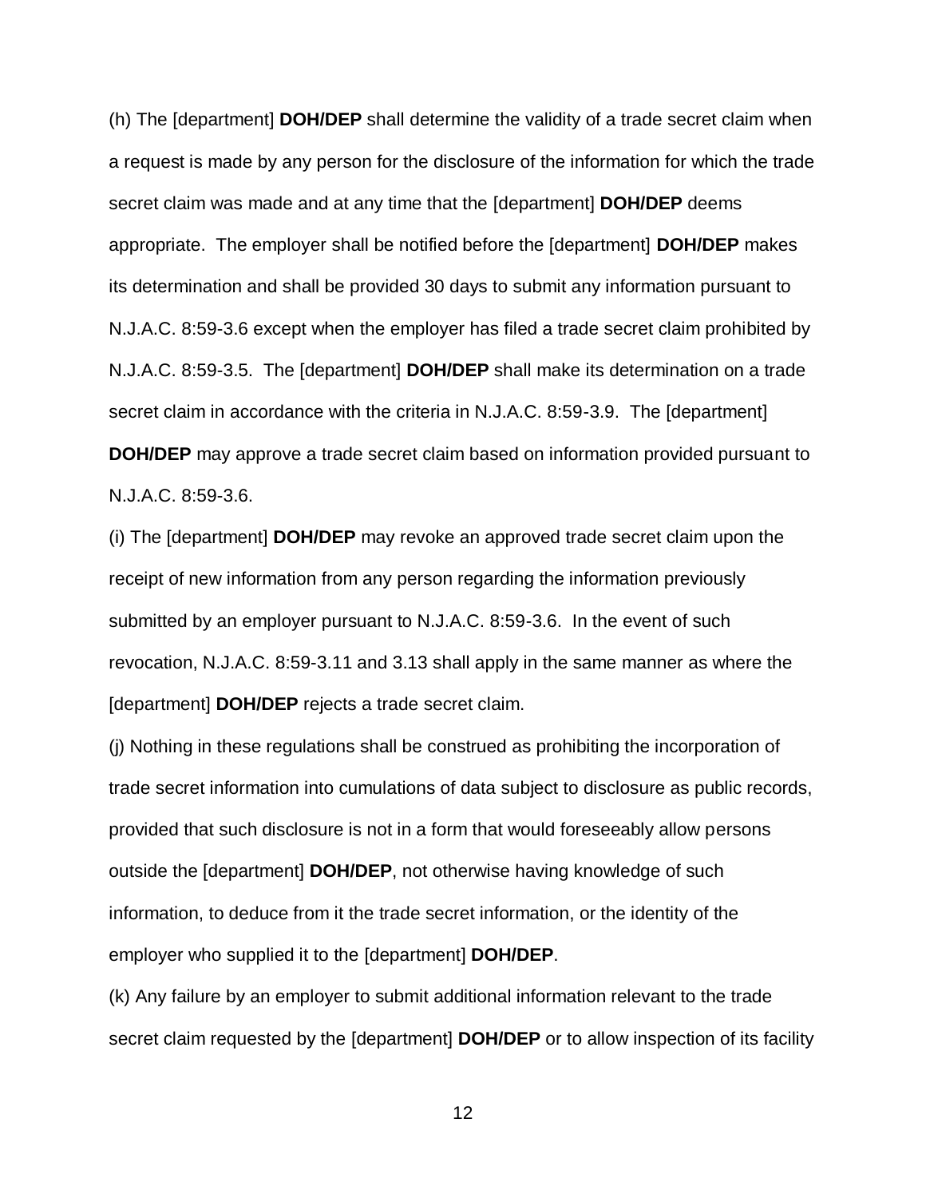(h) The [department] **DOH/DEP** shall determine the validity of a trade secret claim when a request is made by any person for the disclosure of the information for which the trade secret claim was made and at any time that the [department] **DOH/DEP** deems appropriate. The employer shall be notified before the [department] **DOH/DEP** makes its determination and shall be provided 30 days to submit any information pursuant to N.J.A.C. 8:59-3.6 except when the employer has filed a trade secret claim prohibited by N.J.A.C. 8:59-3.5. The [department] **DOH/DEP** shall make its determination on a trade secret claim in accordance with the criteria in N.J.A.C. 8:59-3.9. The [department] **DOH/DEP** may approve a trade secret claim based on information provided pursuant to N.J.A.C. 8:59-3.6.

(i) The [department] **DOH/DEP** may revoke an approved trade secret claim upon the receipt of new information from any person regarding the information previously submitted by an employer pursuant to N.J.A.C. 8:59-3.6. In the event of such revocation, N.J.A.C. 8:59-3.11 and 3.13 shall apply in the same manner as where the [department] **DOH/DEP** rejects a trade secret claim.

(j) Nothing in these regulations shall be construed as prohibiting the incorporation of trade secret information into cumulations of data subject to disclosure as public records, provided that such disclosure is not in a form that would foreseeably allow persons outside the [department] **DOH/DEP**, not otherwise having knowledge of such information, to deduce from it the trade secret information, or the identity of the employer who supplied it to the [department] **DOH/DEP**.

(k) Any failure by an employer to submit additional information relevant to the trade secret claim requested by the [department] **DOH/DEP** or to allow inspection of its facility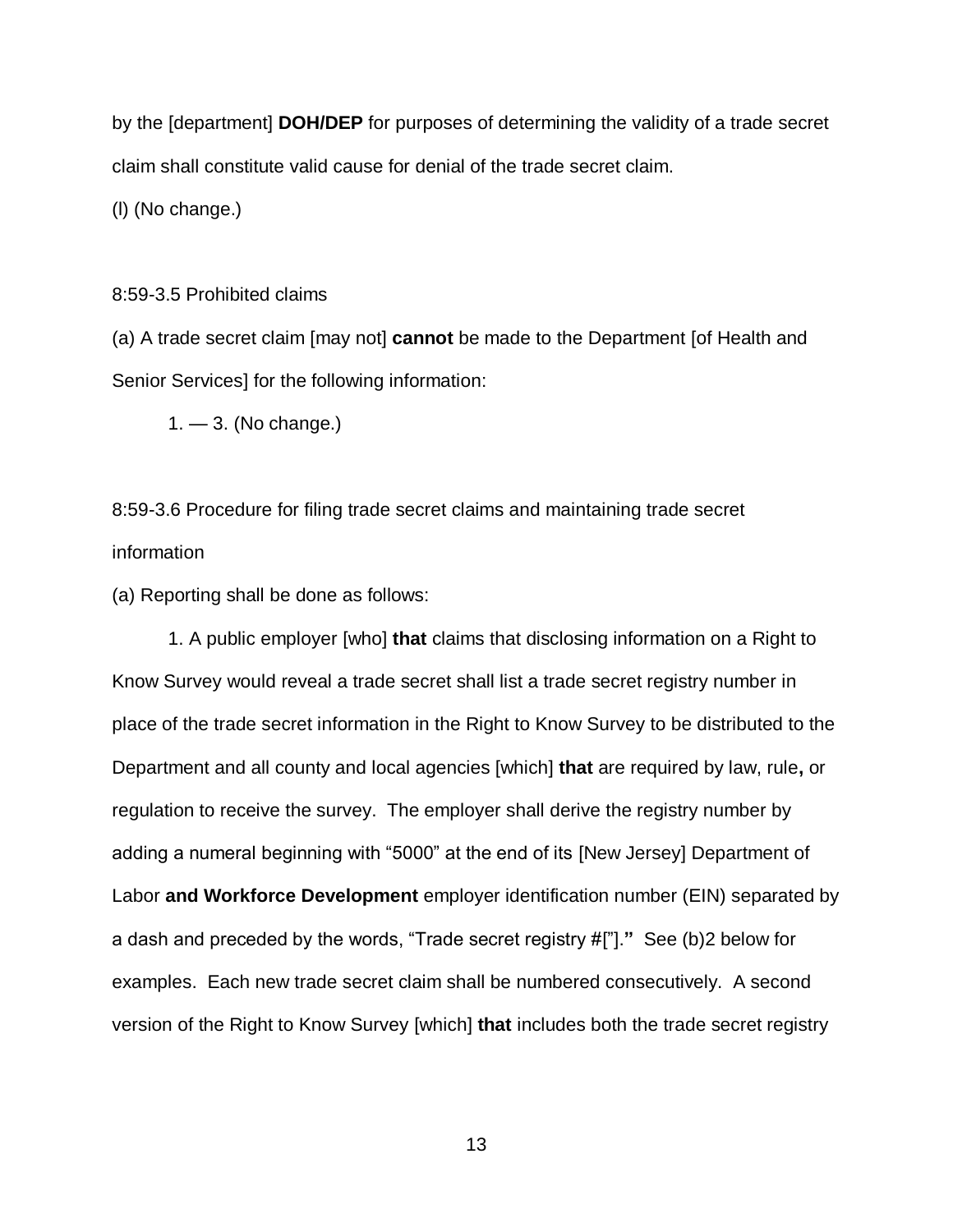by the [department] **DOH/DEP** for purposes of determining the validity of a trade secret claim shall constitute valid cause for denial of the trade secret claim.

(l) (No change.)

8:59-3.5 Prohibited claims

(a) A trade secret claim [may not] **cannot** be made to the Department [of Health and Senior Services] for the following information:

1. — 3. (No change.)

8:59-3.6 Procedure for filing trade secret claims and maintaining trade secret information

(a) Reporting shall be done as follows:

1. A public employer [who] **that** claims that disclosing information on a Right to Know Survey would reveal a trade secret shall list a trade secret registry number in place of the trade secret information in the Right to Know Survey to be distributed to the Department and all county and local agencies [which] **that** are required by law, rule**,** or regulation to receive the survey. The employer shall derive the registry number by adding a numeral beginning with "5000" at the end of its [New Jersey] Department of Labor **and Workforce Development** employer identification number (EIN) separated by a dash and preceded by the words, "Trade secret registry #["].**"** See (b)2 below for examples. Each new trade secret claim shall be numbered consecutively. A second version of the Right to Know Survey [which] **that** includes both the trade secret registry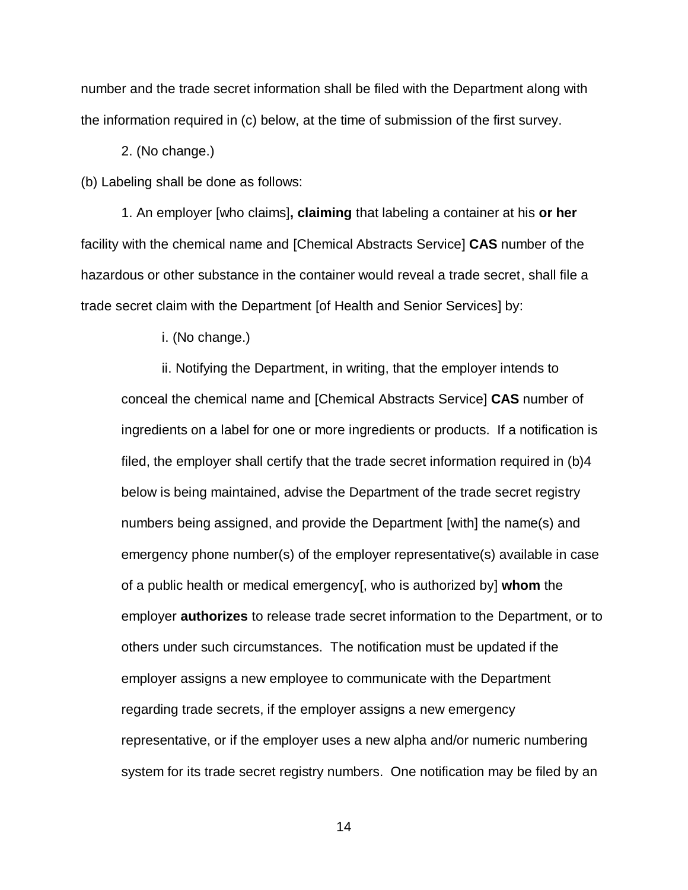number and the trade secret information shall be filed with the Department along with the information required in (c) below, at the time of submission of the first survey.

2. (No change.)

(b) Labeling shall be done as follows:

1. An employer [who claims]**, claiming** that labeling a container at his **or her** facility with the chemical name and [Chemical Abstracts Service] **CAS** number of the hazardous or other substance in the container would reveal a trade secret, shall file a trade secret claim with the Department [of Health and Senior Services] by:

i. (No change.)

ii. Notifying the Department, in writing, that the employer intends to conceal the chemical name and [Chemical Abstracts Service] **CAS** number of ingredients on a label for one or more ingredients or products. If a notification is filed, the employer shall certify that the trade secret information required in (b)4 below is being maintained, advise the Department of the trade secret registry numbers being assigned, and provide the Department [with] the name(s) and emergency phone number(s) of the employer representative(s) available in case of a public health or medical emergency[, who is authorized by] **whom** the employer **authorizes** to release trade secret information to the Department, or to others under such circumstances. The notification must be updated if the employer assigns a new employee to communicate with the Department regarding trade secrets, if the employer assigns a new emergency representative, or if the employer uses a new alpha and/or numeric numbering system for its trade secret registry numbers. One notification may be filed by an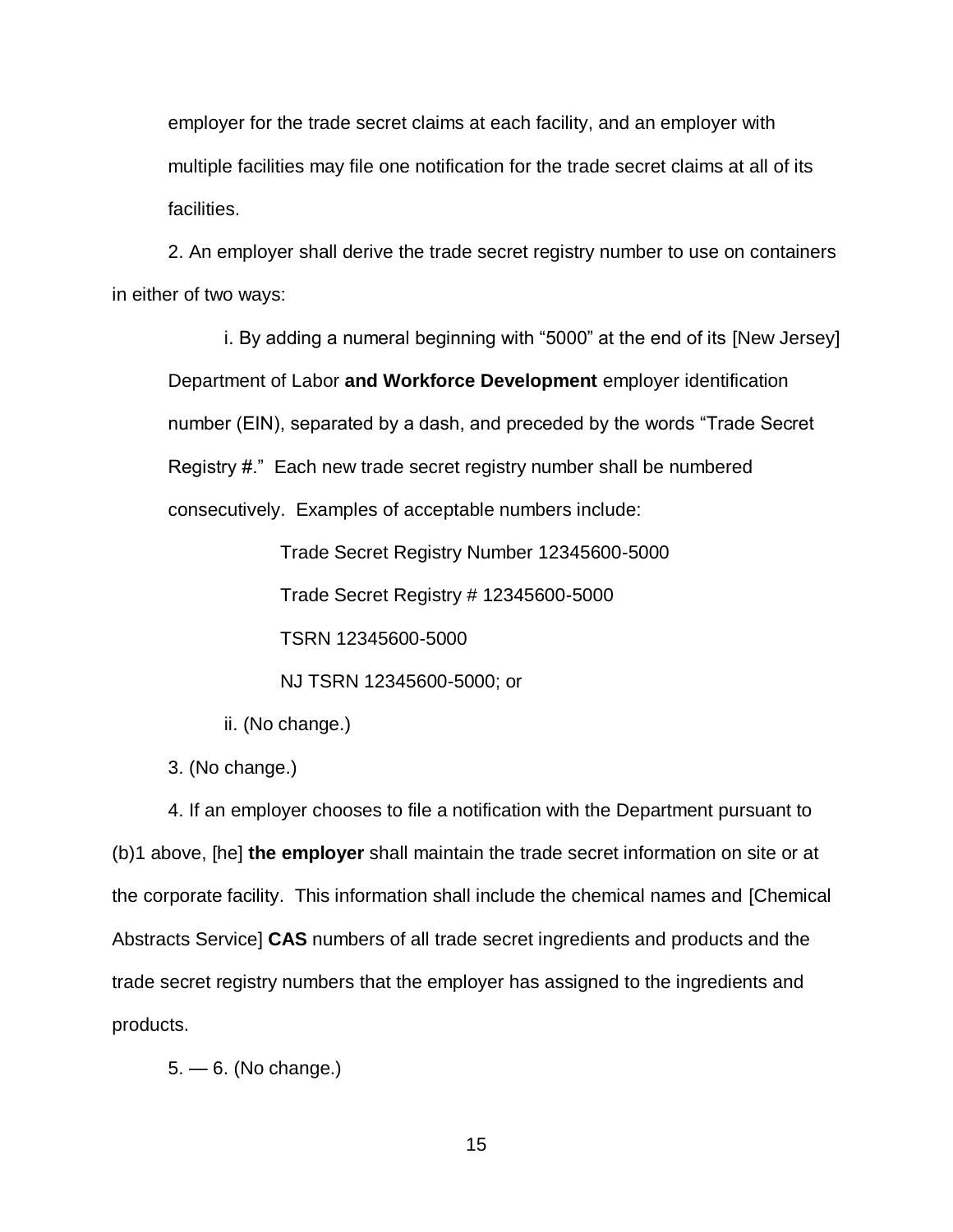employer for the trade secret claims at each facility, and an employer with multiple facilities may file one notification for the trade secret claims at all of its facilities.

2. An employer shall derive the trade secret registry number to use on containers in either of two ways:

i. By adding a numeral beginning with "5000" at the end of its [New Jersey] Department of Labor **and Workforce Development** employer identification number (EIN), separated by a dash, and preceded by the words "Trade Secret Registry #." Each new trade secret registry number shall be numbered consecutively. Examples of acceptable numbers include:

Trade Secret Registry Number 12345600-5000

Trade Secret Registry # 12345600-5000

TSRN 12345600-5000

NJ TSRN 12345600-5000; or

ii. (No change.)

3. (No change.)

4. If an employer chooses to file a notification with the Department pursuant to (b)1 above, [he] **the employer** shall maintain the trade secret information on site or at the corporate facility. This information shall include the chemical names and [Chemical Abstracts Service] **CAS** numbers of all trade secret ingredients and products and the trade secret registry numbers that the employer has assigned to the ingredients and products.

5. — 6. (No change.)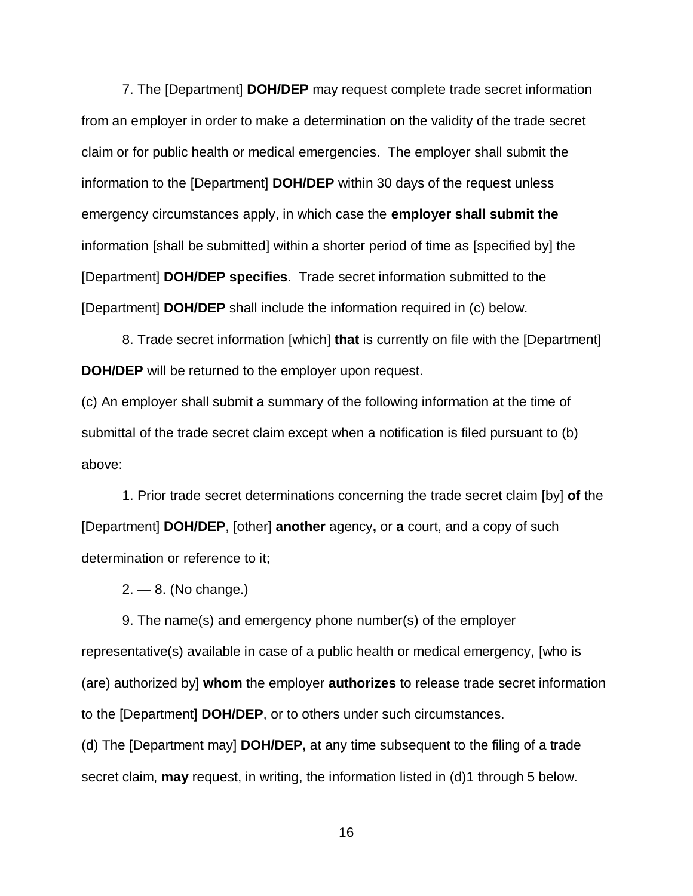7. The [Department] **DOH/DEP** may request complete trade secret information from an employer in order to make a determination on the validity of the trade secret claim or for public health or medical emergencies. The employer shall submit the information to the [Department] **DOH/DEP** within 30 days of the request unless emergency circumstances apply, in which case the **employer shall submit the** information [shall be submitted] within a shorter period of time as [specified by] the [Department] **DOH/DEP specifies**. Trade secret information submitted to the [Department] **DOH/DEP** shall include the information required in (c) below.

8. Trade secret information [which] **that** is currently on file with the [Department] **DOH/DEP** will be returned to the employer upon request.

(c) An employer shall submit a summary of the following information at the time of submittal of the trade secret claim except when a notification is filed pursuant to (b) above:

1. Prior trade secret determinations concerning the trade secret claim [by] **of** the [Department] **DOH/DEP**, [other] **another** agency**,** or **a** court, and a copy of such determination or reference to it;

2. — 8. (No change.)

9. The name(s) and emergency phone number(s) of the employer representative(s) available in case of a public health or medical emergency, [who is (are) authorized by] **whom** the employer **authorizes** to release trade secret information to the [Department] **DOH/DEP**, or to others under such circumstances.

(d) The [Department may] **DOH/DEP,** at any time subsequent to the filing of a trade secret claim, **may** request, in writing, the information listed in (d)1 through 5 below.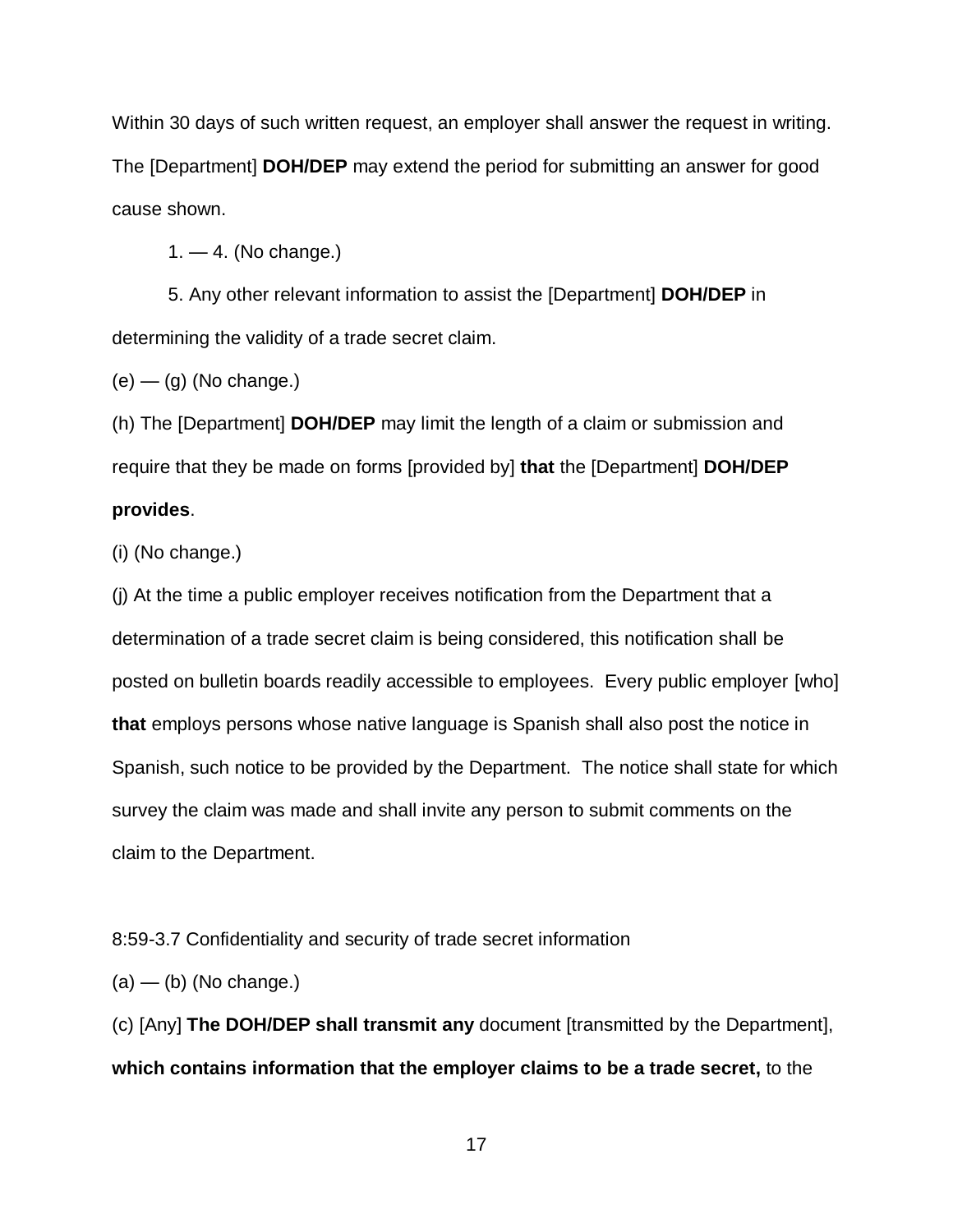Within 30 days of such written request, an employer shall answer the request in writing. The [Department] **DOH/DEP** may extend the period for submitting an answer for good cause shown.

1. — 4. (No change.)

5. Any other relevant information to assist the [Department] **DOH/DEP** in determining the validity of a trade secret claim.

(e) — (g) (No change.)

(h) The [Department] **DOH/DEP** may limit the length of a claim or submission and require that they be made on forms [provided by] **that** the [Department] **DOH/DEP provides**.

(i) (No change.)

(j) At the time a public employer receives notification from the Department that a determination of a trade secret claim is being considered, this notification shall be posted on bulletin boards readily accessible to employees. Every public employer [who] **that** employs persons whose native language is Spanish shall also post the notice in Spanish, such notice to be provided by the Department. The notice shall state for which survey the claim was made and shall invite any person to submit comments on the claim to the Department.

8:59-3.7 Confidentiality and security of trade secret information

(a) — (b) (No change.)

(c) [Any] **The DOH/DEP shall transmit any** document [transmitted by the Department], **which contains information that the employer claims to be a trade secret,** to the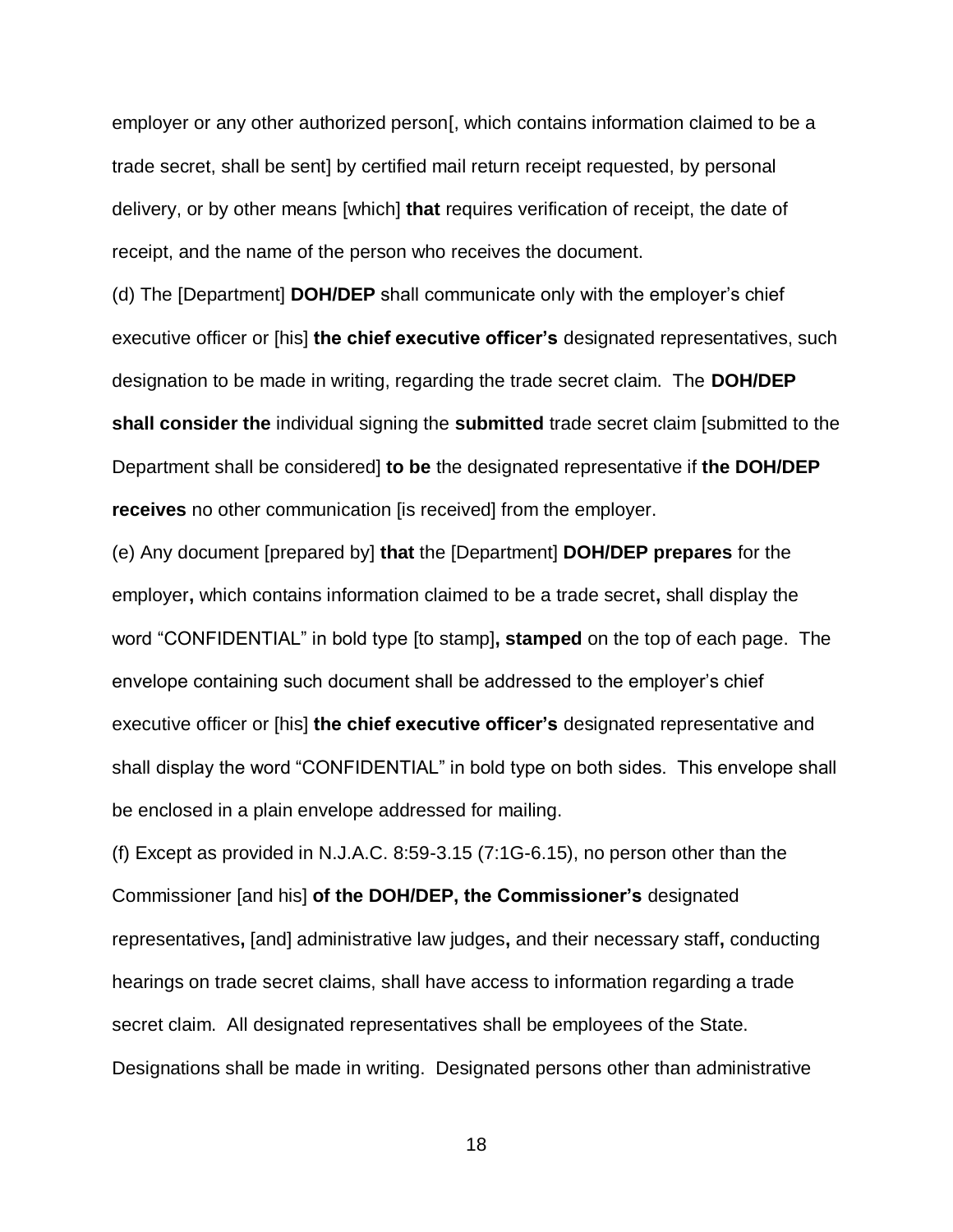employer or any other authorized person[, which contains information claimed to be a trade secret, shall be sent] by certified mail return receipt requested, by personal delivery, or by other means [which] **that** requires verification of receipt, the date of receipt, and the name of the person who receives the document.

(d) The [Department] **DOH/DEP** shall communicate only with the employer's chief executive officer or [his] **the chief executive officer's** designated representatives, such designation to be made in writing, regarding the trade secret claim. The **DOH/DEP shall consider the** individual signing the **submitted** trade secret claim [submitted to the Department shall be considered] **to be** the designated representative if **the DOH/DEP receives** no other communication [is received] from the employer.

(e) Any document [prepared by] **that** the [Department] **DOH/DEP prepares** for the employer**,** which contains information claimed to be a trade secret**,** shall display the word "CONFIDENTIAL" in bold type [to stamp]**, stamped** on the top of each page. The envelope containing such document shall be addressed to the employer's chief executive officer or [his] **the chief executive officer's** designated representative and shall display the word "CONFIDENTIAL" in bold type on both sides. This envelope shall be enclosed in a plain envelope addressed for mailing.

(f) Except as provided in N.J.A.C. 8:59-3.15 (7:1G-6.15), no person other than the Commissioner [and his] **of the DOH/DEP, the Commissioner's** designated representatives**,** [and] administrative law judges**,** and their necessary staff**,** conducting hearings on trade secret claims, shall have access to information regarding a trade secret claim. All designated representatives shall be employees of the State. Designations shall be made in writing. Designated persons other than administrative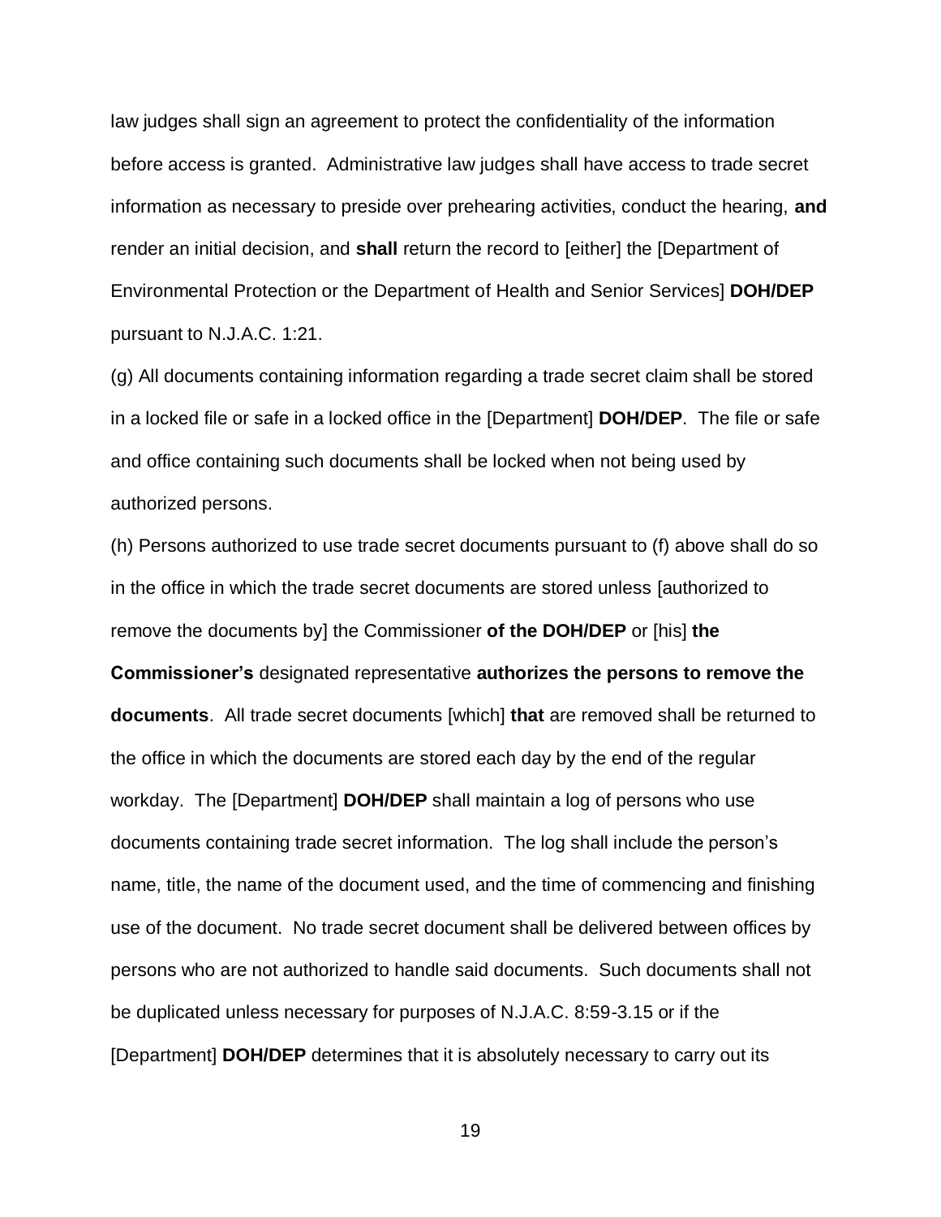law judges shall sign an agreement to protect the confidentiality of the information before access is granted. Administrative law judges shall have access to trade secret information as necessary to preside over prehearing activities, conduct the hearing, **and** render an initial decision, and **shall** return the record to [either] the [Department of Environmental Protection or the Department of Health and Senior Services] **DOH/DEP** pursuant to N.J.A.C. 1:21.

(g) All documents containing information regarding a trade secret claim shall be stored in a locked file or safe in a locked office in the [Department] **DOH/DEP**. The file or safe and office containing such documents shall be locked when not being used by authorized persons.

(h) Persons authorized to use trade secret documents pursuant to (f) above shall do so in the office in which the trade secret documents are stored unless [authorized to remove the documents by] the Commissioner **of the DOH/DEP** or [his] **the Commissioner's** designated representative **authorizes the persons to remove the documents**. All trade secret documents [which] **that** are removed shall be returned to the office in which the documents are stored each day by the end of the regular workday. The [Department] **DOH/DEP** shall maintain a log of persons who use documents containing trade secret information. The log shall include the person's name, title, the name of the document used, and the time of commencing and finishing use of the document. No trade secret document shall be delivered between offices by persons who are not authorized to handle said documents. Such documents shall not be duplicated unless necessary for purposes of N.J.A.C. 8:59-3.15 or if the [Department] **DOH/DEP** determines that it is absolutely necessary to carry out its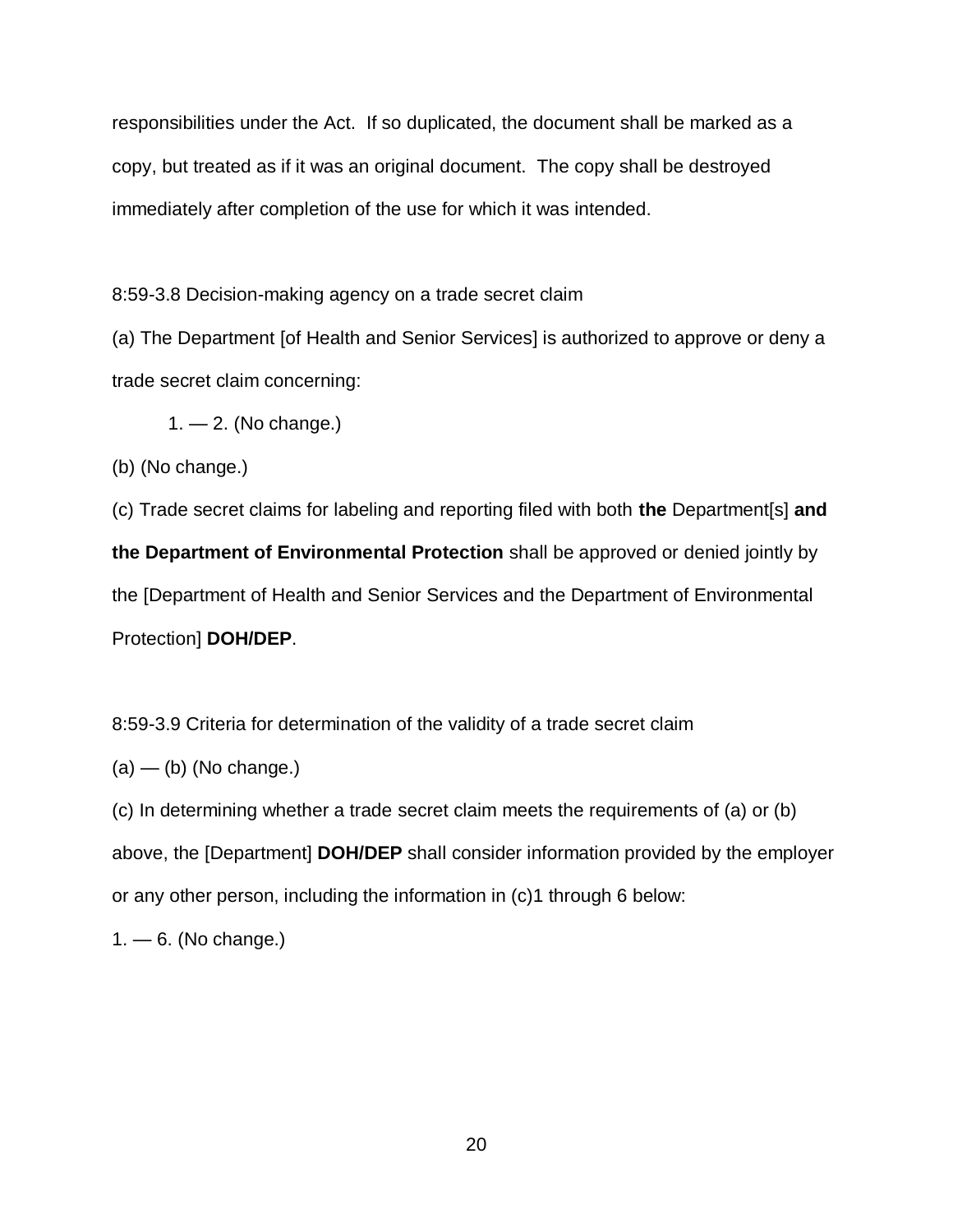responsibilities under the Act. If so duplicated, the document shall be marked as a copy, but treated as if it was an original document. The copy shall be destroyed immediately after completion of the use for which it was intended.

8:59-3.8 Decision-making agency on a trade secret claim

(a) The Department [of Health and Senior Services] is authorized to approve or deny a trade secret claim concerning:

1. — 2. (No change.)

(b) (No change.)

(c) Trade secret claims for labeling and reporting filed with both **the** Department[s] **and the Department of Environmental Protection** shall be approved or denied jointly by the [Department of Health and Senior Services and the Department of Environmental Protection] **DOH/DEP**.

8:59-3.9 Criteria for determination of the validity of a trade secret claim

(a) — (b) (No change.)

(c) In determining whether a trade secret claim meets the requirements of (a) or (b) above, the [Department] **DOH/DEP** shall consider information provided by the employer or any other person, including the information in (c)1 through 6 below:

1. — 6. (No change.)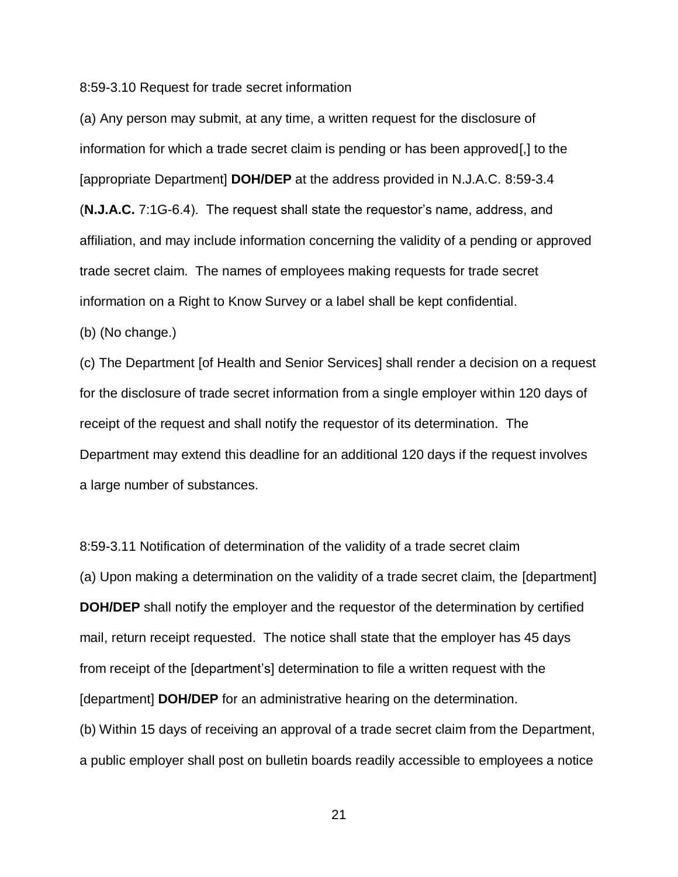8:59-3.10 Request for trade secret information

(a) Any person may submit, at any time, a written request for the disclosure of information for which a trade secret claim is pending or has been approved[,] to the [appropriate Department] **DOH/DEP** at the address provided in N.J.A.C. 8:59-3.4 (**N.J.A.C.** 7:1G-6.4). The request shall state the requestor's name, address, and affiliation, and may include information concerning the validity of a pending or approved trade secret claim. The names of employees making requests for trade secret information on a Right to Know Survey or a label shall be kept confidential.

(b) (No change.)

(c) The Department [of Health and Senior Services] shall render a decision on a request for the disclosure of trade secret information from a single employer within 120 days of receipt of the request and shall notify the requestor of its determination. The Department may extend this deadline for an additional 120 days if the request involves a large number of substances.

8:59-3.11 Notification of determination of the validity of a trade secret claim

(a) Upon making a determination on the validity of a trade secret claim, the [department] **DOH/DEP** shall notify the employer and the requestor of the determination by certified mail, return receipt requested. The notice shall state that the employer has 45 days from receipt of the [department's] determination to file a written request with the [department] **DOH/DEP** for an administrative hearing on the determination.

(b) Within 15 days of receiving an approval of a trade secret claim from the Department, a public employer shall post on bulletin boards readily accessible to employees a notice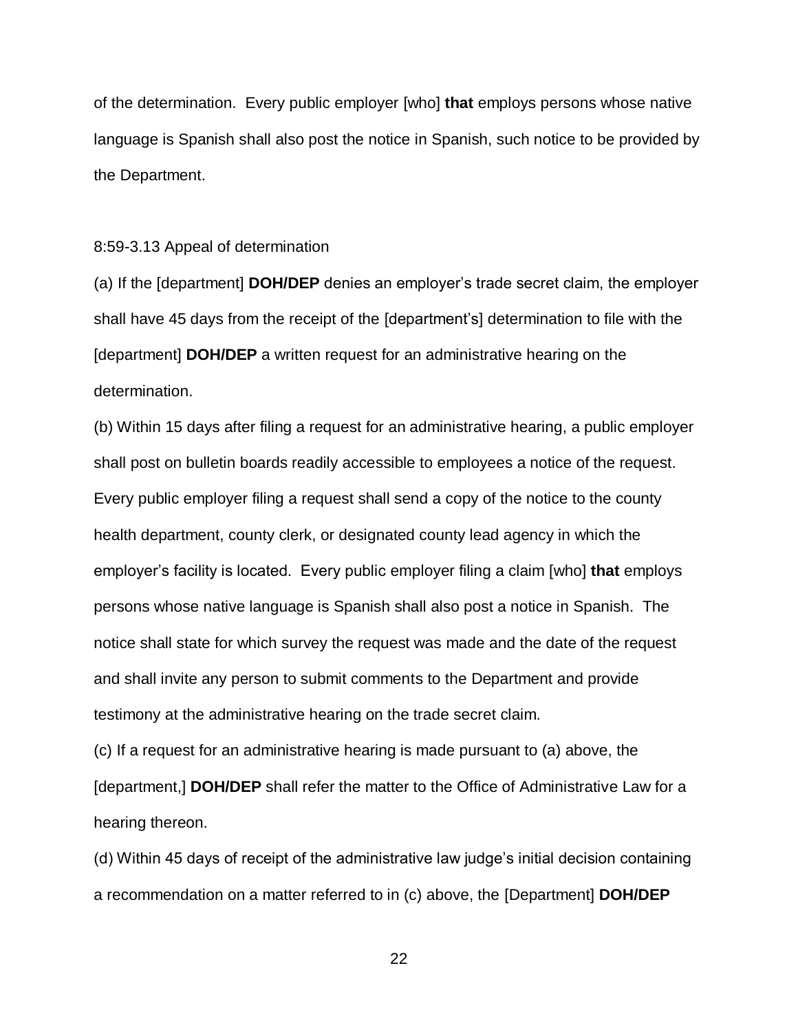of the determination. Every public employer [who] **that** employs persons whose native language is Spanish shall also post the notice in Spanish, such notice to be provided by the Department.

8:59-3.13 Appeal of determination

(a) If the [department] **DOH/DEP** denies an employer's trade secret claim, the employer shall have 45 days from the receipt of the [department's] determination to file with the [department] **DOH/DEP** a written request for an administrative hearing on the determination.

(b) Within 15 days after filing a request for an administrative hearing, a public employer shall post on bulletin boards readily accessible to employees a notice of the request. Every public employer filing a request shall send a copy of the notice to the county health department, county clerk, or designated county lead agency in which the employer's facility is located. Every public employer filing a claim [who] **that** employs persons whose native language is Spanish shall also post a notice in Spanish. The notice shall state for which survey the request was made and the date of the request and shall invite any person to submit comments to the Department and provide testimony at the administrative hearing on the trade secret claim.

(c) If a request for an administrative hearing is made pursuant to (a) above, the [department,] **DOH/DEP** shall refer the matter to the Office of Administrative Law for a hearing thereon.

(d) Within 45 days of receipt of the administrative law judge's initial decision containing a recommendation on a matter referred to in (c) above, the [Department] **DOH/DEP**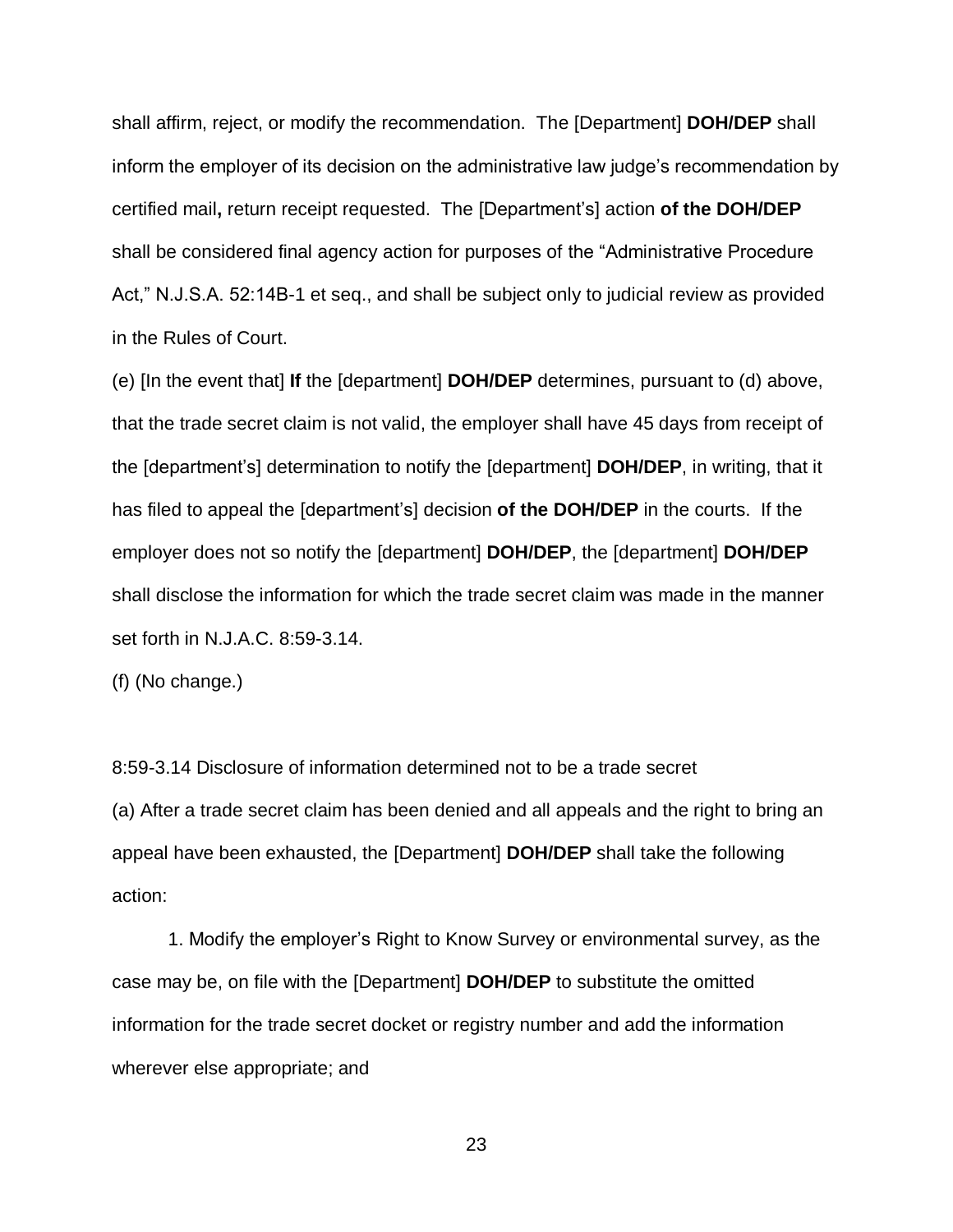shall affirm, reject, or modify the recommendation. The [Department] **DOH/DEP** shall inform the employer of its decision on the administrative law judge's recommendation by certified mail**,** return receipt requested. The [Department's] action **of the DOH/DEP** shall be considered final agency action for purposes of the "Administrative Procedure Act," N.J.S.A. 52:14B-1 et seq., and shall be subject only to judicial review as provided in the Rules of Court.

(e) [In the event that] **If** the [department] **DOH/DEP** determines, pursuant to (d) above, that the trade secret claim is not valid, the employer shall have 45 days from receipt of the [department's] determination to notify the [department] **DOH/DEP**, in writing, that it has filed to appeal the [department's] decision **of the DOH/DEP** in the courts. If the employer does not so notify the [department] **DOH/DEP**, the [department] **DOH/DEP** shall disclose the information for which the trade secret claim was made in the manner set forth in N.J.A.C. 8:59-3.14.

(f) (No change.)

8:59-3.14 Disclosure of information determined not to be a trade secret

(a) After a trade secret claim has been denied and all appeals and the right to bring an appeal have been exhausted, the [Department] **DOH/DEP** shall take the following action:

1. Modify the employer's Right to Know Survey or environmental survey, as the case may be, on file with the [Department] **DOH/DEP** to substitute the omitted information for the trade secret docket or registry number and add the information wherever else appropriate; and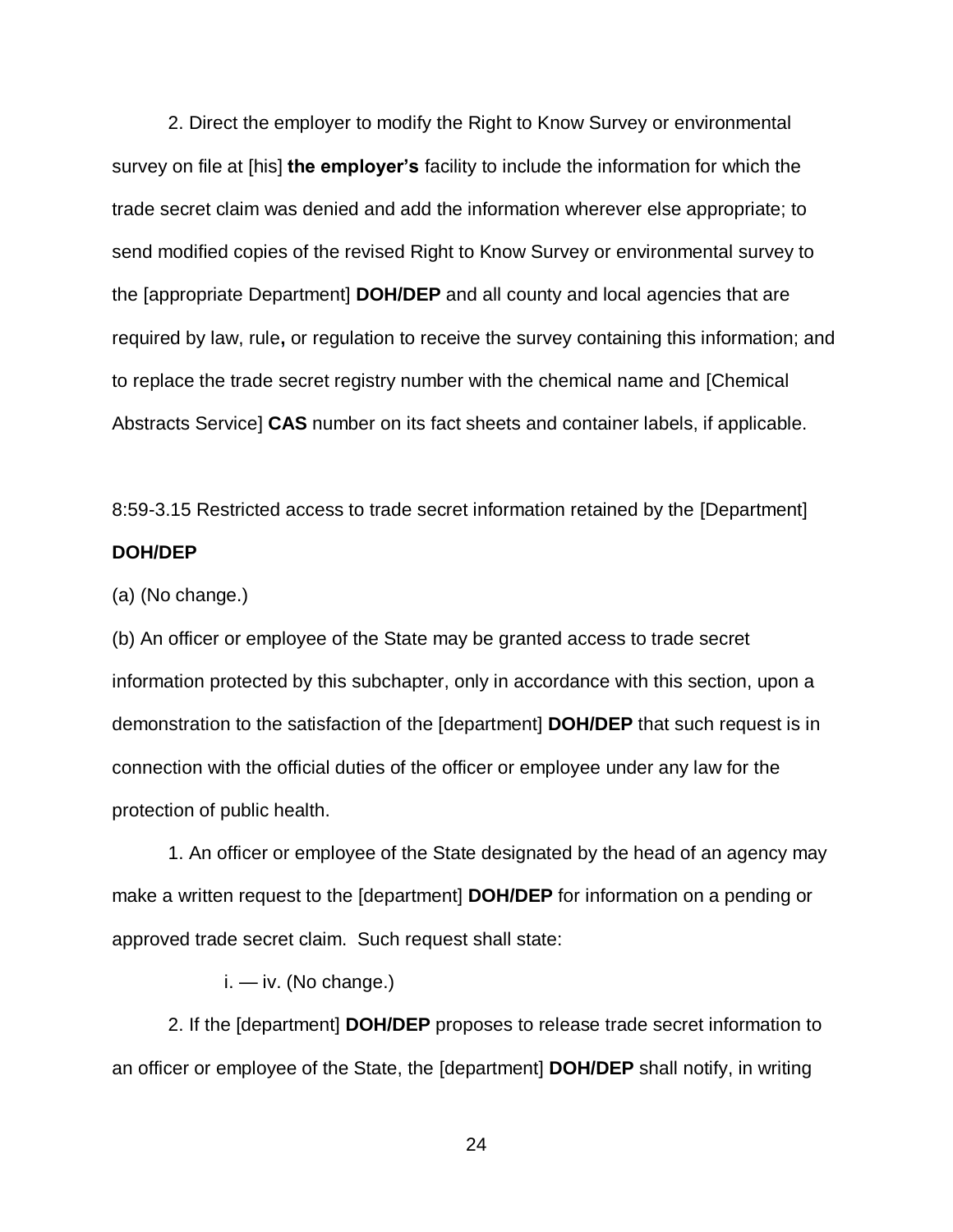2. Direct the employer to modify the Right to Know Survey or environmental survey on file at [his] **the employer's** facility to include the information for which the trade secret claim was denied and add the information wherever else appropriate; to send modified copies of the revised Right to Know Survey or environmental survey to the [appropriate Department] **DOH/DEP** and all county and local agencies that are required by law, rule**,** or regulation to receive the survey containing this information; and to replace the trade secret registry number with the chemical name and [Chemical Abstracts Service] **CAS** number on its fact sheets and container labels, if applicable.

8:59-3.15 Restricted access to trade secret information retained by the [Department] **DOH/DEP**

(a) (No change.)

(b) An officer or employee of the State may be granted access to trade secret information protected by this subchapter, only in accordance with this section, upon a demonstration to the satisfaction of the [department] **DOH/DEP** that such request is in connection with the official duties of the officer or employee under any law for the protection of public health.

1. An officer or employee of the State designated by the head of an agency may make a written request to the [department] **DOH/DEP** for information on a pending or approved trade secret claim. Such request shall state:

i. — iv. (No change.)

2. If the [department] **DOH/DEP** proposes to release trade secret information to an officer or employee of the State, the [department] **DOH/DEP** shall notify, in writing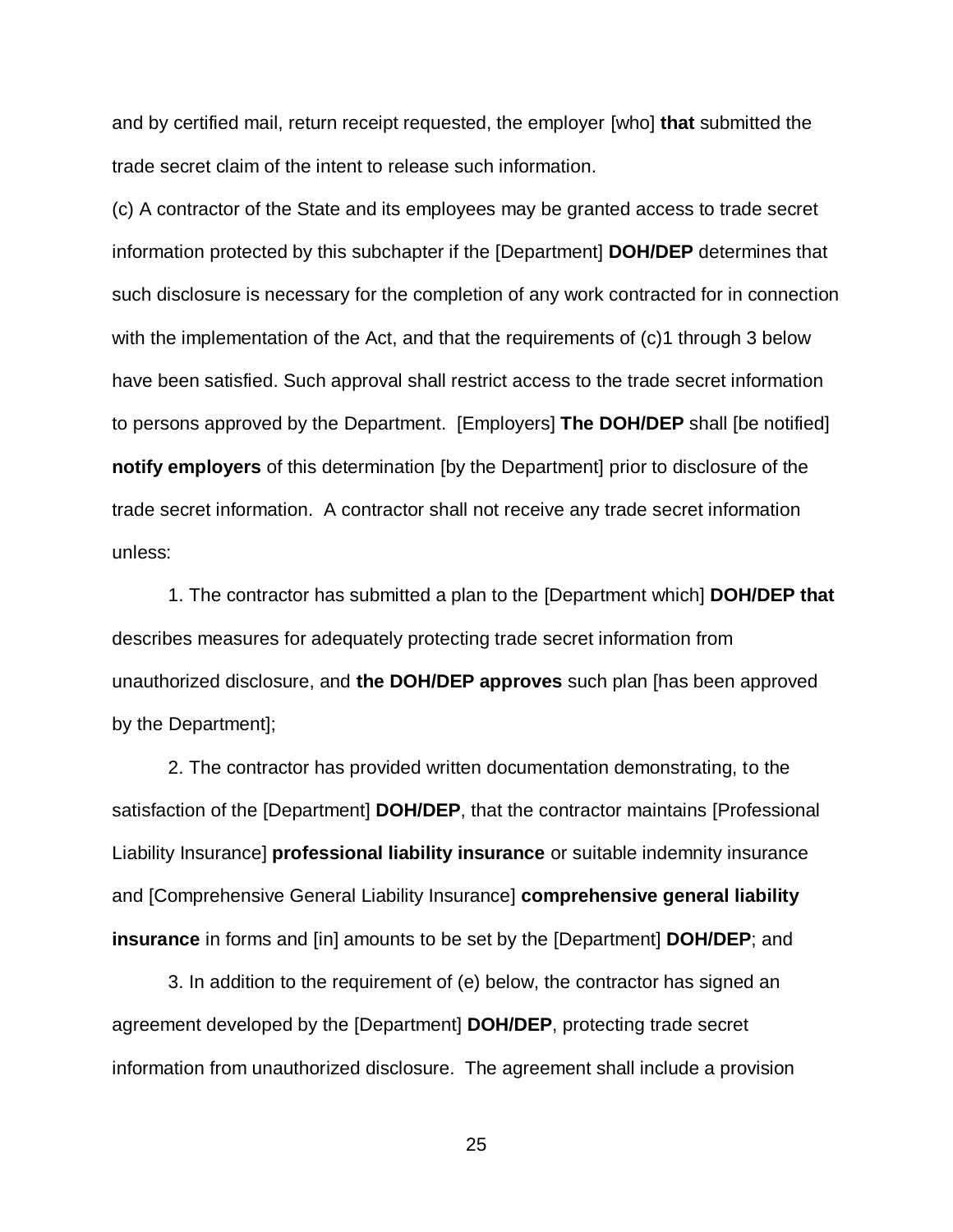and by certified mail, return receipt requested, the employer [who] **that** submitted the trade secret claim of the intent to release such information.

(c) A contractor of the State and its employees may be granted access to trade secret information protected by this subchapter if the [Department] **DOH/DEP** determines that such disclosure is necessary for the completion of any work contracted for in connection with the implementation of the Act, and that the requirements of (c)1 through 3 below have been satisfied. Such approval shall restrict access to the trade secret information to persons approved by the Department. [Employers] **The DOH/DEP** shall [be notified] **notify employers** of this determination [by the Department] prior to disclosure of the trade secret information. A contractor shall not receive any trade secret information unless:

1. The contractor has submitted a plan to the [Department which] **DOH/DEP that** describes measures for adequately protecting trade secret information from unauthorized disclosure, and **the DOH/DEP approves** such plan [has been approved by the Department];

2. The contractor has provided written documentation demonstrating, to the satisfaction of the [Department] **DOH/DEP**, that the contractor maintains [Professional Liability Insurance] **professional liability insurance** or suitable indemnity insurance and [Comprehensive General Liability Insurance] **comprehensive general liability insurance** in forms and [in] amounts to be set by the [Department] **DOH/DEP**; and

3. In addition to the requirement of (e) below, the contractor has signed an agreement developed by the [Department] **DOH/DEP**, protecting trade secret information from unauthorized disclosure. The agreement shall include a provision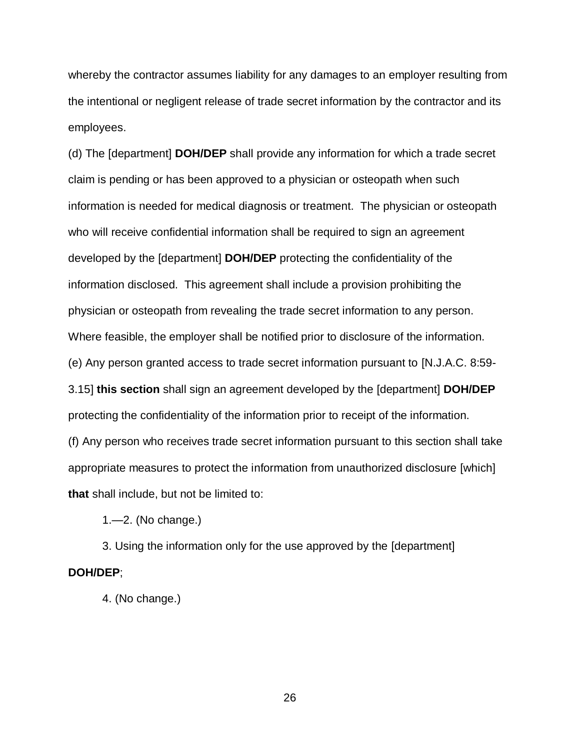whereby the contractor assumes liability for any damages to an employer resulting from the intentional or negligent release of trade secret information by the contractor and its employees.

(d) The [department] **DOH/DEP** shall provide any information for which a trade secret claim is pending or has been approved to a physician or osteopath when such information is needed for medical diagnosis or treatment. The physician or osteopath who will receive confidential information shall be required to sign an agreement developed by the [department] **DOH/DEP** protecting the confidentiality of the information disclosed. This agreement shall include a provision prohibiting the physician or osteopath from revealing the trade secret information to any person. Where feasible, the employer shall be notified prior to disclosure of the information.

(e) Any person granted access to trade secret information pursuant to [N.J.A.C. 8:59-3.15] **this section** shall sign an agreement developed by the [department] **DOH/DEP** protecting the confidentiality of the information prior to receipt of the information.

(f) Any person who receives trade secret information pursuant to this section shall take appropriate measures to protect the information from unauthorized disclosure [which] **that** shall include, but not be limited to:

1.—2. (No change.)

3. Using the information only for the use approved by the [department] **DOH/DEP**;

4. (No change.)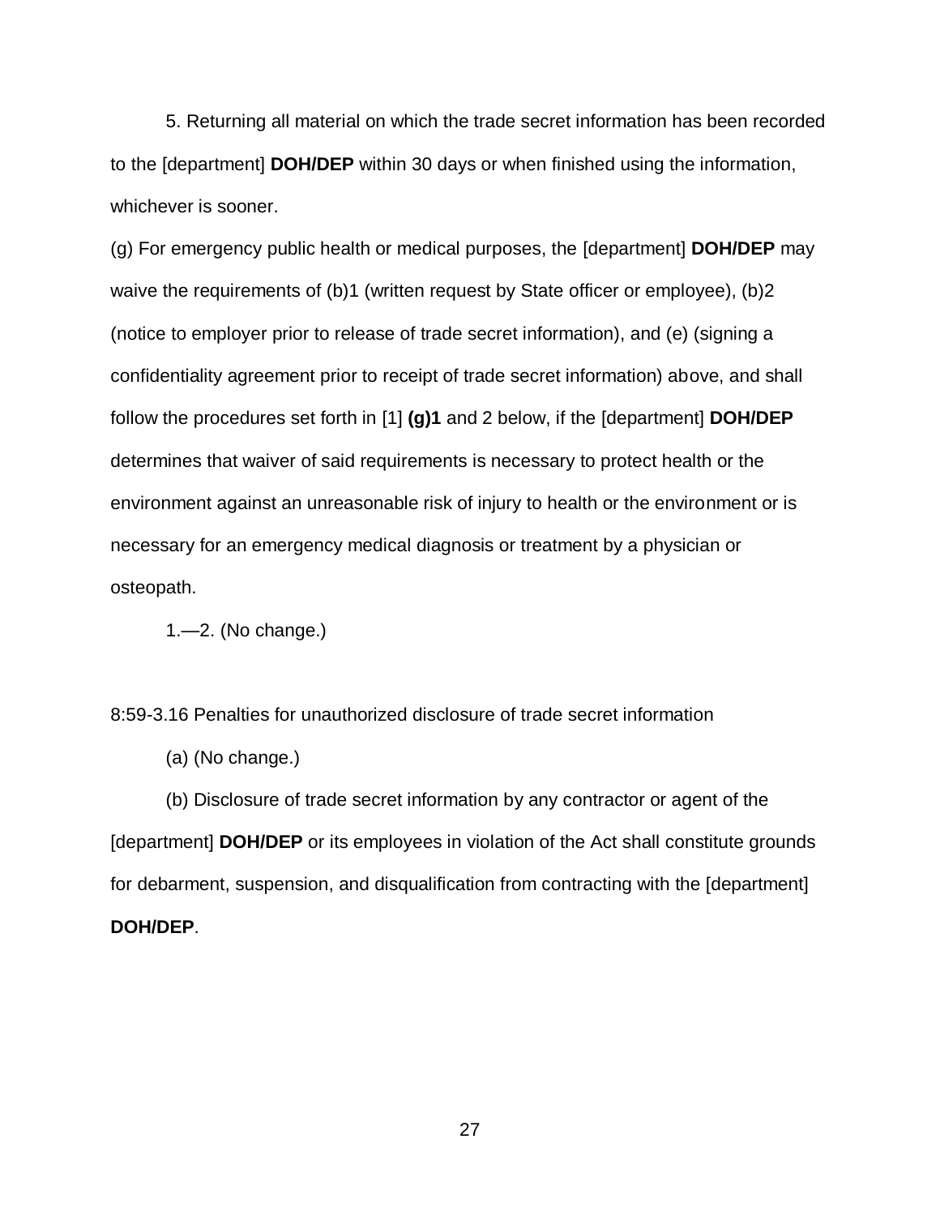5. Returning all material on which the trade secret information has been recorded to the [department] **DOH/DEP** within 30 days or when finished using the information, whichever is sooner.

(g) For emergency public health or medical purposes, the [department] **DOH/DEP** may waive the requirements of (b)1 (written request by State officer or employee), (b)2 (notice to employer prior to release of trade secret information), and (e) (signing a confidentiality agreement prior to receipt of trade secret information) above, and shall follow the procedures set forth in [1] **(g)1** and 2 below, if the [department] **DOH/DEP** determines that waiver of said requirements is necessary to protect health or the environment against an unreasonable risk of injury to health or the environment or is necessary for an emergency medical diagnosis or treatment by a physician or osteopath.

1.—2. (No change.)

8:59-3.16 Penalties for unauthorized disclosure of trade secret information

(a) (No change.)

(b) Disclosure of trade secret information by any contractor or agent of the [department] **DOH/DEP** or its employees in violation of the Act shall constitute grounds for debarment, suspension, and disqualification from contracting with the [department] **DOH/DEP**.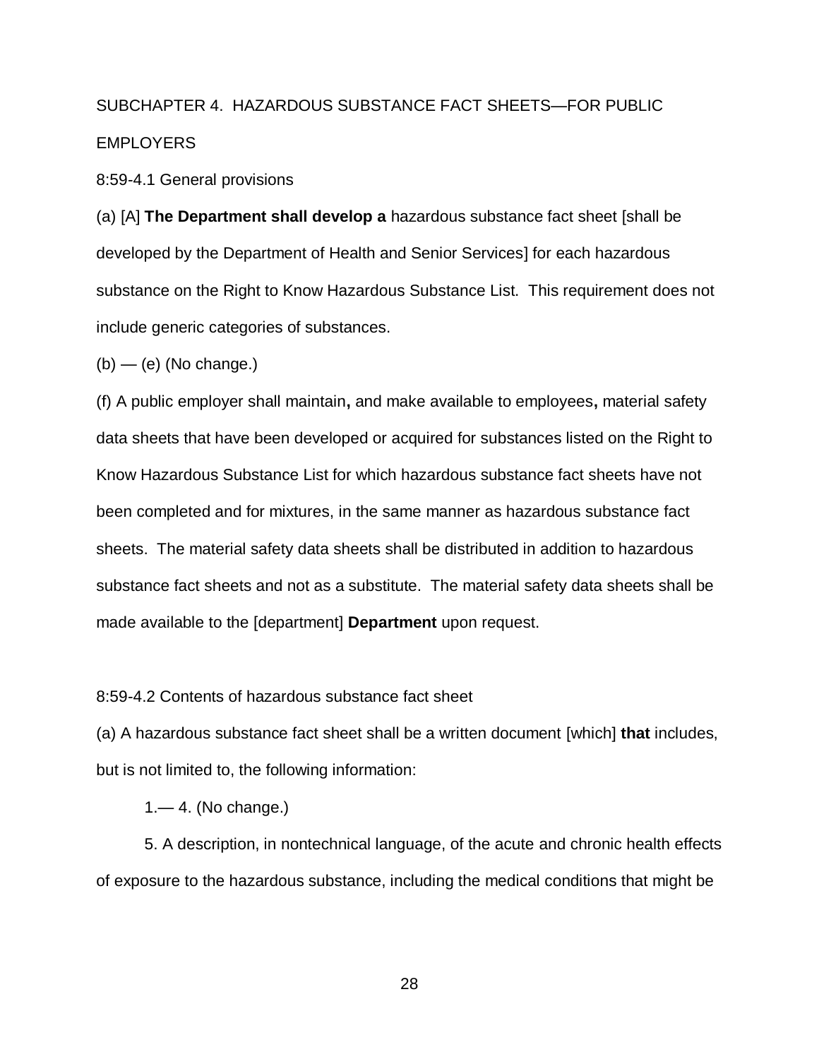SUBCHAPTER 4. HAZARDOUS SUBSTANCE FACT SHEETS—FOR PUBLIC EMPLOYERS

8:59-4.1 General provisions

(a) [A] **The Department shall develop a** hazardous substance fact sheet [shall be developed by the Department of Health and Senior Services] for each hazardous substance on the Right to Know Hazardous Substance List. This requirement does not include generic categories of substances.

(b) — (e) (No change.)

(f) A public employer shall maintain**,** and make available to employees**,** material safety data sheets that have been developed or acquired for substances listed on the Right to Know Hazardous Substance List for which hazardous substance fact sheets have not been completed and for mixtures, in the same manner as hazardous substance fact sheets. The material safety data sheets shall be distributed in addition to hazardous substance fact sheets and not as a substitute. The material safety data sheets shall be made available to the [department] **Department** upon request.

8:59-4.2 Contents of hazardous substance fact sheet

(a) A hazardous substance fact sheet shall be a written document [which] **that** includes, but is not limited to, the following information:

1.— 4. (No change.)

5. A description, in nontechnical language, of the acute and chronic health effects of exposure to the hazardous substance, including the medical conditions that might be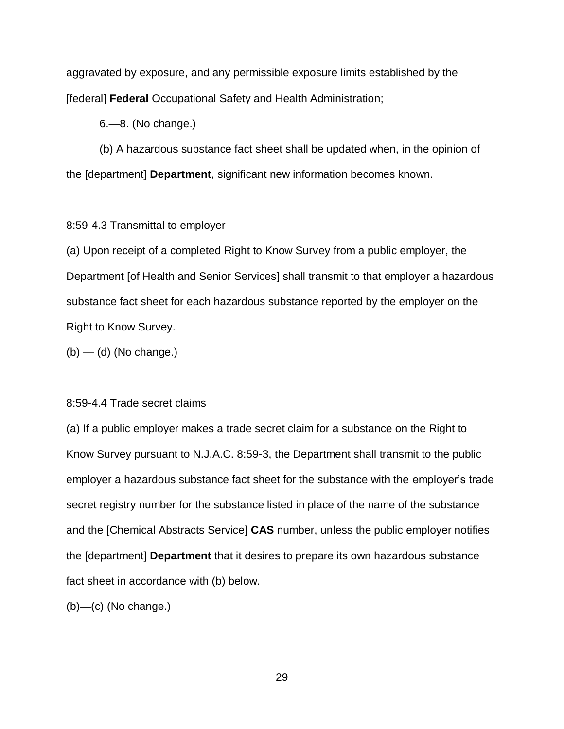aggravated by exposure, and any permissible exposure limits established by the [federal] **Federal** Occupational Safety and Health Administration;

6.—8. (No change.)

(b) A hazardous substance fact sheet shall be updated when, in the opinion of the [department] **Department**, significant new information becomes known.

8:59-4.3 Transmittal to employer

(a) Upon receipt of a completed Right to Know Survey from a public employer, the Department [of Health and Senior Services] shall transmit to that employer a hazardous substance fact sheet for each hazardous substance reported by the employer on the Right to Know Survey.

(b) — (d) (No change.)

8:59-4.4 Trade secret claims

(a) If a public employer makes a trade secret claim for a substance on the Right to Know Survey pursuant to N.J.A.C. 8:59-3, the Department shall transmit to the public employer a hazardous substance fact sheet for the substance with the employer's trade secret registry number for the substance listed in place of the name of the substance and the [Chemical Abstracts Service] **CAS** number, unless the public employer notifies the [department] **Department** that it desires to prepare its own hazardous substance fact sheet in accordance with (b) below.

(b)—(c) (No change.)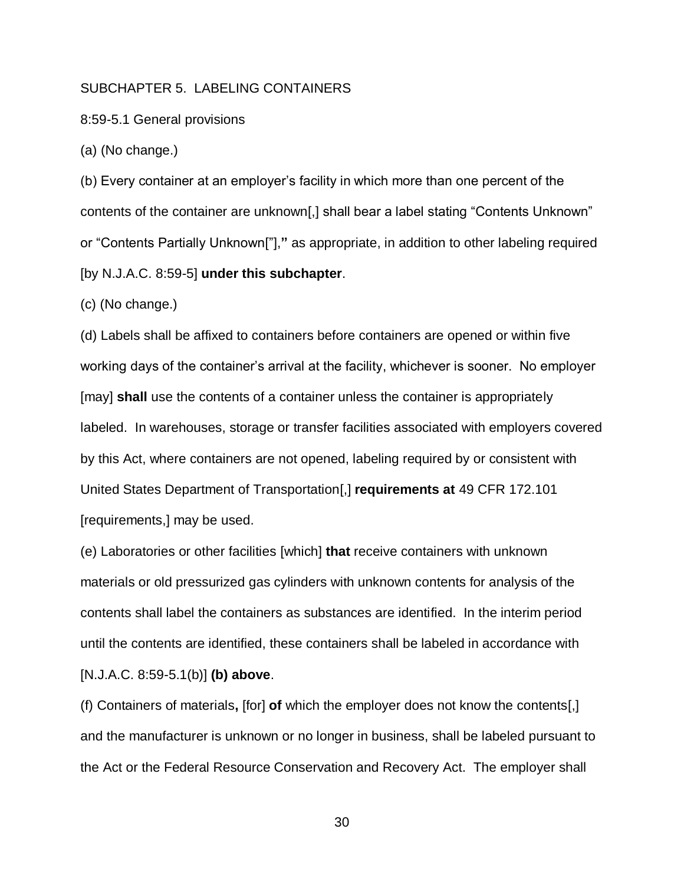SUBCHAPTER 5. LABELING CONTAINERS

8:59-5.1 General provisions

(a) (No change.)

(b) Every container at an employer's facility in which more than one percent of the contents of the container are unknown[,] shall bear a label stating "Contents Unknown" or "Contents Partially Unknown["],**"** as appropriate, in addition to other labeling required [by N.J.A.C. 8:59-5] **under this subchapter**.

(c) (No change.)

(d) Labels shall be affixed to containers before containers are opened or within five working days of the container's arrival at the facility, whichever is sooner. No employer [may] **shall** use the contents of a container unless the container is appropriately labeled. In warehouses, storage or transfer facilities associated with employers covered by this Act, where containers are not opened, labeling required by or consistent with United States Department of Transportation[,] **requirements at** 49 CFR 172.101 [requirements,] may be used.

(e) Laboratories or other facilities [which] **that** receive containers with unknown materials or old pressurized gas cylinders with unknown contents for analysis of the contents shall label the containers as substances are identified. In the interim period until the contents are identified, these containers shall be labeled in accordance with [N.J.A.C. 8:59-5.1(b)] **(b) above**.

(f) Containers of materials**,** [for] **of** which the employer does not know the contents[,] and the manufacturer is unknown or no longer in business, shall be labeled pursuant to the Act or the Federal Resource Conservation and Recovery Act. The employer shall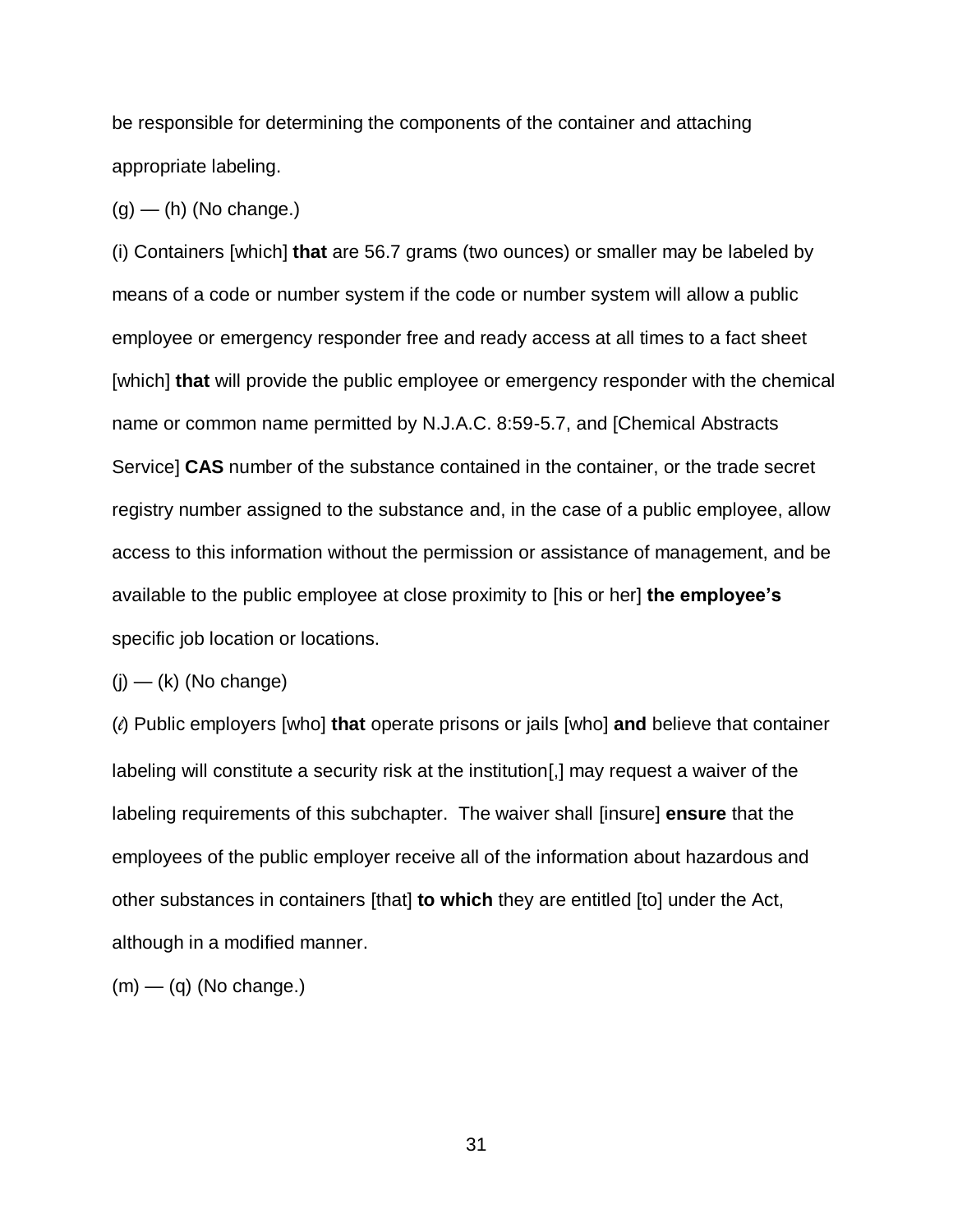be responsible for determining the components of the container and attaching appropriate labeling.

(g) — (h) (No change.)

(i) Containers [which] **that** are 56.7 grams (two ounces) or smaller may be labeled by means of a code or number system if the code or number system will allow a public employee or emergency responder free and ready access at all times to a fact sheet [which] **that** will provide the public employee or emergency responder with the chemical name or common name permitted by N.J.A.C. 8:59-5.7, and [Chemical Abstracts Service] **CAS** number of the substance contained in the container, or the trade secret registry number assigned to the substance and, in the case of a public employee, allow access to this information without the permission or assistance of management, and be available to the public employee at close proximity to [his or her] **the employee's** specific job location or locations.

(j) — (k) (No change)

(*l*) Public employers [who] **that** operate prisons or jails [who] **and** believe that container labeling will constitute a security risk at the institution[,] may request a waiver of the labeling requirements of this subchapter. The waiver shall [insure] **ensure** that the employees of the public employer receive all of the information about hazardous and other substances in containers [that] **to which** they are entitled [to] under the Act, although in a modified manner.

(m) — (q) (No change.)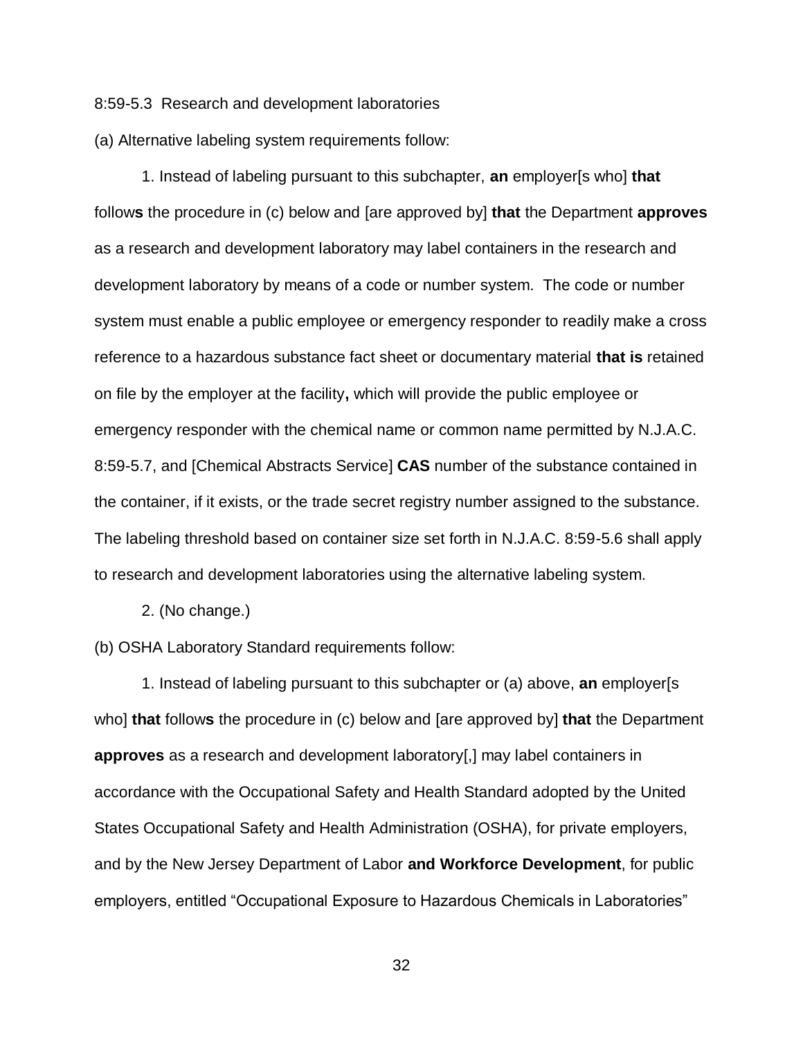8:59-5.3 Research and development laboratories

(a) Alternative labeling system requirements follow:

1. Instead of labeling pursuant to this subchapter, **an** employer[s who] **that** follow**s** the procedure in (c) below and [are approved by] **that** the Department **approves** as a research and development laboratory may label containers in the research and development laboratory by means of a code or number system. The code or number system must enable a public employee or emergency responder to readily make a cross reference to a hazardous substance fact sheet or documentary material **that is** retained on file by the employer at the facility**,** which will provide the public employee or emergency responder with the chemical name or common name permitted by N.J.A.C. 8:59-5.7, and [Chemical Abstracts Service] **CAS** number of the substance contained in the container, if it exists, or the trade secret registry number assigned to the substance. The labeling threshold based on container size set forth in N.J.A.C. 8:59-5.6 shall apply to research and development laboratories using the alternative labeling system.

2. (No change.)

(b) OSHA Laboratory Standard requirements follow:

1. Instead of labeling pursuant to this subchapter or (a) above, **an** employer[s who] **that** follow**s** the procedure in (c) below and [are approved by] **that** the Department **approves** as a research and development laboratory[,] may label containers in accordance with the Occupational Safety and Health Standard adopted by the United States Occupational Safety and Health Administration (OSHA), for private employers, and by the New Jersey Department of Labor **and Workforce Development**, for public employers, entitled "Occupational Exposure to Hazardous Chemicals in Laboratories"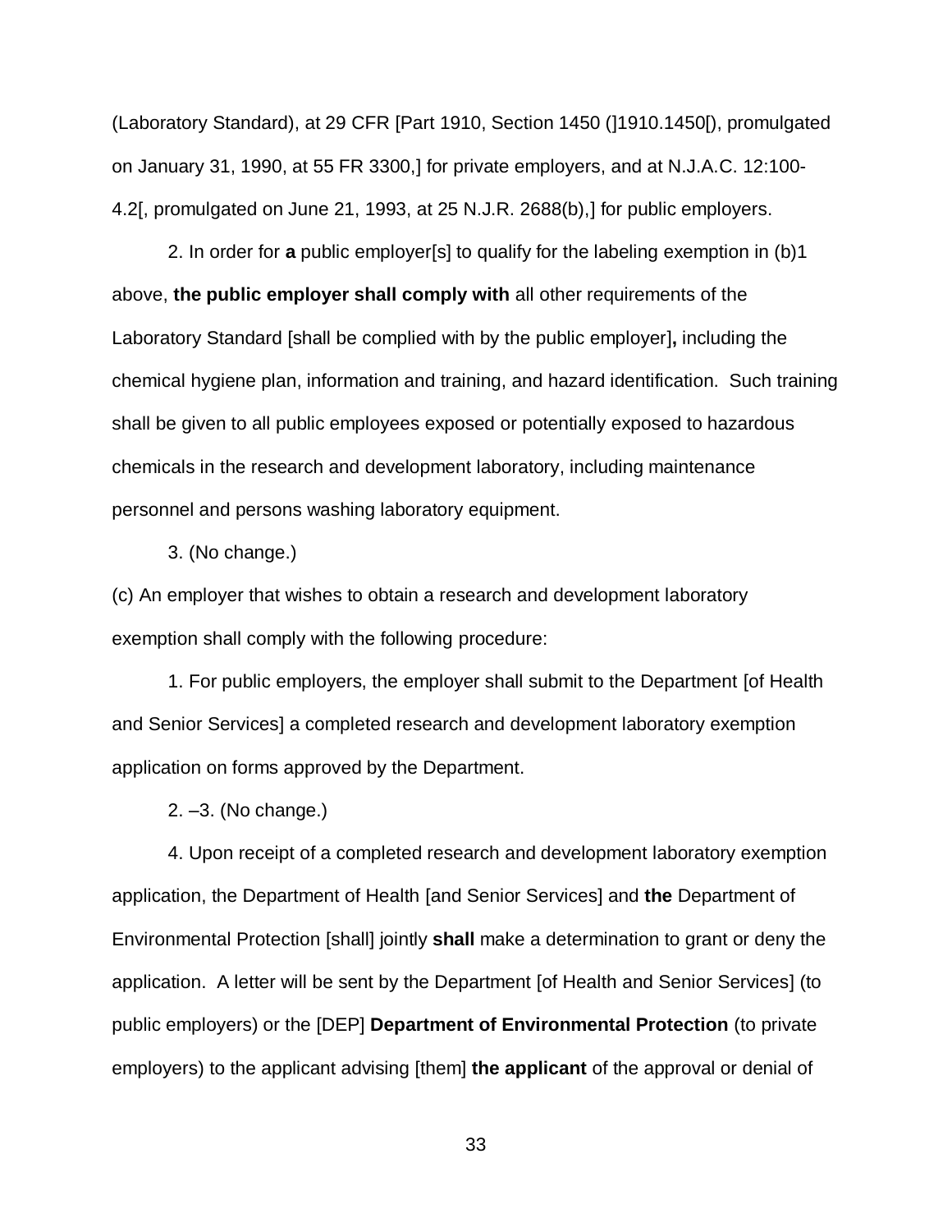(Laboratory Standard), at 29 CFR [Part 1910, Section 1450 (]1910.1450[), promulgated on January 31, 1990, at 55 FR 3300,] for private employers, and at N.J.A.C. 12:100-4.2[, promulgated on June 21, 1993, at 25 N.J.R. 2688(b),] for public employers.

2. In order for **a** public employer[s] to qualify for the labeling exemption in (b)1 above, **the public employer shall comply with** all other requirements of the Laboratory Standard [shall be complied with by the public employer]**,** including the chemical hygiene plan, information and training, and hazard identification. Such training shall be given to all public employees exposed or potentially exposed to hazardous chemicals in the research and development laboratory, including maintenance personnel and persons washing laboratory equipment.

3. (No change.)

(c) An employer that wishes to obtain a research and development laboratory exemption shall comply with the following procedure:

1. For public employers, the employer shall submit to the Department [of Health and Senior Services] a completed research and development laboratory exemption application on forms approved by the Department.

2. –3. (No change.)

4. Upon receipt of a completed research and development laboratory exemption application, the Department of Health [and Senior Services] and **the** Department of Environmental Protection [shall] jointly **shall** make a determination to grant or deny the application. A letter will be sent by the Department [of Health and Senior Services] (to public employers) or the [DEP] **Department of Environmental Protection** (to private employers) to the applicant advising [them] **the applicant** of the approval or denial of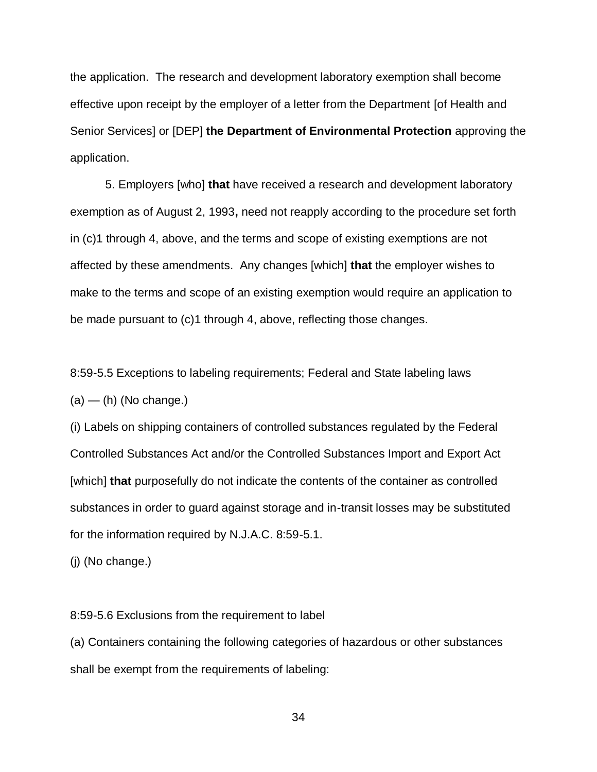the application. The research and development laboratory exemption shall become effective upon receipt by the employer of a letter from the Department [of Health and Senior Services] or [DEP] **the Department of Environmental Protection** approving the application.

5. Employers [who] **that** have received a research and development laboratory exemption as of August 2, 1993**,** need not reapply according to the procedure set forth in (c)1 through 4, above, and the terms and scope of existing exemptions are not affected by these amendments. Any changes [which] **that** the employer wishes to make to the terms and scope of an existing exemption would require an application to be made pursuant to (c)1 through 4, above, reflecting those changes.

8:59-5.5 Exceptions to labeling requirements; Federal and State labeling laws

(a) — (h) (No change.)

(i) Labels on shipping containers of controlled substances regulated by the Federal Controlled Substances Act and/or the Controlled Substances Import and Export Act [which] **that** purposefully do not indicate the contents of the container as controlled substances in order to guard against storage and in-transit losses may be substituted for the information required by N.J.A.C. 8:59-5.1.

(j) (No change.)

8:59-5.6 Exclusions from the requirement to label

(a) Containers containing the following categories of hazardous or other substances shall be exempt from the requirements of labeling: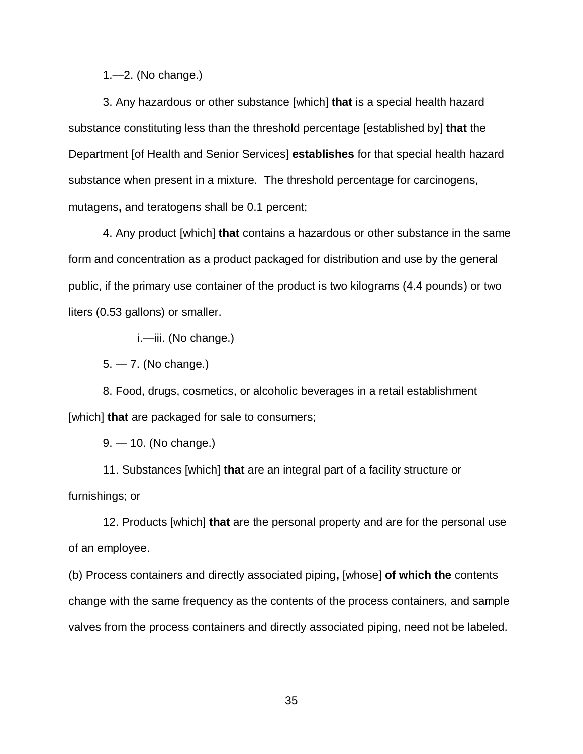1.—2. (No change.)

3. Any hazardous or other substance [which] **that** is a special health hazard substance constituting less than the threshold percentage [established by] **that** the Department [of Health and Senior Services] **establishes** for that special health hazard substance when present in a mixture.  The threshold percentage for carcinogens, mutagens**,** and teratogens shall be 0.1 percent;

4. Any product [which] **that** contains a hazardous or other substance in the same form and concentration as a product packaged for distribution and use by the general public, if the primary use container of the product is two kilograms (4.4 pounds) or two liters (0.53 gallons) or smaller.

i.—iii. (No change.)

5. — 7. (No change.)

8. Food, drugs, cosmetics, or alcoholic beverages in a retail establishment [which] **that** are packaged for sale to consumers;

9. — 10. (No change.)

11. Substances [which] **that** are an integral part of a facility structure or furnishings; or

12. Products [which] **that** are the personal property and are for the personal use of an employee.

(b) Process containers and directly associated piping**,** [whose] **of which the** contents change with the same frequency as the contents of the process containers, and sample valves from the process containers and directly associated piping, need not be labeled.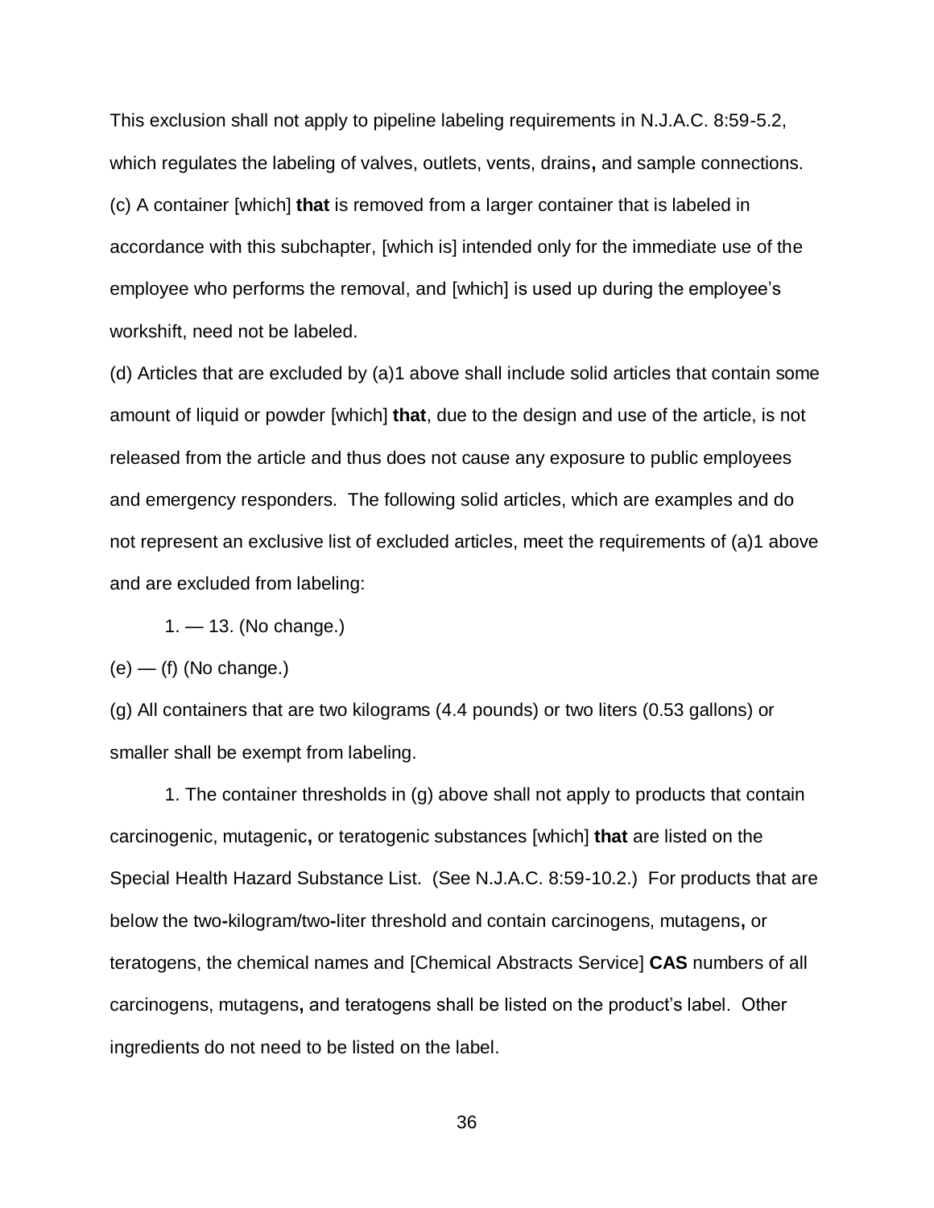This exclusion shall not apply to pipeline labeling requirements in N.J.A.C. 8:59-5.2, which regulates the labeling of valves, outlets, vents, drains**,** and sample connections.

(c) A container [which] **that** is removed from a larger container that is labeled in accordance with this subchapter, [which is] intended only for the immediate use of the employee who performs the removal, and [which] is used up during the employee's workshift, need not be labeled.

(d) Articles that are excluded by (a)1 above shall include solid articles that contain some amount of liquid or powder [which] **that**, due to the design and use of the article, is not released from the article and thus does not cause any exposure to public employees and emergency responders. The following solid articles, which are examples and do not represent an exclusive list of excluded articles, meet the requirements of (a)1 above and are excluded from labeling:

1. — 13. (No change.)

(e) — (f) (No change.)

(g) All containers that are two kilograms (4.4 pounds) or two liters (0.53 gallons) or smaller shall be exempt from labeling.

1. The container thresholds in (g) above shall not apply to products that contain carcinogenic, mutagenic**,** or teratogenic substances [which] **that** are listed on the Special Health Hazard Substance List. (See N.J.A.C. 8:59-10.2.) For products that are below the two**-**kilogram/two**-**liter threshold and contain carcinogens, mutagens**,** or teratogens, the chemical names and [Chemical Abstracts Service] **CAS** numbers of all carcinogens, mutagens**,** and teratogens shall be listed on the product's label. Other ingredients do not need to be listed on the label.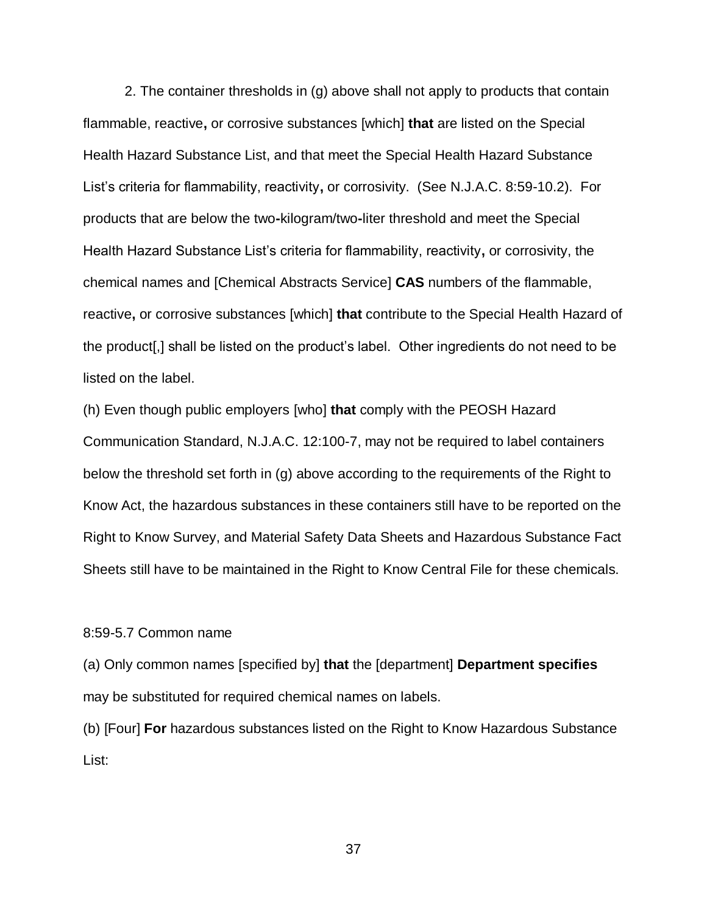2. The container thresholds in (g) above shall not apply to products that contain flammable, reactive**,** or corrosive substances [which] **that** are listed on the Special Health Hazard Substance List, and that meet the Special Health Hazard Substance List's criteria for flammability, reactivity**,** or corrosivity. (See N.J.A.C. 8:59-10.2). For products that are below the two**-**kilogram/two**-**liter threshold and meet the Special Health Hazard Substance List's criteria for flammability, reactivity**,** or corrosivity, the chemical names and [Chemical Abstracts Service] **CAS** numbers of the flammable, reactive**,** or corrosive substances [which] **that** contribute to the Special Health Hazard of the product[,] shall be listed on the product's label. Other ingredients do not need to be listed on the label.

(h) Even though public employers [who] **that** comply with the PEOSH Hazard Communication Standard, N.J.A.C. 12:100-7, may not be required to label containers below the threshold set forth in (g) above according to the requirements of the Right to Know Act, the hazardous substances in these containers still have to be reported on the Right to Know Survey, and Material Safety Data Sheets and Hazardous Substance Fact Sheets still have to be maintained in the Right to Know Central File for these chemicals.

8:59-5.7 Common name

(a) Only common names [specified by] **that** the [department] **Department specifies** may be substituted for required chemical names on labels.

(b) [Four] **For** hazardous substances listed on the Right to Know Hazardous Substance List: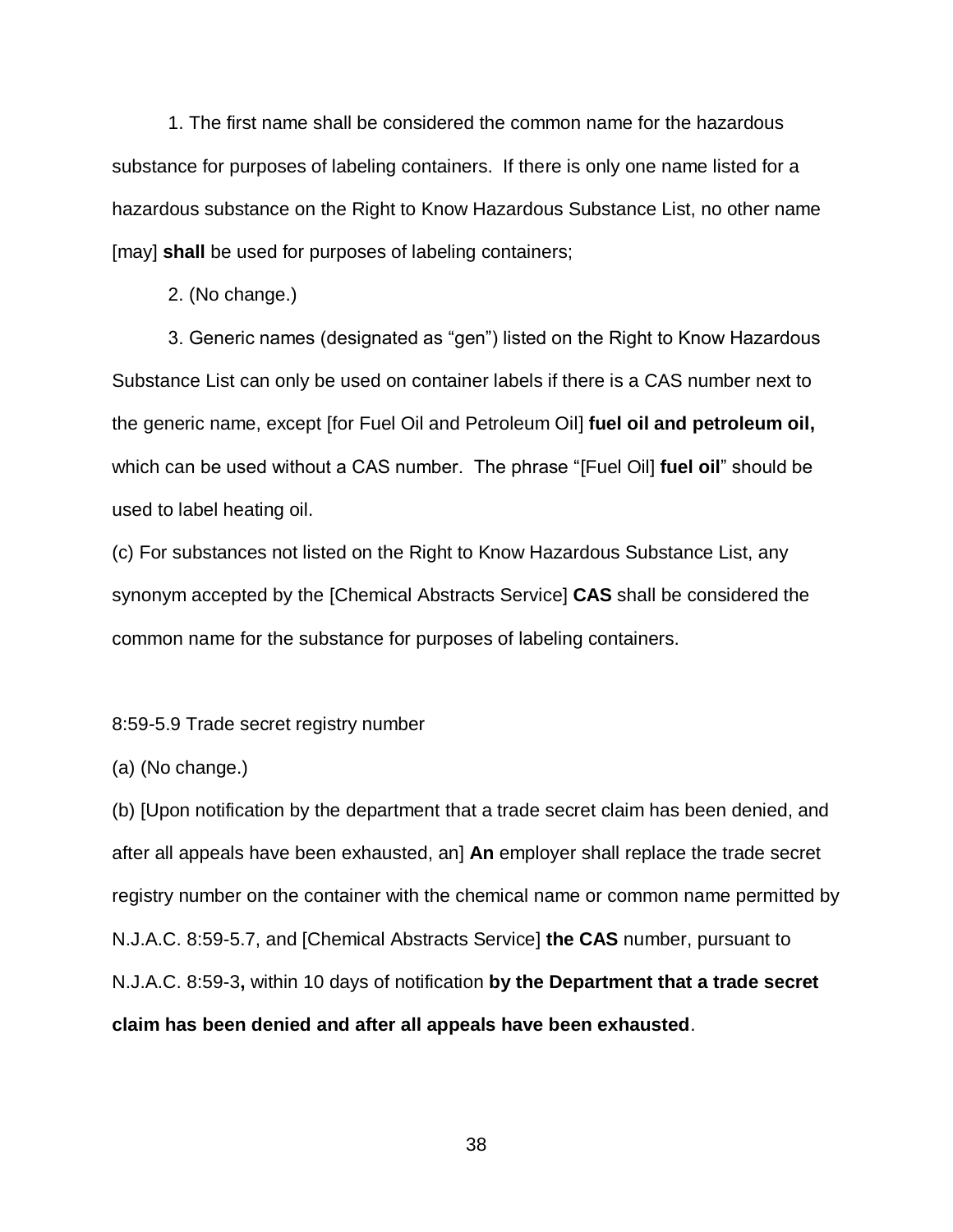1. The first name shall be considered the common name for the hazardous substance for purposes of labeling containers. If there is only one name listed for a hazardous substance on the Right to Know Hazardous Substance List, no other name [may] **shall** be used for purposes of labeling containers;

2. (No change.)

3. Generic names (designated as "gen") listed on the Right to Know Hazardous Substance List can only be used on container labels if there is a CAS number next to the generic name, except [for Fuel Oil and Petroleum Oil] **fuel oil and petroleum oil,** which can be used without a CAS number. The phrase "[Fuel Oil] **fuel oil**" should be used to label heating oil.

(c) For substances not listed on the Right to Know Hazardous Substance List, any synonym accepted by the [Chemical Abstracts Service] **CAS** shall be considered the common name for the substance for purposes of labeling containers.

8:59-5.9 Trade secret registry number

(a) (No change.)

(b) [Upon notification by the department that a trade secret claim has been denied, and after all appeals have been exhausted, an] **An** employer shall replace the trade secret registry number on the container with the chemical name or common name permitted by N.J.A.C. 8:59-5.7, and [Chemical Abstracts Service] **the CAS** number, pursuant to N.J.A.C. 8:59-3**,** within 10 days of notification **by the Department that a trade secret claim has been denied and after all appeals have been exhausted**.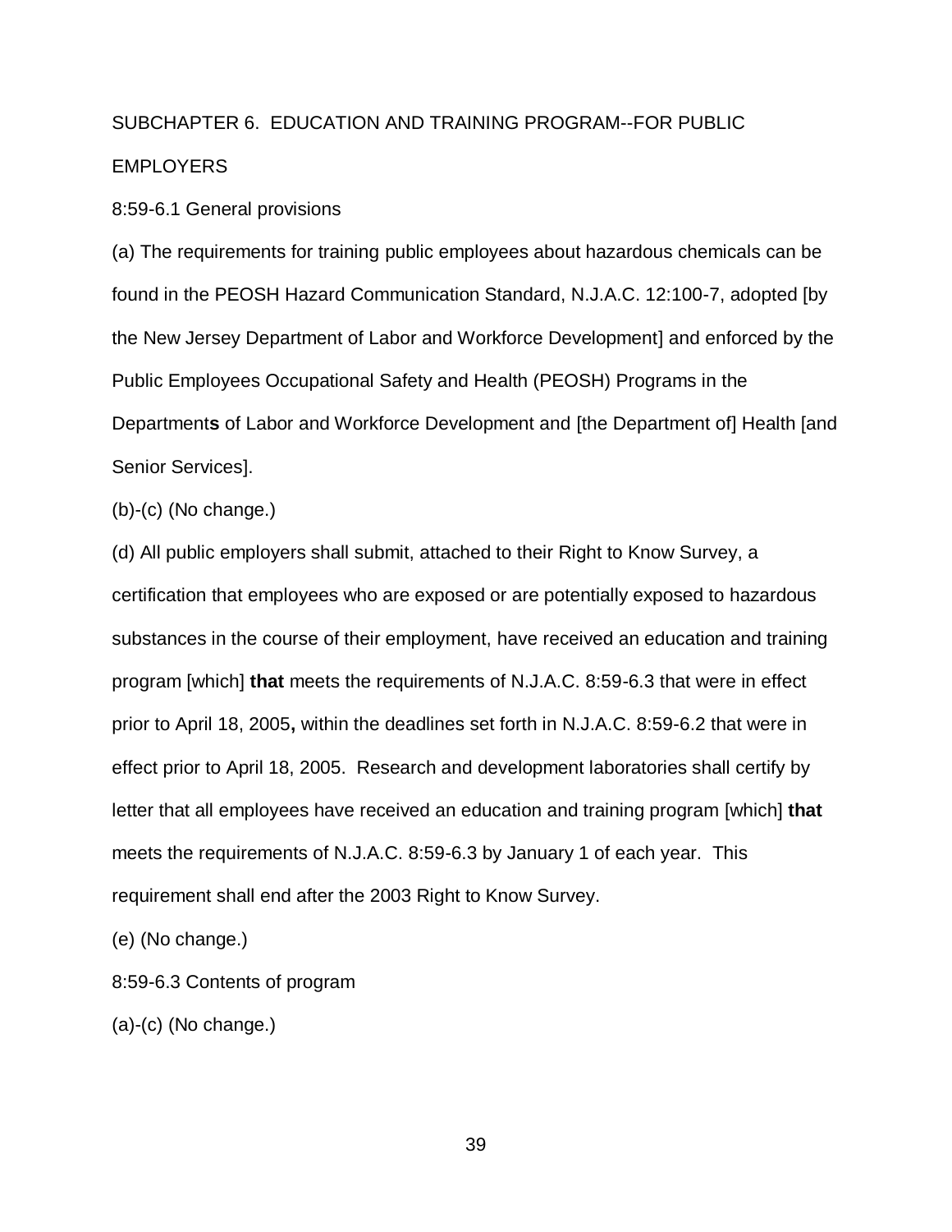SUBCHAPTER 6. EDUCATION AND TRAINING PROGRAM--FOR PUBLIC EMPLOYERS

8:59-6.1 General provisions

(a) The requirements for training public employees about hazardous chemicals can be found in the PEOSH Hazard Communication Standard, N.J.A.C. 12:100-7, adopted [by the New Jersey Department of Labor and Workforce Development] and enforced by the Public Employees Occupational Safety and Health (PEOSH) Programs in the Department**s** of Labor and Workforce Development and [the Department of] Health [and Senior Services].

(b)-(c) (No change.)

(d) All public employers shall submit, attached to their Right to Know Survey, a certification that employees who are exposed or are potentially exposed to hazardous substances in the course of their employment, have received an education and training program [which] **that** meets the requirements of N.J.A.C. 8:59-6.3 that were in effect prior to April 18, 2005**,** within the deadlines set forth in N.J.A.C. 8:59-6.2 that were in effect prior to April 18, 2005. Research and development laboratories shall certify by letter that all employees have received an education and training program [which] **that** meets the requirements of N.J.A.C. 8:59-6.3 by January 1 of each year. This requirement shall end after the 2003 Right to Know Survey.

(e) (No change.)

8:59-6.3 Contents of program

(a)-(c) (No change.)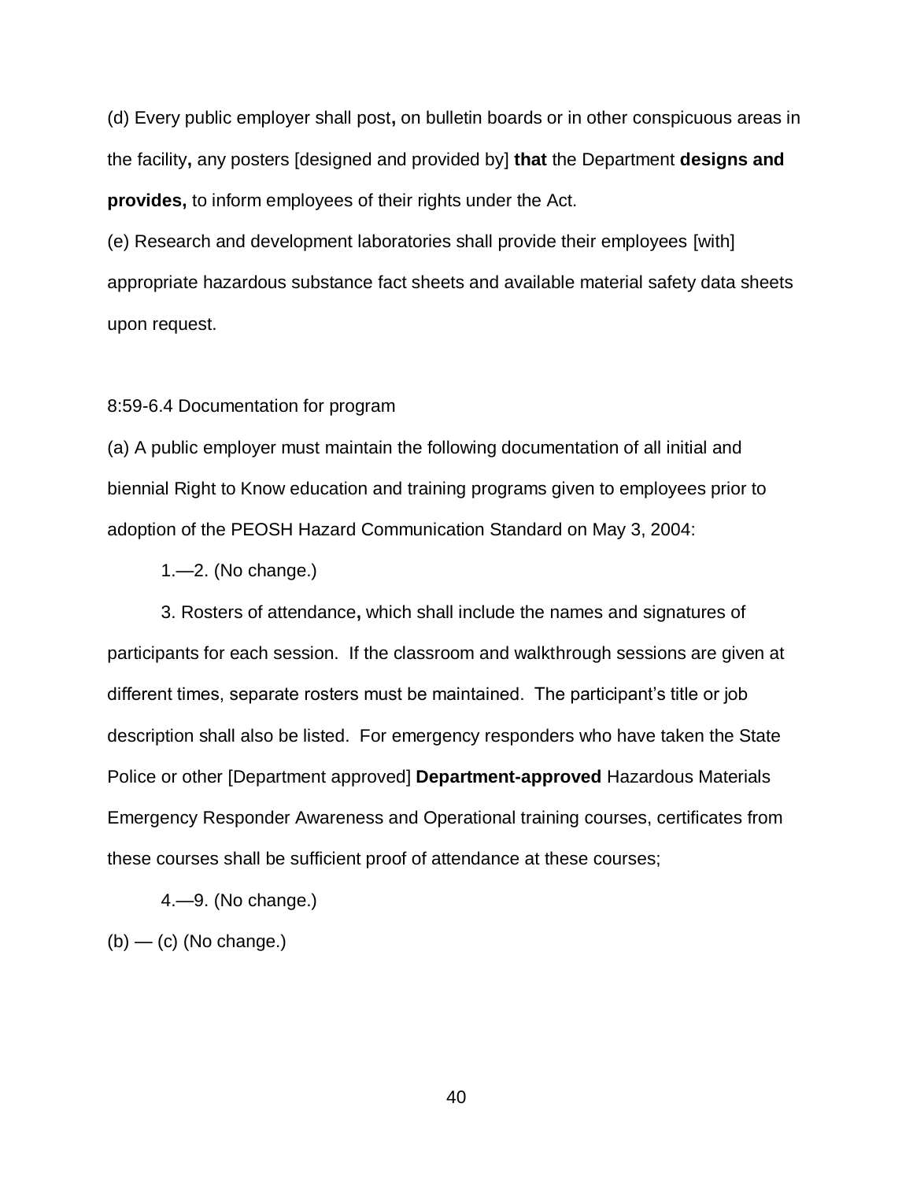(d) Every public employer shall post**,** on bulletin boards or in other conspicuous areas in the facility**,** any posters [designed and provided by] **that** the Department **designs and provides,** to inform employees of their rights under the Act.

(e) Research and development laboratories shall provide their employees [with] appropriate hazardous substance fact sheets and available material safety data sheets upon request.

8:59-6.4 Documentation for program

(a) A public employer must maintain the following documentation of all initial and biennial Right to Know education and training programs given to employees prior to adoption of the PEOSH Hazard Communication Standard on May 3, 2004:

1.—2. (No change.)

3. Rosters of attendance**,** which shall include the names and signatures of participants for each session. If the classroom and walkthrough sessions are given at different times, separate rosters must be maintained. The participant's title or job description shall also be listed. For emergency responders who have taken the State Police or other [Department approved] **Department-approved** Hazardous Materials Emergency Responder Awareness and Operational training courses, certificates from these courses shall be sufficient proof of attendance at these courses;

4.—9. (No change.)

(b) — (c) (No change.)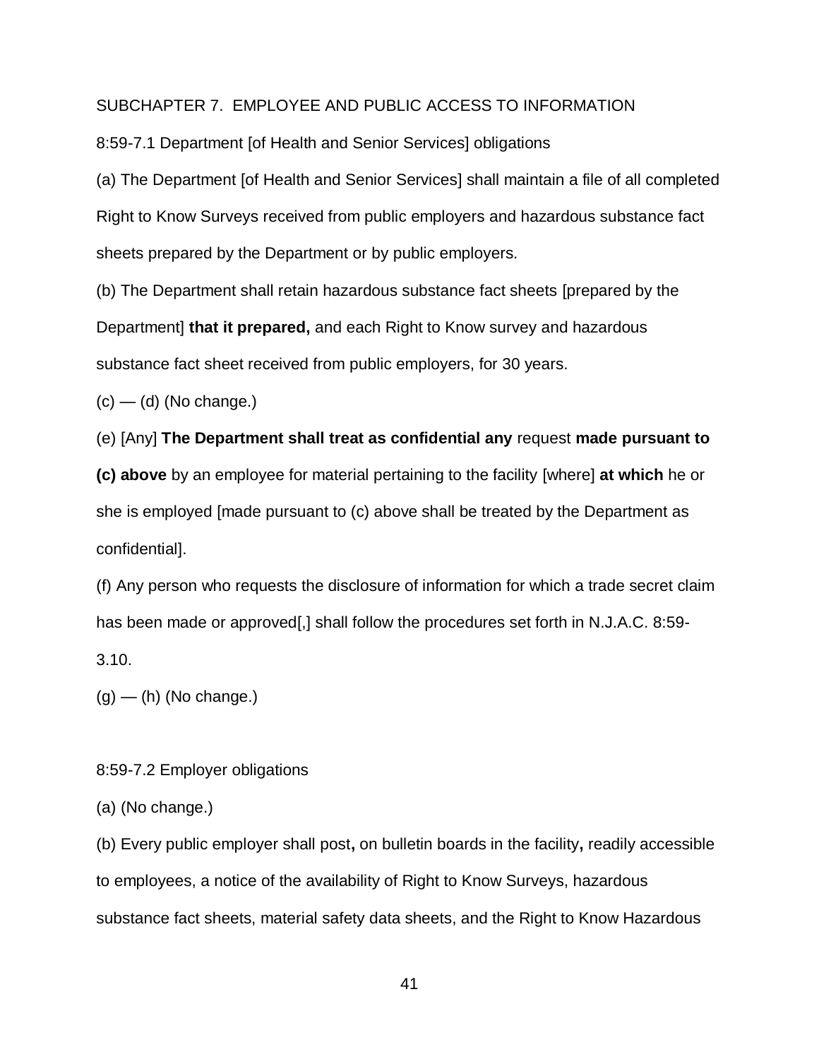SUBCHAPTER 7. EMPLOYEE AND PUBLIC ACCESS TO INFORMATION

8:59-7.1 Department [of Health and Senior Services] obligations

(a) The Department [of Health and Senior Services] shall maintain a file of all completed Right to Know Surveys received from public employers and hazardous substance fact sheets prepared by the Department or by public employers.

(b) The Department shall retain hazardous substance fact sheets [prepared by the Department] **that it prepared,** and each Right to Know survey and hazardous substance fact sheet received from public employers, for 30 years.

(c) — (d) (No change.)

(e) [Any] **The Department shall treat as confidential any** request **made pursuant to (c) above** by an employee for material pertaining to the facility [where] **at which** he or she is employed [made pursuant to (c) above shall be treated by the Department as confidential].

(f) Any person who requests the disclosure of information for which a trade secret claim has been made or approved[,] shall follow the procedures set forth in N.J.A.C. 8:59-3.10.

(g) — (h) (No change.)

8:59-7.2 Employer obligations

(a) (No change.)

(b) Every public employer shall post**,** on bulletin boards in the facility**,** readily accessible to employees, a notice of the availability of Right to Know Surveys, hazardous substance fact sheets, material safety data sheets, and the Right to Know Hazardous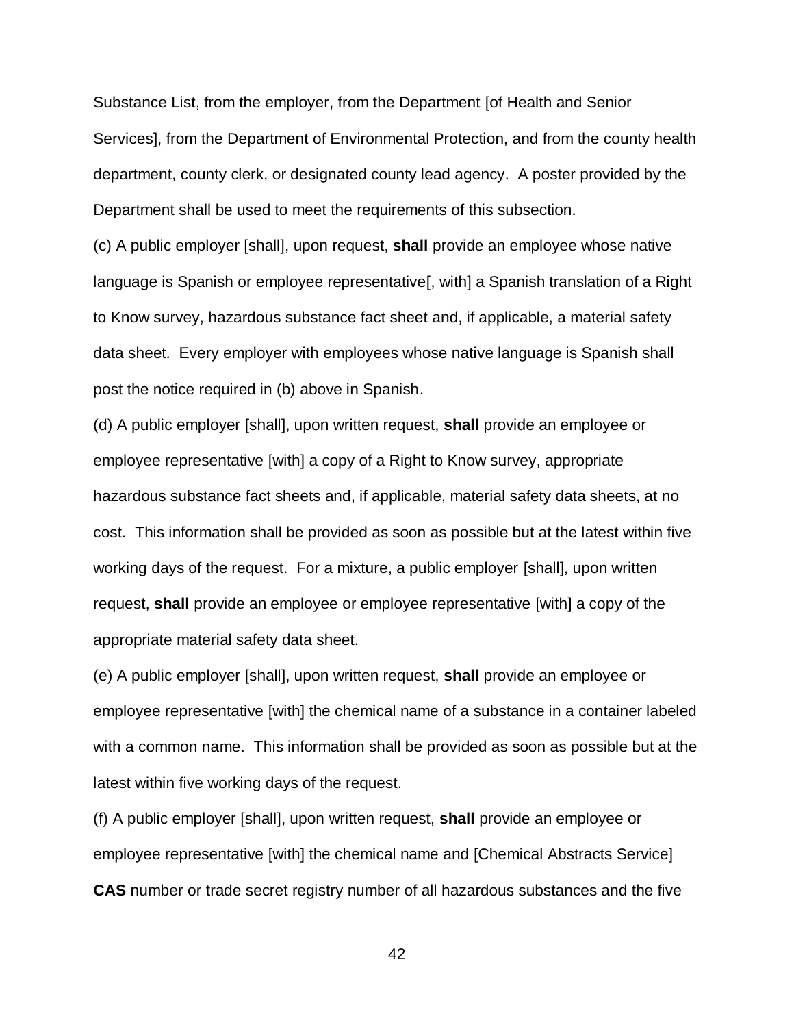Substance List, from the employer, from the Department [of Health and Senior Services], from the Department of Environmental Protection, and from the county health department, county clerk, or designated county lead agency. A poster provided by the Department shall be used to meet the requirements of this subsection.

(c) A public employer [shall], upon request, **shall** provide an employee whose native language is Spanish or employee representative[, with] a Spanish translation of a Right to Know survey, hazardous substance fact sheet and, if applicable, a material safety data sheet. Every employer with employees whose native language is Spanish shall post the notice required in (b) above in Spanish.

(d) A public employer [shall], upon written request, **shall** provide an employee or employee representative [with] a copy of a Right to Know survey, appropriate hazardous substance fact sheets and, if applicable, material safety data sheets, at no cost. This information shall be provided as soon as possible but at the latest within five working days of the request. For a mixture, a public employer [shall], upon written request, **shall** provide an employee or employee representative [with] a copy of the appropriate material safety data sheet.

(e) A public employer [shall], upon written request, **shall** provide an employee or employee representative [with] the chemical name of a substance in a container labeled with a common name. This information shall be provided as soon as possible but at the latest within five working days of the request.

(f) A public employer [shall], upon written request, **shall** provide an employee or employee representative [with] the chemical name and [Chemical Abstracts Service] **CAS** number or trade secret registry number of all hazardous substances and the five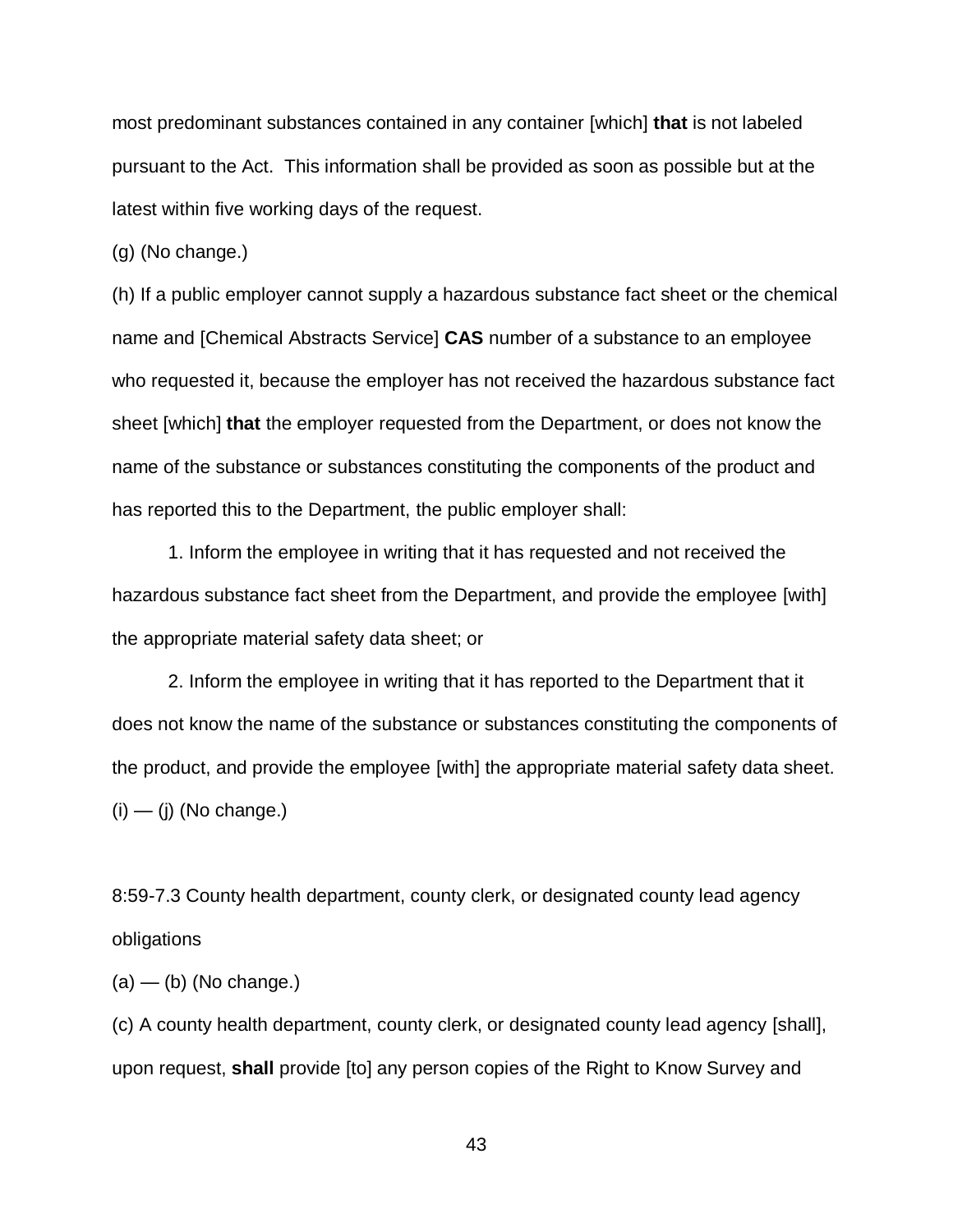most predominant substances contained in any container [which] **that** is not labeled pursuant to the Act. This information shall be provided as soon as possible but at the latest within five working days of the request.

(g) (No change.)

(h) If a public employer cannot supply a hazardous substance fact sheet or the chemical name and [Chemical Abstracts Service] **CAS** number of a substance to an employee who requested it, because the employer has not received the hazardous substance fact sheet [which] **that** the employer requested from the Department, or does not know the name of the substance or substances constituting the components of the product and has reported this to the Department, the public employer shall:

1. Inform the employee in writing that it has requested and not received the hazardous substance fact sheet from the Department, and provide the employee [with] the appropriate material safety data sheet; or

2. Inform the employee in writing that it has reported to the Department that it does not know the name of the substance or substances constituting the components of the product, and provide the employee [with] the appropriate material safety data sheet.

(i) — (j) (No change.)

8:59-7.3 County health department, county clerk, or designated county lead agency obligations

(a) — (b) (No change.)

(c) A county health department, county clerk, or designated county lead agency [shall], upon request, **shall** provide [to] any person copies of the Right to Know Survey and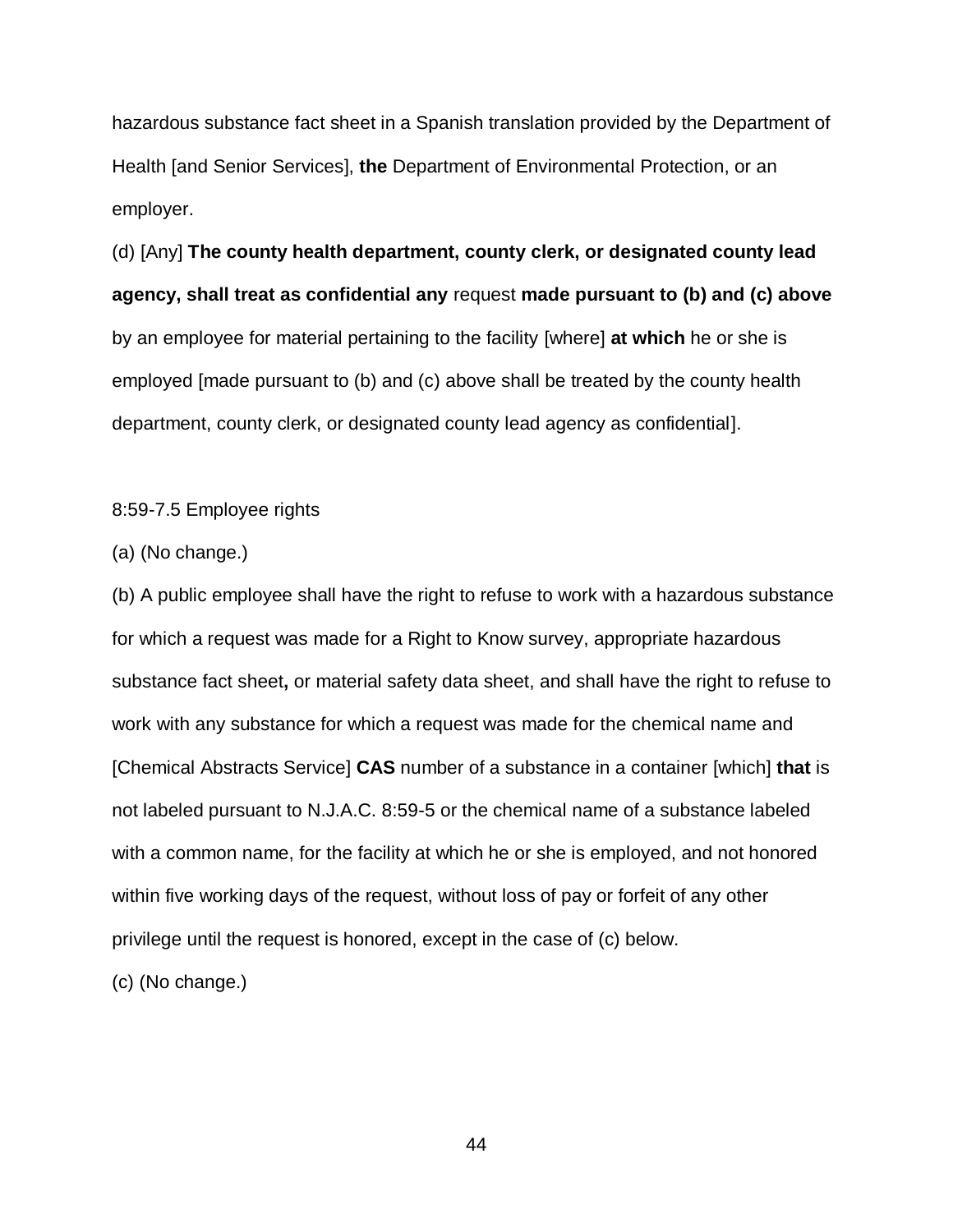hazardous substance fact sheet in a Spanish translation provided by the Department of Health [and Senior Services], **the** Department of Environmental Protection, or an employer.

(d) [Any] **The county health department, county clerk, or designated county lead agency, shall treat as confidential any** request **made pursuant to (b) and (c) above** by an employee for material pertaining to the facility [where] **at which** he or she is employed [made pursuant to (b) and (c) above shall be treated by the county health department, county clerk, or designated county lead agency as confidential].

8:59-7.5 Employee rights

(a) (No change.)

(b) A public employee shall have the right to refuse to work with a hazardous substance for which a request was made for a Right to Know survey, appropriate hazardous substance fact sheet**,** or material safety data sheet, and shall have the right to refuse to work with any substance for which a request was made for the chemical name and [Chemical Abstracts Service] **CAS** number of a substance in a container [which] **that** is not labeled pursuant to N.J.A.C. 8:59-5 or the chemical name of a substance labeled with a common name, for the facility at which he or she is employed, and not honored within five working days of the request, without loss of pay or forfeit of any other privilege until the request is honored, except in the case of (c) below.

(c) (No change.)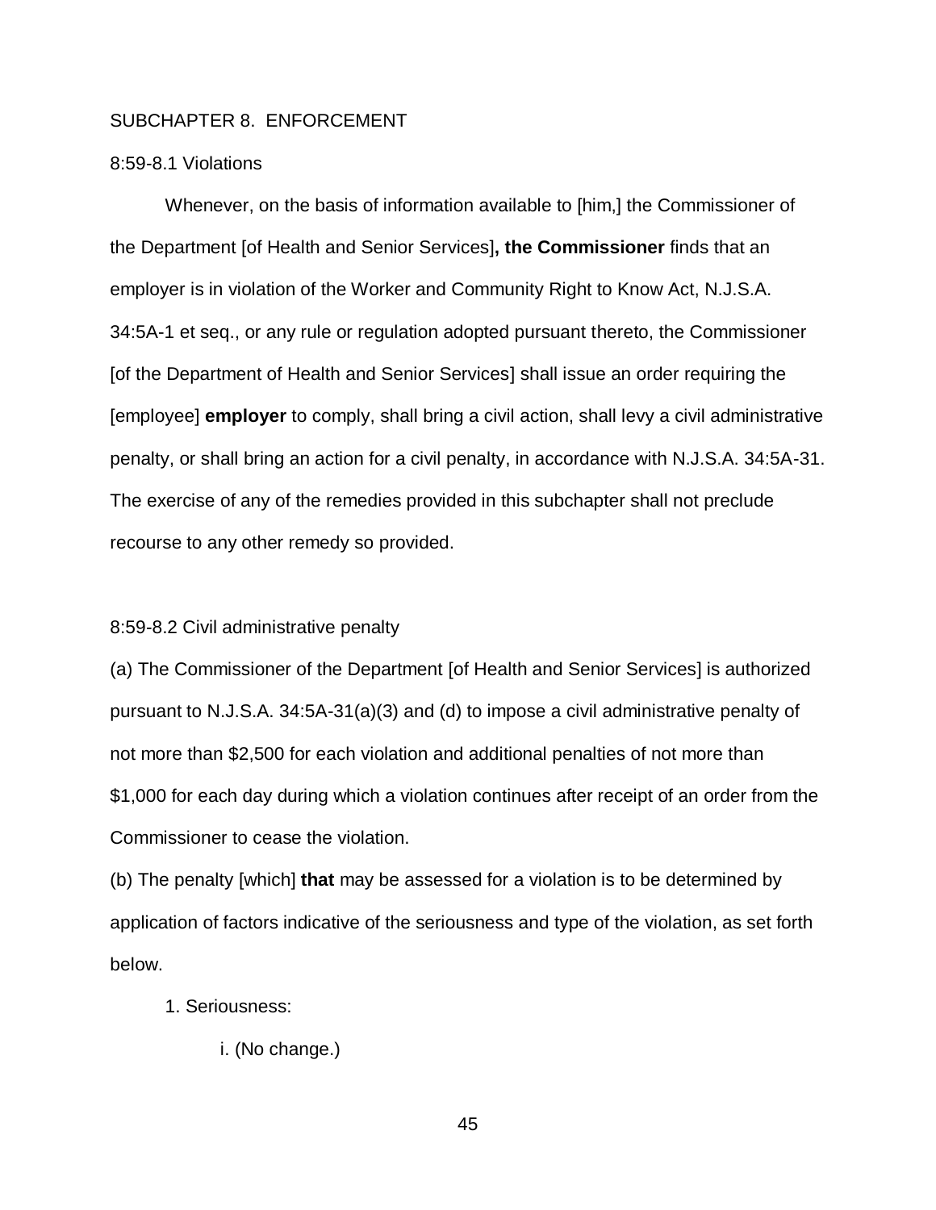SUBCHAPTER 8. ENFORCEMENT

8:59-8.1 Violations

Whenever, on the basis of information available to [him,] the Commissioner of the Department [of Health and Senior Services]**, the Commissioner** finds that an employer is in violation of the Worker and Community Right to Know Act, N.J.S.A. 34:5A-1 et seq., or any rule or regulation adopted pursuant thereto, the Commissioner [of the Department of Health and Senior Services] shall issue an order requiring the [employee] **employer** to comply, shall bring a civil action, shall levy a civil administrative penalty, or shall bring an action for a civil penalty, in accordance with N.J.S.A. 34:5A-31. The exercise of any of the remedies provided in this subchapter shall not preclude recourse to any other remedy so provided.

8:59-8.2 Civil administrative penalty

(a) The Commissioner of the Department [of Health and Senior Services] is authorized pursuant to N.J.S.A. 34:5A-31(a)(3) and (d) to impose a civil administrative penalty of not more than $2,500 for each violation and additional penalties of not more than $1,000 for each day during which a violation continues after receipt of an order from the Commissioner to cease the violation.

(b) The penalty [which] **that** may be assessed for a violation is to be determined by application of factors indicative of the seriousness and type of the violation, as set forth below.

1. Seriousness:

i. (No change.)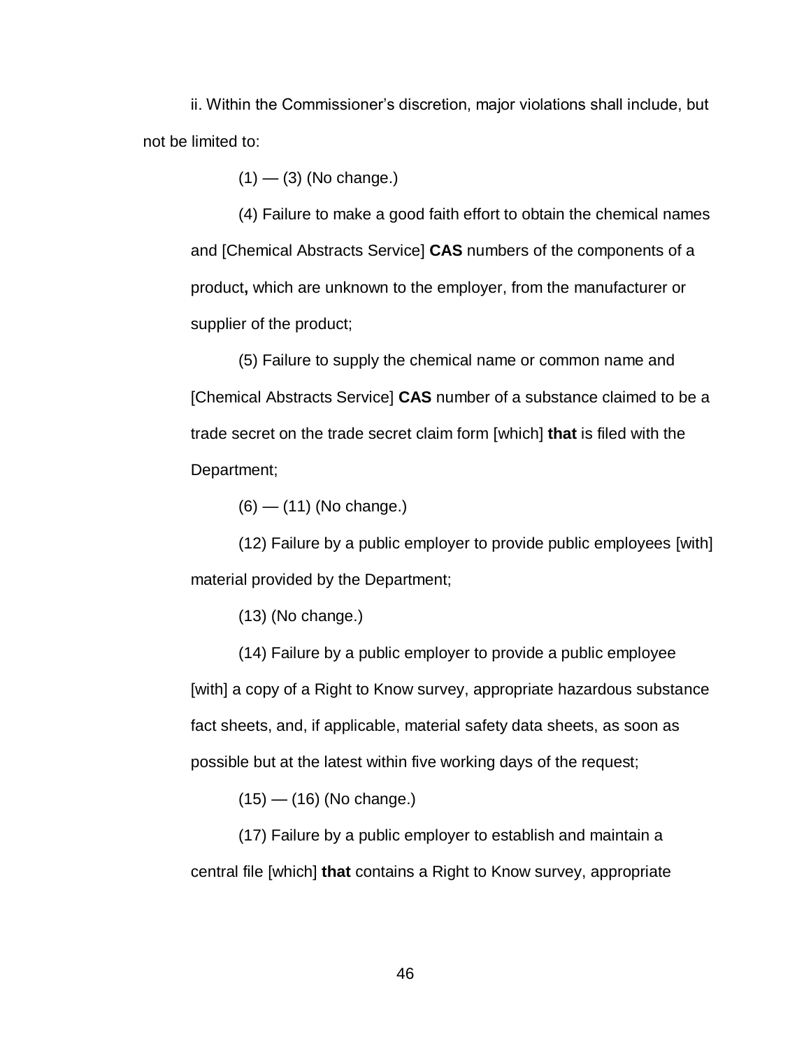ii. Within the Commissioner's discretion, major violations shall include, but not be limited to:

(1) — (3) (No change.)

(4) Failure to make a good faith effort to obtain the chemical names and [Chemical Abstracts Service] **CAS** numbers of the components of a product**,** which are unknown to the employer, from the manufacturer or supplier of the product;

(5) Failure to supply the chemical name or common name and [Chemical Abstracts Service] **CAS** number of a substance claimed to be a trade secret on the trade secret claim form [which] **that** is filed with the Department;

(6) — (11) (No change.)

(12) Failure by a public employer to provide public employees [with] material provided by the Department;

(13) (No change.)

(14) Failure by a public employer to provide a public employee [with] a copy of a Right to Know survey, appropriate hazardous substance fact sheets, and, if applicable, material safety data sheets, as soon as possible but at the latest within five working days of the request;

(15) — (16) (No change.)

(17) Failure by a public employer to establish and maintain a central file [which] **that** contains a Right to Know survey, appropriate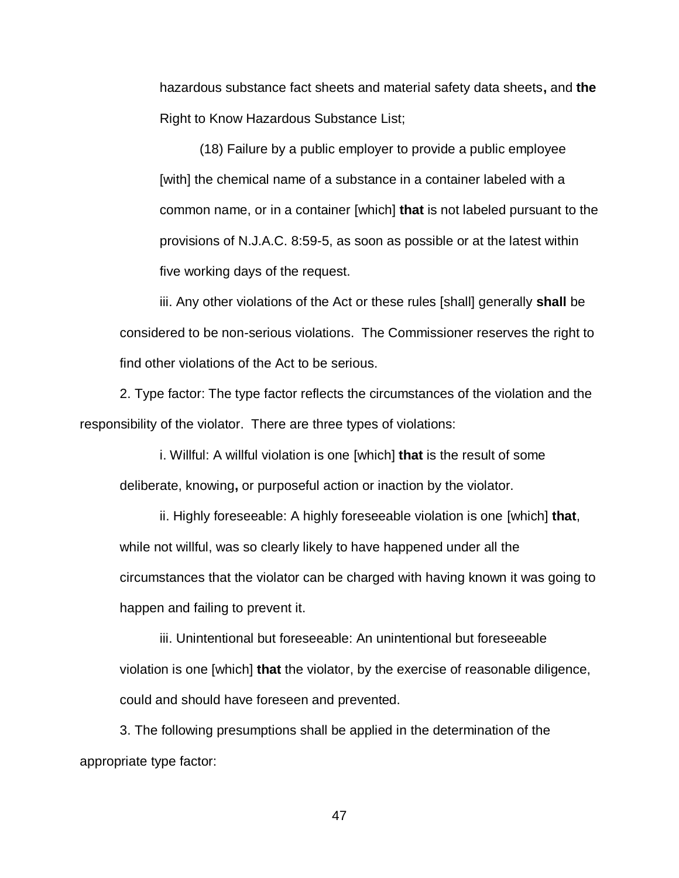hazardous substance fact sheets and material safety data sheets**,** and **the** Right to Know Hazardous Substance List;

(18) Failure by a public employer to provide a public employee [with] the chemical name of a substance in a container labeled with a common name, or in a container [which] **that** is not labeled pursuant to the provisions of N.J.A.C. 8:59-5, as soon as possible or at the latest within five working days of the request.

iii. Any other violations of the Act or these rules [shall] generally **shall** be considered to be non-serious violations. The Commissioner reserves the right to find other violations of the Act to be serious.

2. Type factor: The type factor reflects the circumstances of the violation and the responsibility of the violator. There are three types of violations:

i. Willful: A willful violation is one [which] **that** is the result of some deliberate, knowing**,** or purposeful action or inaction by the violator.

ii. Highly foreseeable: A highly foreseeable violation is one [which] **that**, while not willful, was so clearly likely to have happened under all the circumstances that the violator can be charged with having known it was going to happen and failing to prevent it.

iii. Unintentional but foreseeable: An unintentional but foreseeable violation is one [which] **that** the violator, by the exercise of reasonable diligence, could and should have foreseen and prevented.

3. The following presumptions shall be applied in the determination of the appropriate type factor: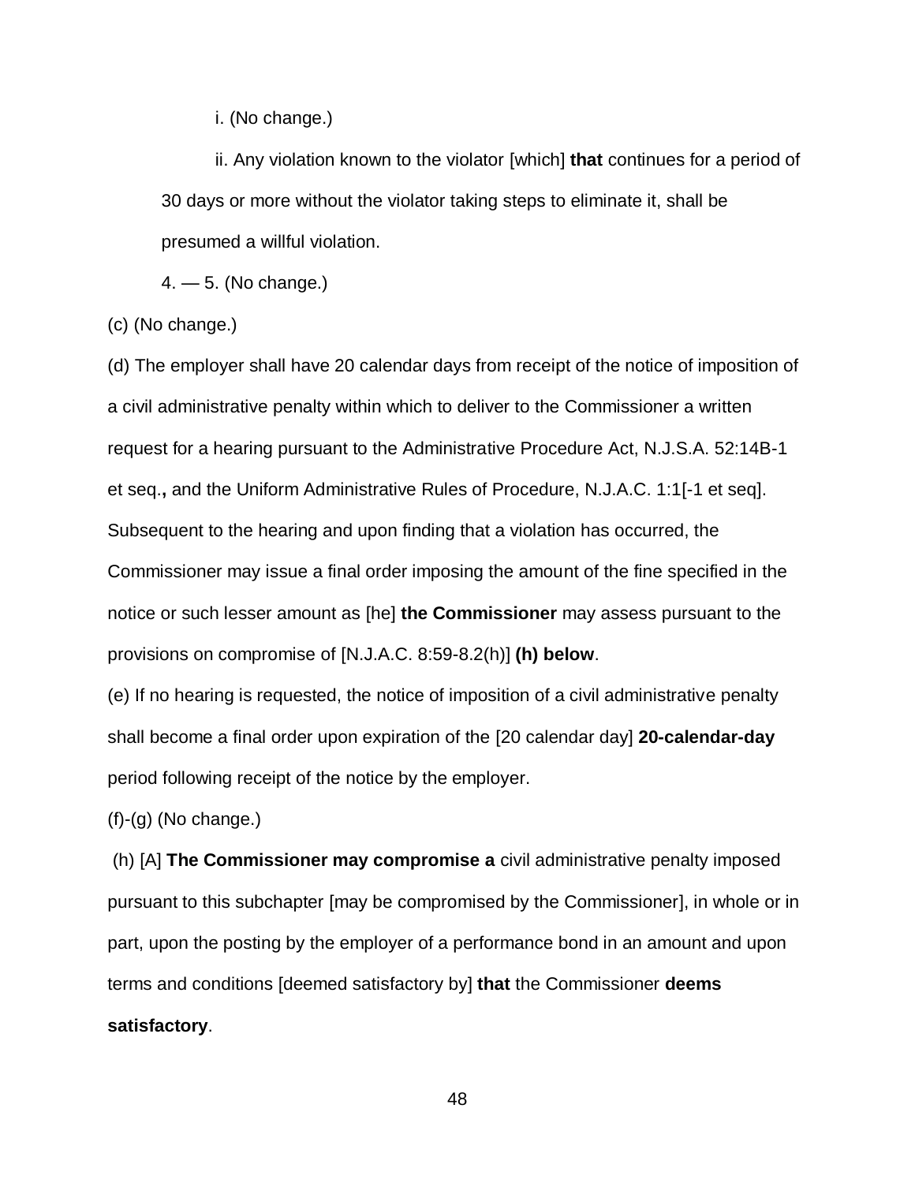i. (No change.)

ii. Any violation known to the violator [which] **that** continues for a period of 30 days or more without the violator taking steps to eliminate it, shall be presumed a willful violation.

4. — 5. (No change.)

(c) (No change.)

(d) The employer shall have 20 calendar days from receipt of the notice of imposition of a civil administrative penalty within which to deliver to the Commissioner a written request for a hearing pursuant to the Administrative Procedure Act, N.J.S.A. 52:14B-1 et seq.**,** and the Uniform Administrative Rules of Procedure, N.J.A.C. 1:1[-1 et seq]. Subsequent to the hearing and upon finding that a violation has occurred, the Commissioner may issue a final order imposing the amount of the fine specified in the notice or such lesser amount as [he] **the Commissioner** may assess pursuant to the provisions on compromise of [N.J.A.C. 8:59-8.2(h)] **(h) below**.

(e) If no hearing is requested, the notice of imposition of a civil administrative penalty shall become a final order upon expiration of the [20 calendar day] **20-calendar-day** period following receipt of the notice by the employer.

(f)-(g) (No change.)

(h) [A] **The Commissioner may compromise a** civil administrative penalty imposed pursuant to this subchapter [may be compromised by the Commissioner], in whole or in part, upon the posting by the employer of a performance bond in an amount and upon terms and conditions [deemed satisfactory by] **that** the Commissioner **deems satisfactory**.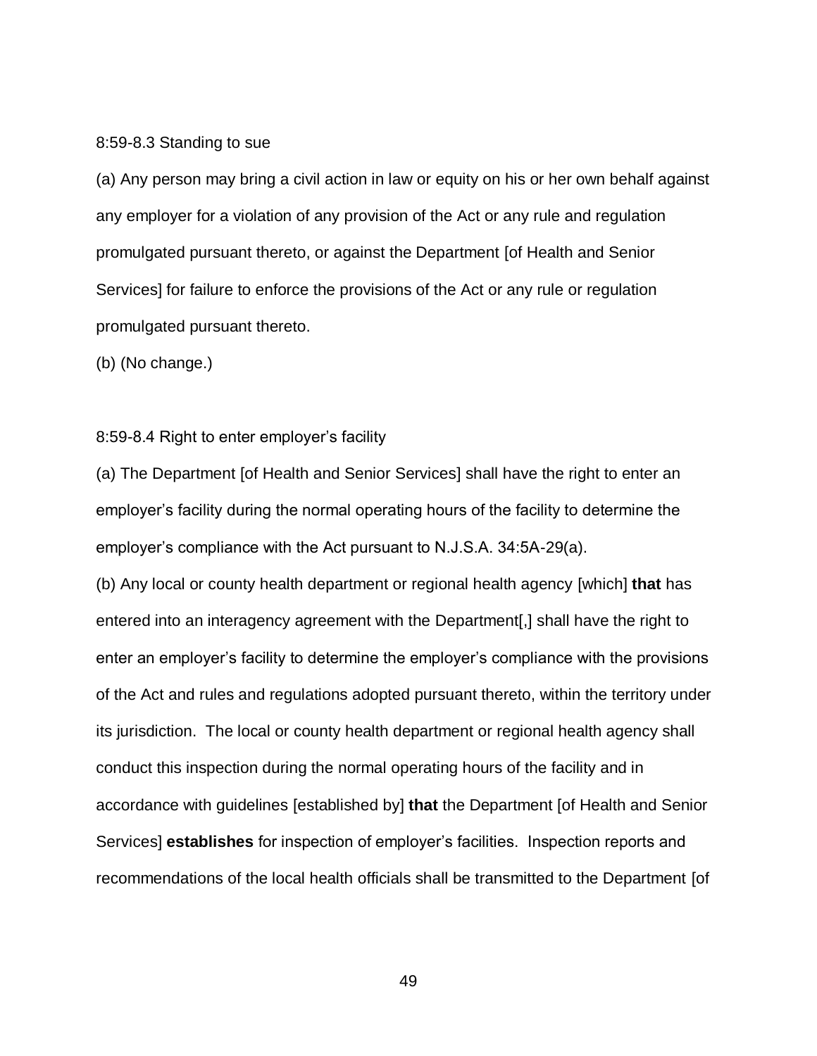8:59-8.3 Standing to sue

(a) Any person may bring a civil action in law or equity on his or her own behalf against any employer for a violation of any provision of the Act or any rule and regulation promulgated pursuant thereto, or against the Department [of Health and Senior Services] for failure to enforce the provisions of the Act or any rule or regulation promulgated pursuant thereto.

(b) (No change.)

8:59-8.4 Right to enter employer's facility

(a) The Department [of Health and Senior Services] shall have the right to enter an employer's facility during the normal operating hours of the facility to determine the employer's compliance with the Act pursuant to N.J.S.A. 34:5A-29(a).

(b) Any local or county health department or regional health agency [which] **that** has entered into an interagency agreement with the Department[,] shall have the right to enter an employer's facility to determine the employer's compliance with the provisions of the Act and rules and regulations adopted pursuant thereto, within the territory under its jurisdiction. The local or county health department or regional health agency shall conduct this inspection during the normal operating hours of the facility and in accordance with guidelines [established by] **that** the Department [of Health and Senior Services] **establishes** for inspection of employer's facilities. Inspection reports and recommendations of the local health officials shall be transmitted to the Department [of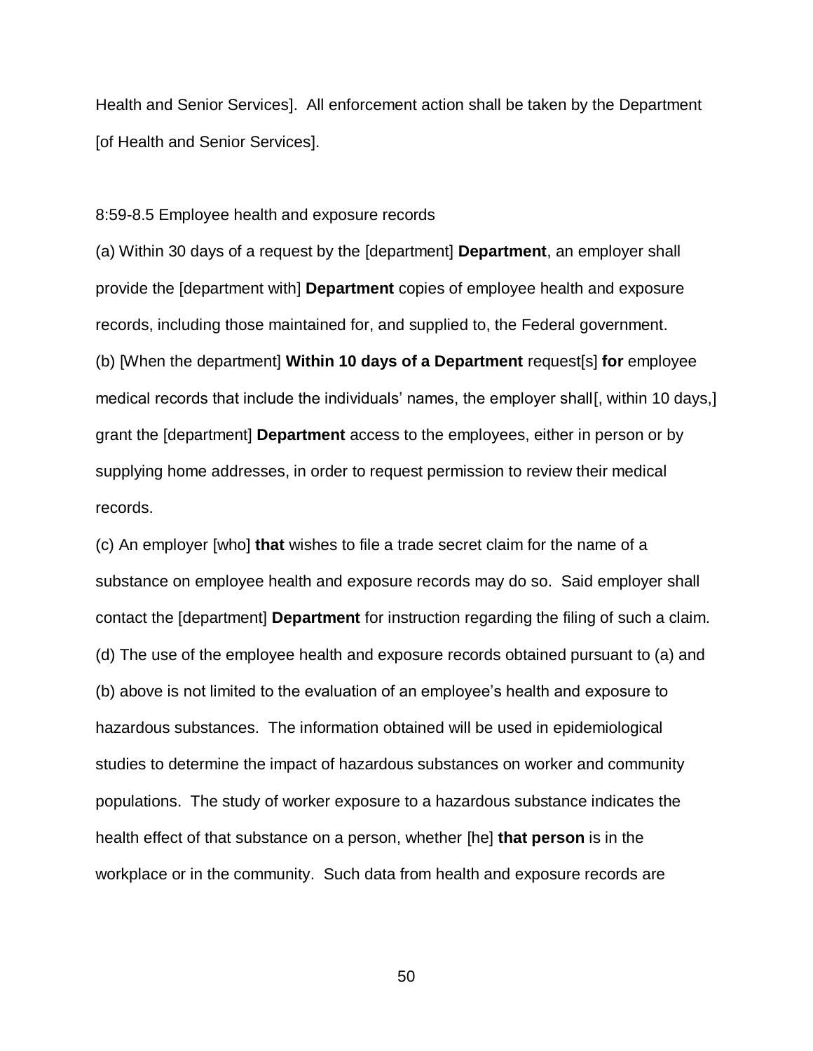Health and Senior Services]. All enforcement action shall be taken by the Department [of Health and Senior Services].

8:59-8.5 Employee health and exposure records

(a) Within 30 days of a request by the [department] **Department**, an employer shall provide the [department with] **Department** copies of employee health and exposure records, including those maintained for, and supplied to, the Federal government.

(b) [When the department] **Within 10 days of a Department** request[s] **for** employee medical records that include the individuals' names, the employer shall[, within 10 days,] grant the [department] **Department** access to the employees, either in person or by supplying home addresses, in order to request permission to review their medical records.

(c) An employer [who] **that** wishes to file a trade secret claim for the name of a substance on employee health and exposure records may do so. Said employer shall contact the [department] **Department** for instruction regarding the filing of such a claim.

(d) The use of the employee health and exposure records obtained pursuant to (a) and (b) above is not limited to the evaluation of an employee's health and exposure to hazardous substances. The information obtained will be used in epidemiological studies to determine the impact of hazardous substances on worker and community populations. The study of worker exposure to a hazardous substance indicates the health effect of that substance on a person, whether [he] **that person** is in the workplace or in the community. Such data from health and exposure records are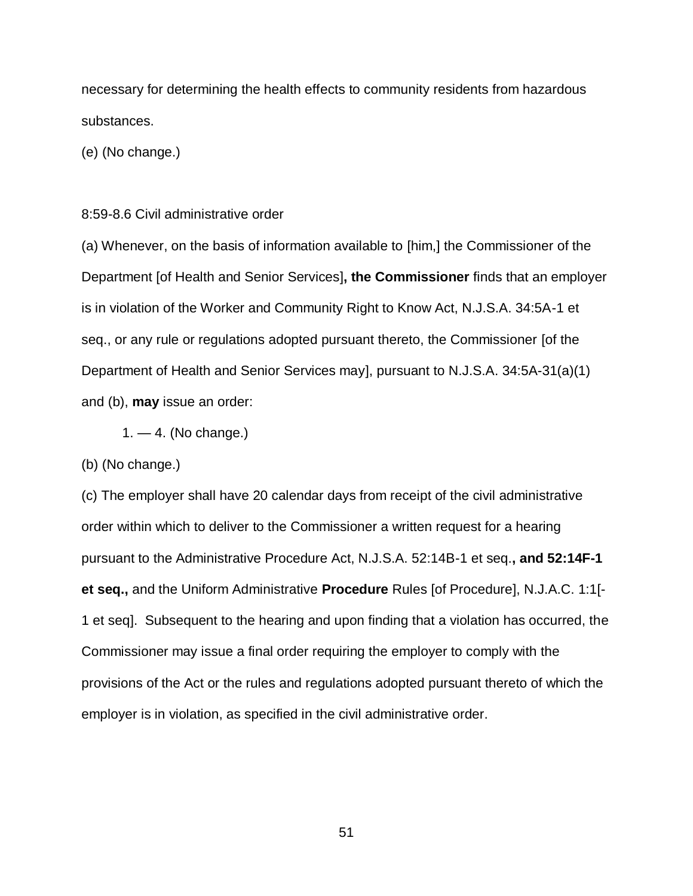necessary for determining the health effects to community residents from hazardous substances.

(e) (No change.)

8:59-8.6 Civil administrative order

(a) Whenever, on the basis of information available to [him,] the Commissioner of the Department [of Health and Senior Services]**, the Commissioner** finds that an employer is in violation of the Worker and Community Right to Know Act, N.J.S.A. 34:5A-1 et seq., or any rule or regulations adopted pursuant thereto, the Commissioner [of the Department of Health and Senior Services may], pursuant to N.J.S.A. 34:5A-31(a)(1) and (b), **may** issue an order:

1. — 4. (No change.)

(b) (No change.)

(c) The employer shall have 20 calendar days from receipt of the civil administrative order within which to deliver to the Commissioner a written request for a hearing pursuant to the Administrative Procedure Act, N.J.S.A. 52:14B-1 et seq.**, and 52:14F-1 et seq.,** and the Uniform Administrative **Procedure** Rules [of Procedure], N.J.A.C. 1:1[-1 et seq]. Subsequent to the hearing and upon finding that a violation has occurred, the Commissioner may issue a final order requiring the employer to comply with the provisions of the Act or the rules and regulations adopted pursuant thereto of which the employer is in violation, as specified in the civil administrative order.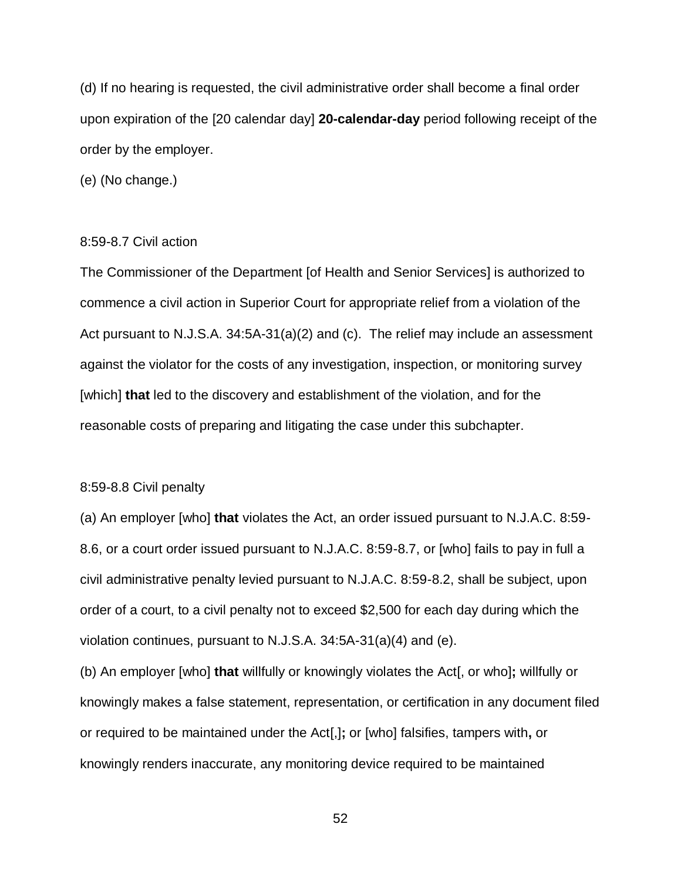(d) If no hearing is requested, the civil administrative order shall become a final order upon expiration of the [20 calendar day] **20-calendar-day** period following receipt of the order by the employer.

(e) (No change.)

8:59-8.7 Civil action

The Commissioner of the Department [of Health and Senior Services] is authorized to commence a civil action in Superior Court for appropriate relief from a violation of the Act pursuant to N.J.S.A. 34:5A-31(a)(2) and (c). The relief may include an assessment against the violator for the costs of any investigation, inspection, or monitoring survey [which] **that** led to the discovery and establishment of the violation, and for the reasonable costs of preparing and litigating the case under this subchapter.

8:59-8.8 Civil penalty

(a) An employer [who] **that** violates the Act, an order issued pursuant to N.J.A.C. 8:59-8.6, or a court order issued pursuant to N.J.A.C. 8:59-8.7, or [who] fails to pay in full a civil administrative penalty levied pursuant to N.J.A.C. 8:59-8.2, shall be subject, upon order of a court, to a civil penalty not to exceed $2,500 for each day during which the violation continues, pursuant to N.J.S.A. 34:5A-31(a)(4) and (e).

(b) An employer [who] **that** willfully or knowingly violates the Act[, or who]**;** willfully or knowingly makes a false statement, representation, or certification in any document filed or required to be maintained under the Act[,]**;** or [who] falsifies, tampers with**,** or knowingly renders inaccurate, any monitoring device required to be maintained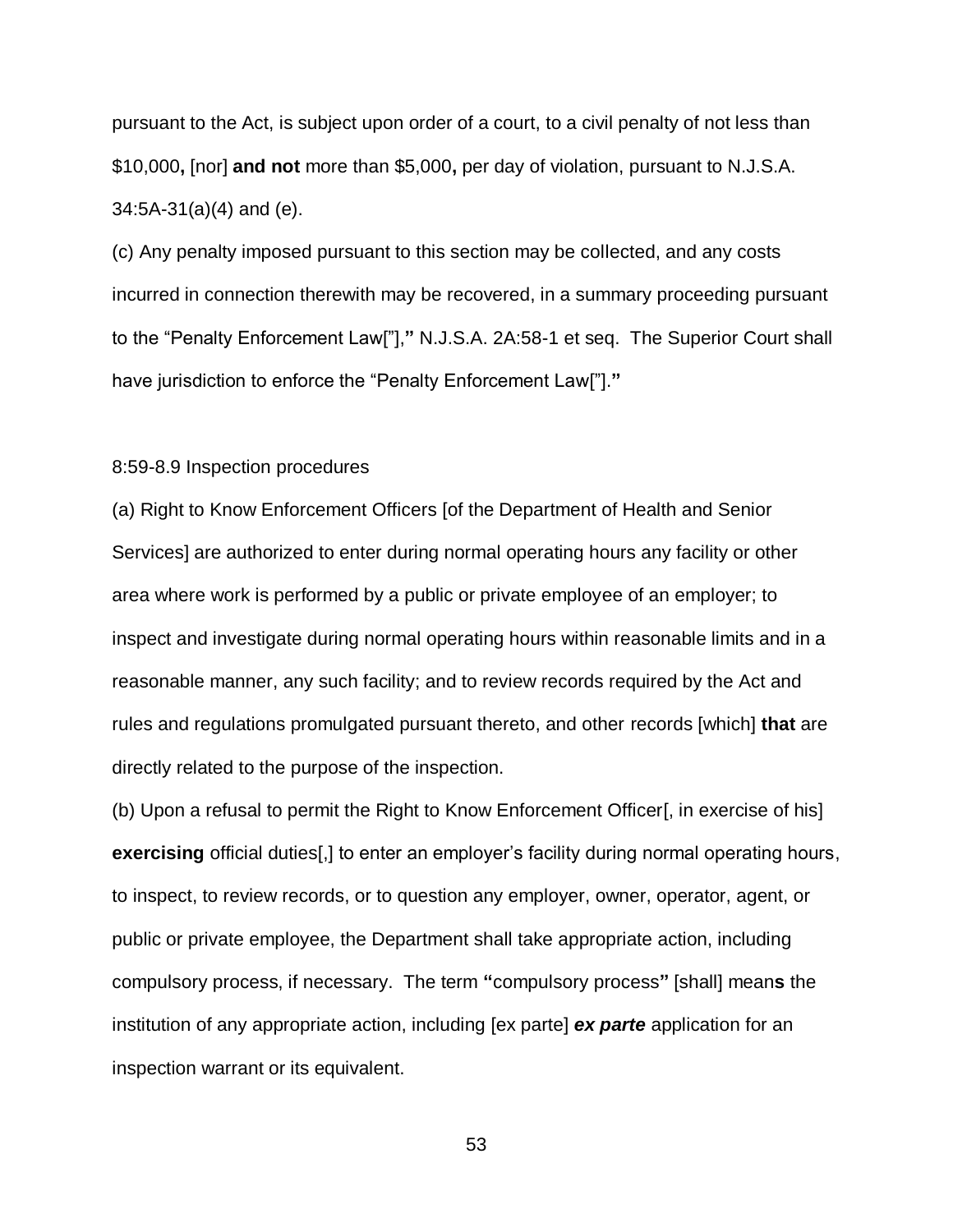pursuant to the Act, is subject upon order of a court, to a civil penalty of not less than $10,000**,** [nor] **and not** more than $5,000**,** per day of violation, pursuant to N.J.S.A. 34:5A-31(a)(4) and (e).

(c) Any penalty imposed pursuant to this section may be collected, and any costs incurred in connection therewith may be recovered, in a summary proceeding pursuant to the "Penalty Enforcement Law["],**"** N.J.S.A. 2A:58-1 et seq. The Superior Court shall have jurisdiction to enforce the "Penalty Enforcement Law["].**"**

8:59-8.9 Inspection procedures

(a) Right to Know Enforcement Officers [of the Department of Health and Senior Services] are authorized to enter during normal operating hours any facility or other area where work is performed by a public or private employee of an employer; to inspect and investigate during normal operating hours within reasonable limits and in a reasonable manner, any such facility; and to review records required by the Act and rules and regulations promulgated pursuant thereto, and other records [which] **that** are directly related to the purpose of the inspection.

(b) Upon a refusal to permit the Right to Know Enforcement Officer[, in exercise of his] **exercising** official duties[,] to enter an employer's facility during normal operating hours, to inspect, to review records, or to question any employer, owner, operator, agent, or public or private employee, the Department shall take appropriate action, including compulsory process, if necessary. The term **"**compulsory process**"** [shall] mean**s** the institution of any appropriate action, including [ex parte] ***ex parte*** application for an inspection warrant or its equivalent.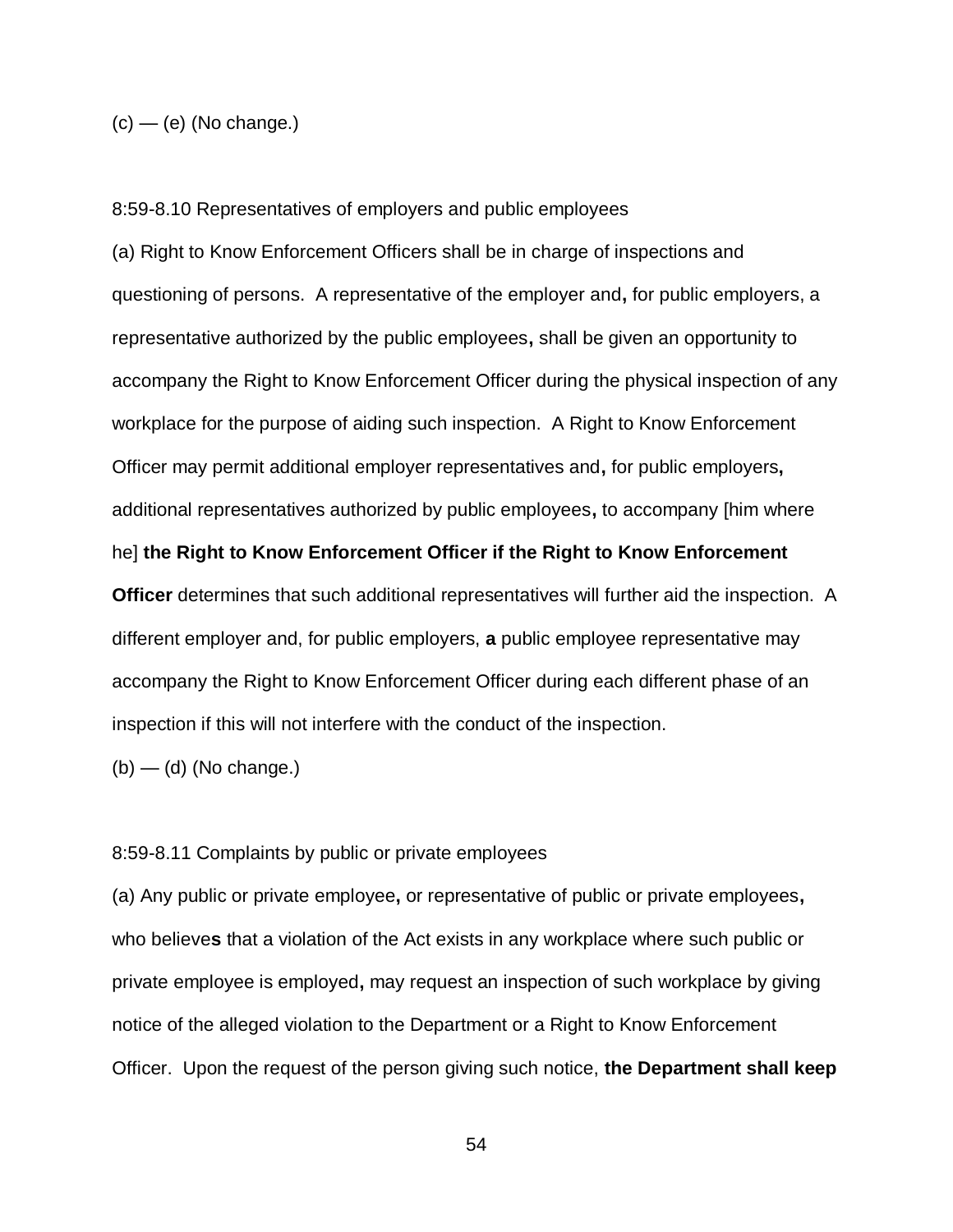(c) — (e) (No change.)

8:59-8.10 Representatives of employers and public employees

(a) Right to Know Enforcement Officers shall be in charge of inspections and questioning of persons. A representative of the employer and**,** for public employers, a representative authorized by the public employees**,** shall be given an opportunity to accompany the Right to Know Enforcement Officer during the physical inspection of any workplace for the purpose of aiding such inspection. A Right to Know Enforcement Officer may permit additional employer representatives and**,** for public employers**,** additional representatives authorized by public employees**,** to accompany [him where he] **the Right to Know Enforcement Officer if the Right to Know Enforcement Officer** determines that such additional representatives will further aid the inspection. A different employer and, for public employers, **a** public employee representative may accompany the Right to Know Enforcement Officer during each different phase of an inspection if this will not interfere with the conduct of the inspection.

(b) — (d) (No change.)

8:59-8.11 Complaints by public or private employees

(a) Any public or private employee**,** or representative of public or private employees**,** who believe**s** that a violation of the Act exists in any workplace where such public or private employee is employed**,** may request an inspection of such workplace by giving notice of the alleged violation to the Department or a Right to Know Enforcement Officer. Upon the request of the person giving such notice, **the Department shall keep**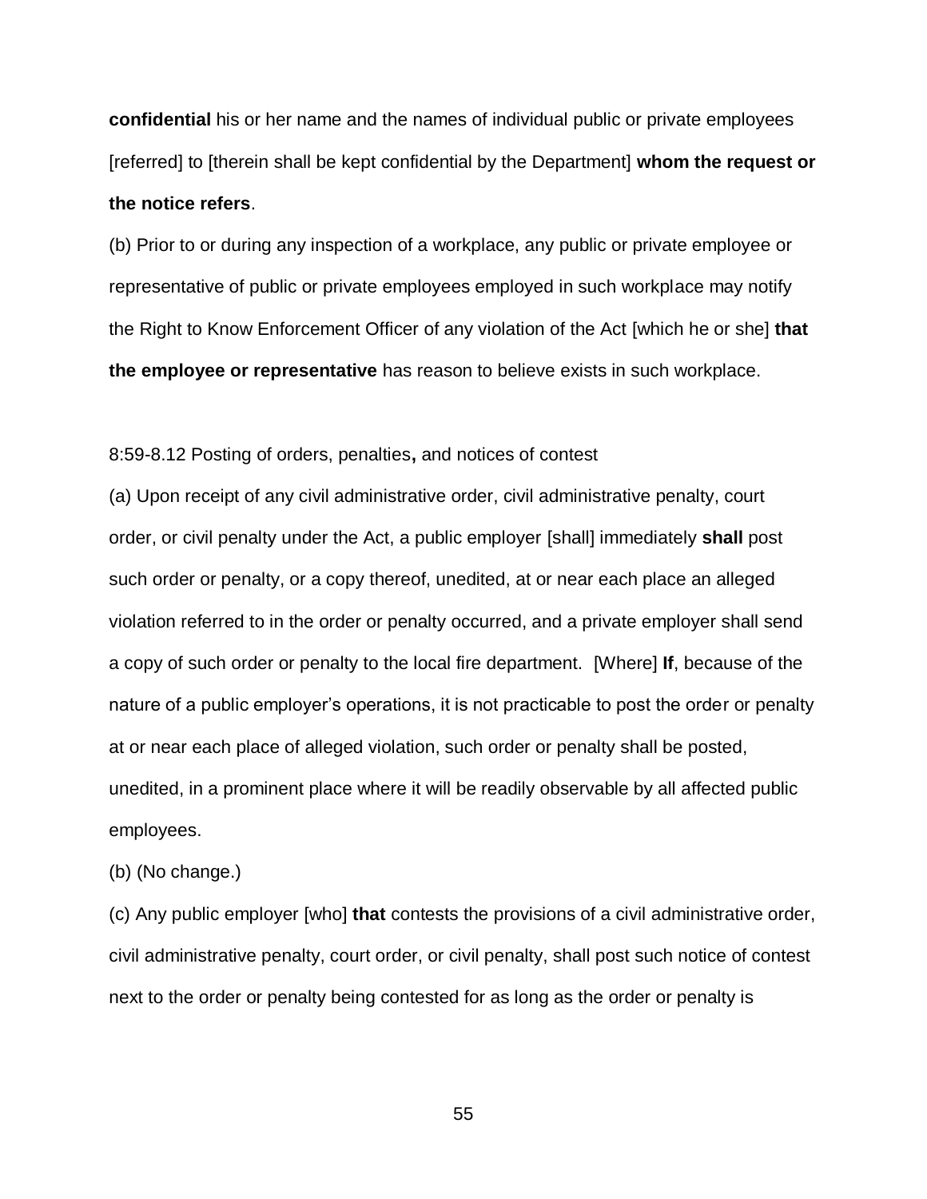**confidential** his or her name and the names of individual public or private employees [referred] to [therein shall be kept confidential by the Department] **whom the request or the notice refers**.

(b) Prior to or during any inspection of a workplace, any public or private employee or representative of public or private employees employed in such workplace may notify the Right to Know Enforcement Officer of any violation of the Act [which he or she] **that the employee or representative** has reason to believe exists in such workplace.

8:59-8.12 Posting of orders, penalties**,** and notices of contest

(a) Upon receipt of any civil administrative order, civil administrative penalty, court order, or civil penalty under the Act, a public employer [shall] immediately **shall** post such order or penalty, or a copy thereof, unedited, at or near each place an alleged violation referred to in the order or penalty occurred, and a private employer shall send a copy of such order or penalty to the local fire department. [Where] **If**, because of the nature of a public employer's operations, it is not practicable to post the order or penalty at or near each place of alleged violation, such order or penalty shall be posted, unedited, in a prominent place where it will be readily observable by all affected public employees.

(b) (No change.)

(c) Any public employer [who] **that** contests the provisions of a civil administrative order, civil administrative penalty, court order, or civil penalty, shall post such notice of contest next to the order or penalty being contested for as long as the order or penalty is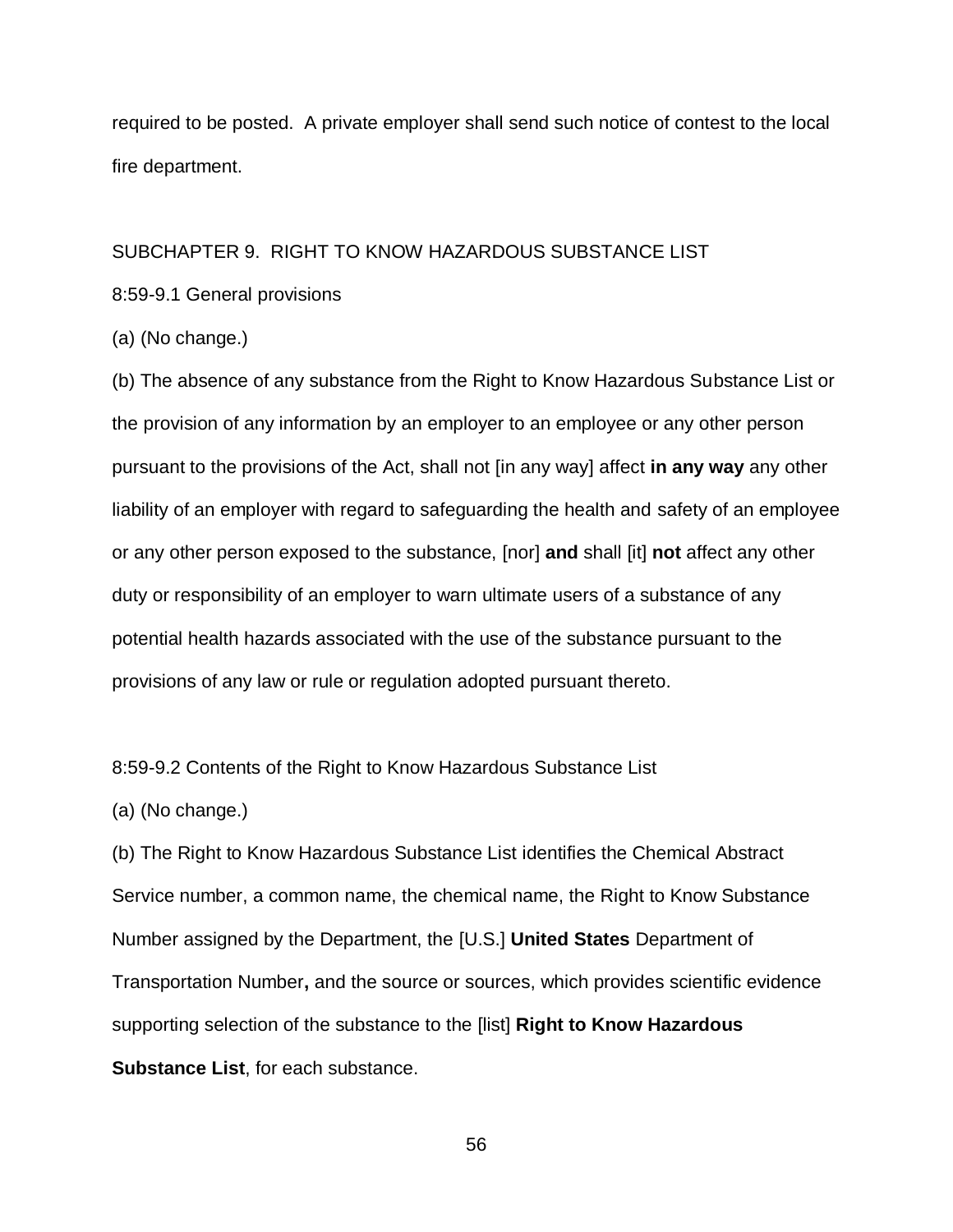required to be posted. A private employer shall send such notice of contest to the local fire department.

SUBCHAPTER 9. RIGHT TO KNOW HAZARDOUS SUBSTANCE LIST

8:59-9.1 General provisions

(a) (No change.)

(b) The absence of any substance from the Right to Know Hazardous Substance List or the provision of any information by an employer to an employee or any other person pursuant to the provisions of the Act, shall not [in any way] affect **in any way** any other liability of an employer with regard to safeguarding the health and safety of an employee or any other person exposed to the substance, [nor] **and** shall [it] **not** affect any other duty or responsibility of an employer to warn ultimate users of a substance of any potential health hazards associated with the use of the substance pursuant to the provisions of any law or rule or regulation adopted pursuant thereto.

8:59-9.2 Contents of the Right to Know Hazardous Substance List

(a) (No change.)

(b) The Right to Know Hazardous Substance List identifies the Chemical Abstract Service number, a common name, the chemical name, the Right to Know Substance Number assigned by the Department, the [U.S.] **United States** Department of Transportation Number**,** and the source or sources, which provides scientific evidence supporting selection of the substance to the [list] **Right to Know Hazardous Substance List**, for each substance.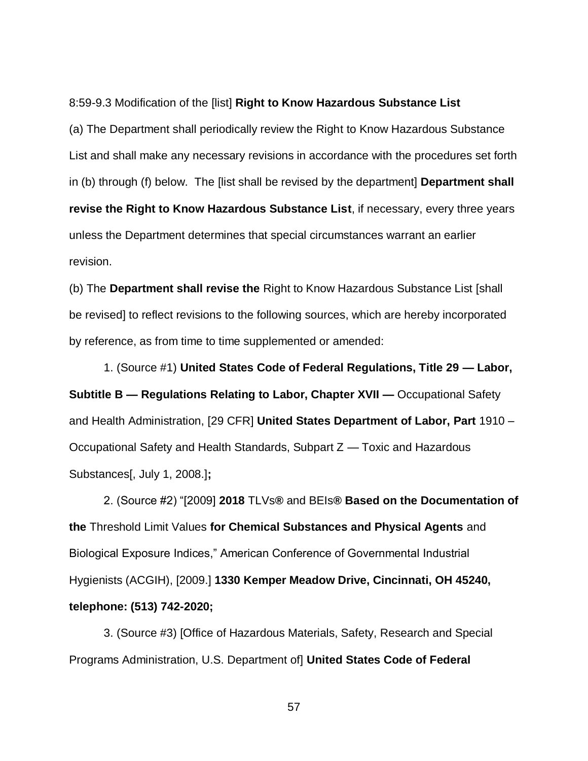8:59-9.3 Modification of the [list] **Right to Know Hazardous Substance List**

(a) The Department shall periodically review the Right to Know Hazardous Substance List and shall make any necessary revisions in accordance with the procedures set forth in (b) through (f) below. The [list shall be revised by the department] **Department shall revise the Right to Know Hazardous Substance List**, if necessary, every three years unless the Department determines that special circumstances warrant an earlier revision.

(b) The **Department shall revise the** Right to Know Hazardous Substance List [shall be revised] to reflect revisions to the following sources, which are hereby incorporated by reference, as from time to time supplemented or amended:

1. (Source #1) **United States Code of Federal Regulations, Title 29 — Labor, Subtitle B — Regulations Relating to Labor, Chapter XVII —** Occupational Safety and Health Administration, [29 CFR] **United States Department of Labor, Part** 1910 – Occupational Safety and Health Standards, Subpart Z — Toxic and Hazardous Substances[, July 1, 2008.]**;**

2. (Source #2) "[2009] **2018** TLVs**®** and BEIs**® Based on the Documentation of the** Threshold Limit Values **for Chemical Substances and Physical Agents** and Biological Exposure Indices," American Conference of Governmental Industrial Hygienists (ACGIH), [2009.] **1330 Kemper Meadow Drive, Cincinnati, OH 45240, telephone: (513) 742-2020;**

3. (Source #3) [Office of Hazardous Materials, Safety, Research and Special Programs Administration, U.S. Department of] **United States Code of Federal**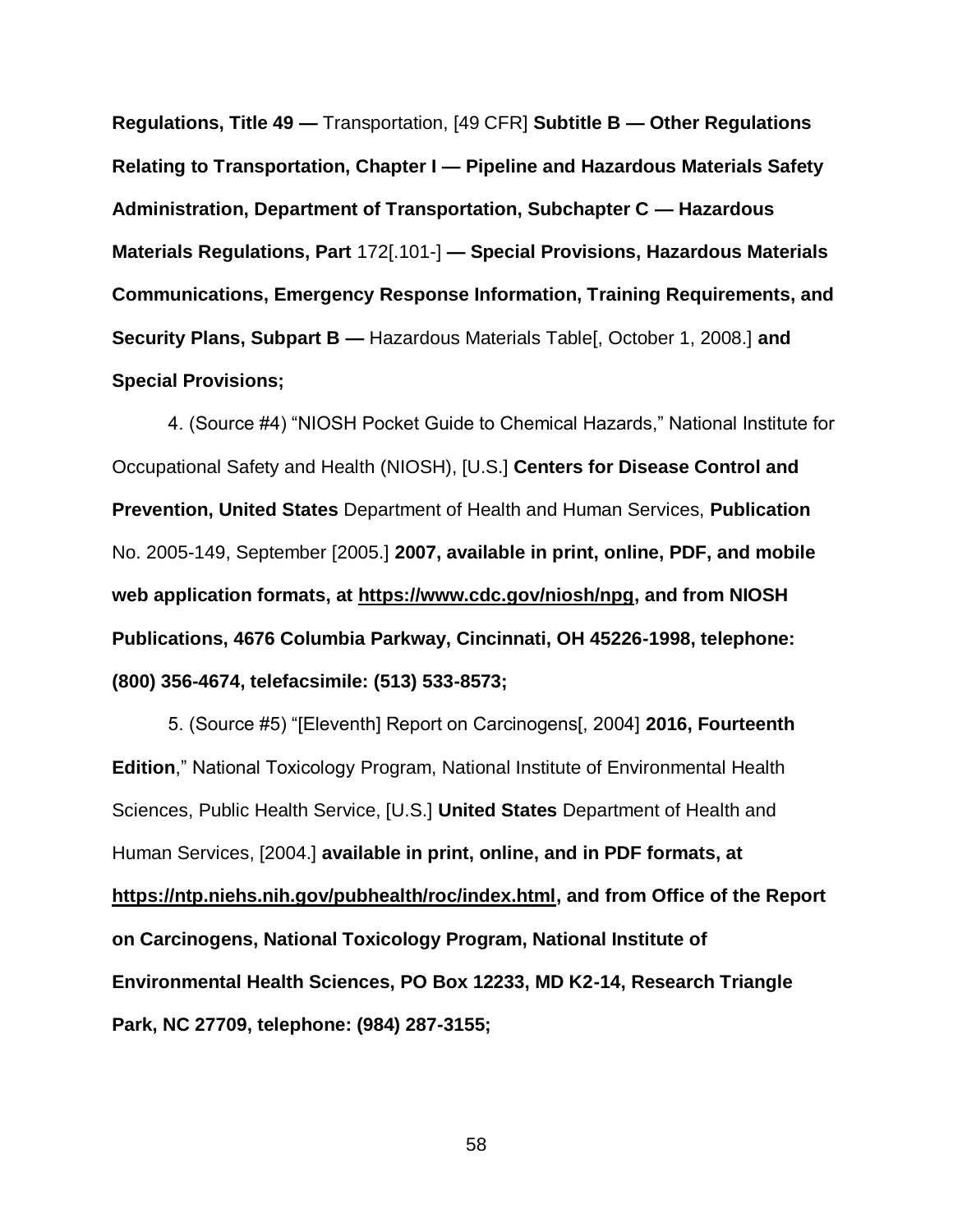**Regulations, Title 49 —** Transportation, [49 CFR] **Subtitle B — Other Regulations Relating to Transportation, Chapter I — Pipeline and Hazardous Materials Safety Administration, Department of Transportation, Subchapter C — Hazardous Materials Regulations, Part** 172[.101-] **— Special Provisions, Hazardous Materials Communications, Emergency Response Information, Training Requirements, and Security Plans, Subpart B —** Hazardous Materials Table[, October 1, 2008.] **and Special Provisions;**

4. (Source #4) "NIOSH Pocket Guide to Chemical Hazards," National Institute for Occupational Safety and Health (NIOSH), [U.S.] **Centers for Disease Control and Prevention, United States** Department of Health and Human Services, **Publication** No. 2005-149, September [2005.] **2007, available in print, online, PDF, and mobile web application formats, at https://www.cdc.gov/niosh/npg, and from NIOSH Publications, 4676 Columbia Parkway, Cincinnati, OH 45226-1998, telephone: (800) 356-4674, telefacsimile: (513) 533-8573;**

5. (Source #5) "[Eleventh] Report on Carcinogens[, 2004] **2016, Fourteenth Edition**," National Toxicology Program, National Institute of Environmental Health Sciences, Public Health Service, [U.S.] **United States** Department of Health and Human Services, [2004.] **available in print, online, and in PDF formats, at https://ntp.niehs.nih.gov/pubhealth/roc/index.html, and from Office of the Report on Carcinogens, National Toxicology Program, National Institute of Environmental Health Sciences, PO Box 12233, MD K2-14, Research Triangle Park, NC 27709, telephone: (984) 287-3155;**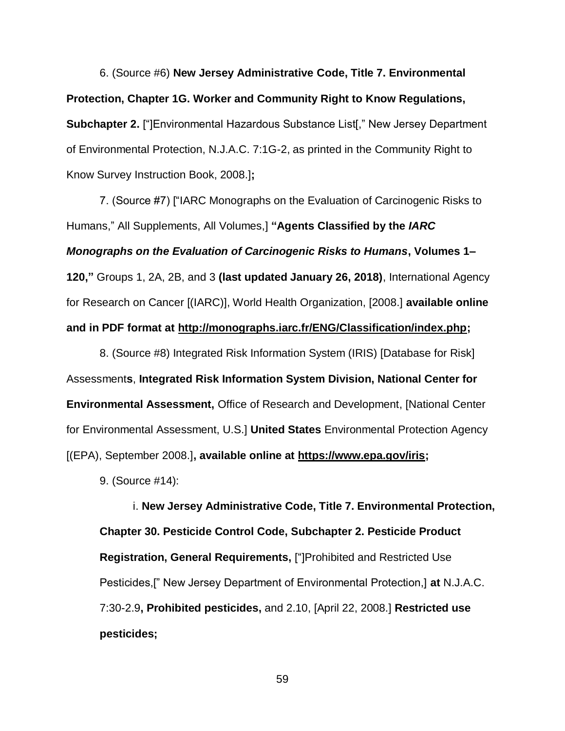6. (Source #6) **New Jersey Administrative Code, Title 7. Environmental Protection, Chapter 1G. Worker and Community Right to Know Regulations, Subchapter 2.** ["]Environmental Hazardous Substance List[," New Jersey Department of Environmental Protection, N.J.A.C. 7:1G-2, as printed in the Community Right to Know Survey Instruction Book, 2008.]**;**

7. (Source #7) ["IARC Monographs on the Evaluation of Carcinogenic Risks to Humans," All Supplements, All Volumes,] **"Agents Classified by the *IARC Monographs on the Evaluation of Carcinogenic Risks to Humans*, Volumes 1–120,"** Groups 1, 2A, 2B, and 3 **(last updated January 26, 2018)**, International Agency for Research on Cancer [(IARC)], World Health Organization, [2008.] **available online and in PDF format at http://monographs.iarc.fr/ENG/Classification/index.php;**

8. (Source #8) Integrated Risk Information System (IRIS) [Database for Risk] Assessment**s**, **Integrated Risk Information System Division, National Center for Environmental Assessment,** Office of Research and Development, [National Center for Environmental Assessment, U.S.] **United States** Environmental Protection Agency [(EPA), September 2008.]**, available online at https://www.epa.gov/iris;**

9. (Source #14):

i. **New Jersey Administrative Code, Title 7. Environmental Protection, Chapter 30. Pesticide Control Code, Subchapter 2. Pesticide Product Registration, General Requirements,** ["]Prohibited and Restricted Use Pesticides,[" New Jersey Department of Environmental Protection,] **at** N.J.A.C. 7:30-2.9**, Prohibited pesticides,** and 2.10, [April 22, 2008.] **Restricted use pesticides;**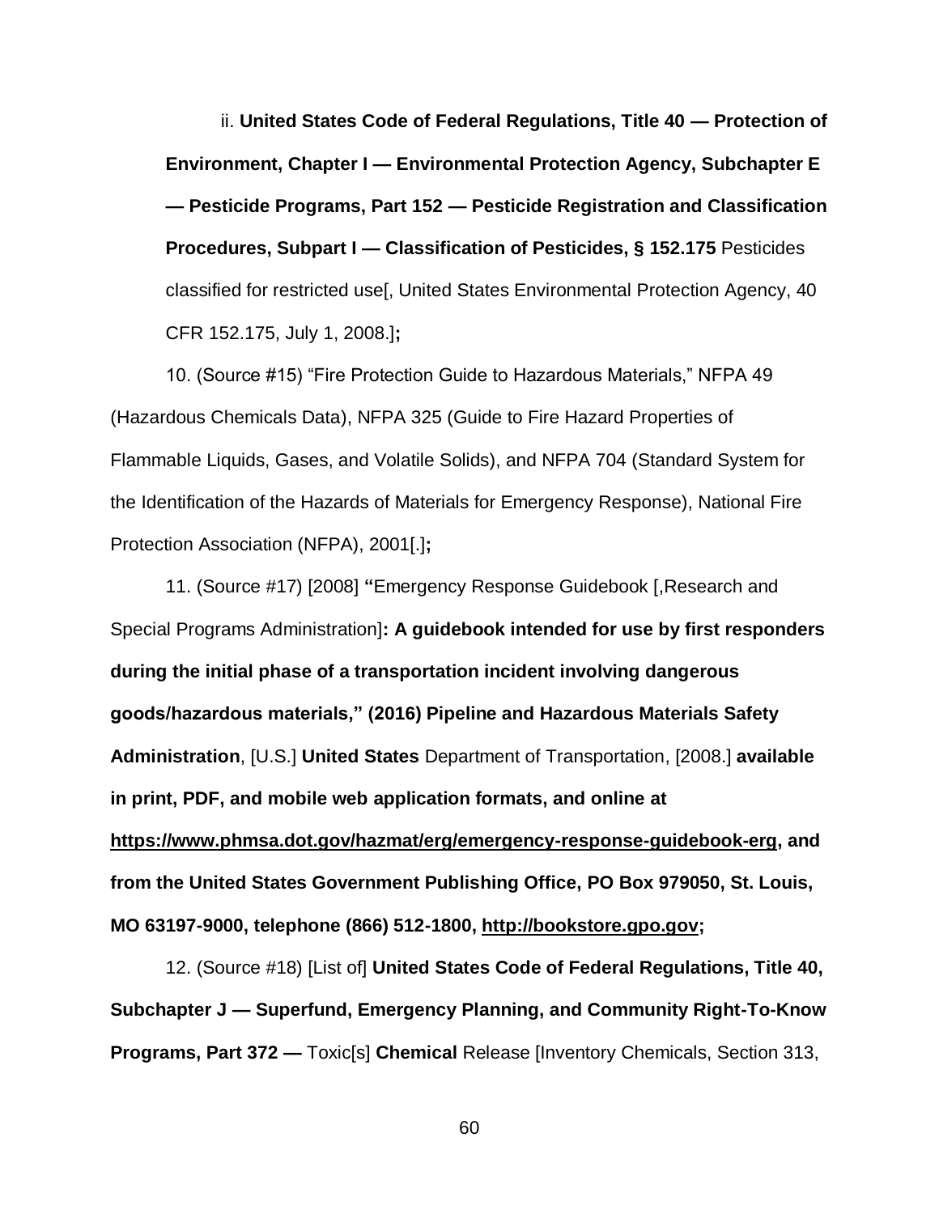ii. **United States Code of Federal Regulations, Title 40 — Protection of Environment, Chapter I — Environmental Protection Agency, Subchapter E — Pesticide Programs, Part 152 — Pesticide Registration and Classification Procedures, Subpart I — Classification of Pesticides, § 152.175** Pesticides classified for restricted use[, United States Environmental Protection Agency, 40 CFR 152.175, July 1, 2008.]**;**

10. (Source #15) "Fire Protection Guide to Hazardous Materials," NFPA 49 (Hazardous Chemicals Data), NFPA 325 (Guide to Fire Hazard Properties of Flammable Liquids, Gases, and Volatile Solids), and NFPA 704 (Standard System for the Identification of the Hazards of Materials for Emergency Response), National Fire Protection Association (NFPA), 2001[.]**;**

11. (Source #17) [2008] **"**Emergency Response Guidebook [,Research and Special Programs Administration]**: A guidebook intended for use by first responders during the initial phase of a transportation incident involving dangerous goods/hazardous materials," (2016) Pipeline and Hazardous Materials Safety Administration**, [U.S.] **United States** Department of Transportation, [2008.] **available in print, PDF, and mobile web application formats, and online at https://www.phmsa.dot.gov/hazmat/erg/emergency-response-guidebook-erg, and from the United States Government Publishing Office, PO Box 979050, St. Louis, MO 63197-9000, telephone (866) 512-1800, http://bookstore.gpo.gov;**

12. (Source #18) [List of] **United States Code of Federal Regulations, Title 40, Subchapter J — Superfund, Emergency Planning, and Community Right-To-Know Programs, Part 372 —** Toxic[s] **Chemical** Release [Inventory Chemicals, Section 313,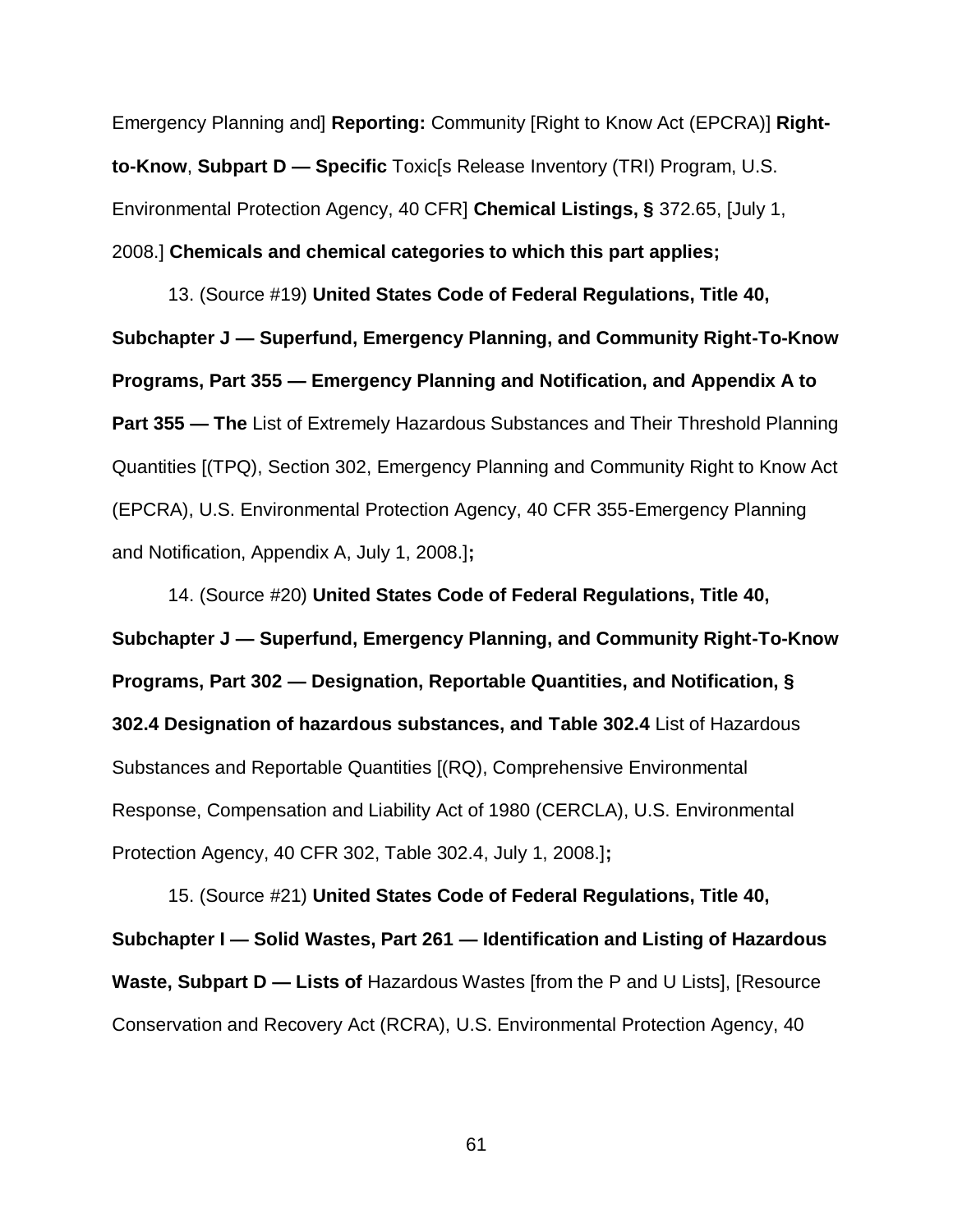Emergency Planning and] **Reporting:** Community [Right to Know Act (EPCRA)] **Right-to-Know**, **Subpart D — Specific** Toxic[s Release Inventory (TRI) Program, U.S. Environmental Protection Agency, 40 CFR] **Chemical Listings, §** 372.65, [July 1, 2008.] **Chemicals and chemical categories to which this part applies;**

13. (Source #19) **United States Code of Federal Regulations, Title 40, Subchapter J — Superfund, Emergency Planning, and Community Right-To-Know Programs, Part 355 — Emergency Planning and Notification, and Appendix A to Part 355 — The** List of Extremely Hazardous Substances and Their Threshold Planning Quantities [(TPQ), Section 302, Emergency Planning and Community Right to Know Act (EPCRA), U.S. Environmental Protection Agency, 40 CFR 355-Emergency Planning and Notification, Appendix A, July 1, 2008.]**;**

14. (Source #20) **United States Code of Federal Regulations, Title 40, Subchapter J — Superfund, Emergency Planning, and Community Right-To-Know Programs, Part 302 — Designation, Reportable Quantities, and Notification, § 302.4 Designation of hazardous substances, and Table 302.4** List of Hazardous Substances and Reportable Quantities [(RQ), Comprehensive Environmental Response, Compensation and Liability Act of 1980 (CERCLA), U.S. Environmental Protection Agency, 40 CFR 302, Table 302.4, July 1, 2008.]**;**

15. (Source #21) **United States Code of Federal Regulations, Title 40, Subchapter I — Solid Wastes, Part 261 — Identification and Listing of Hazardous Waste, Subpart D — Lists of** Hazardous Wastes [from the P and U Lists], [Resource Conservation and Recovery Act (RCRA), U.S. Environmental Protection Agency, 40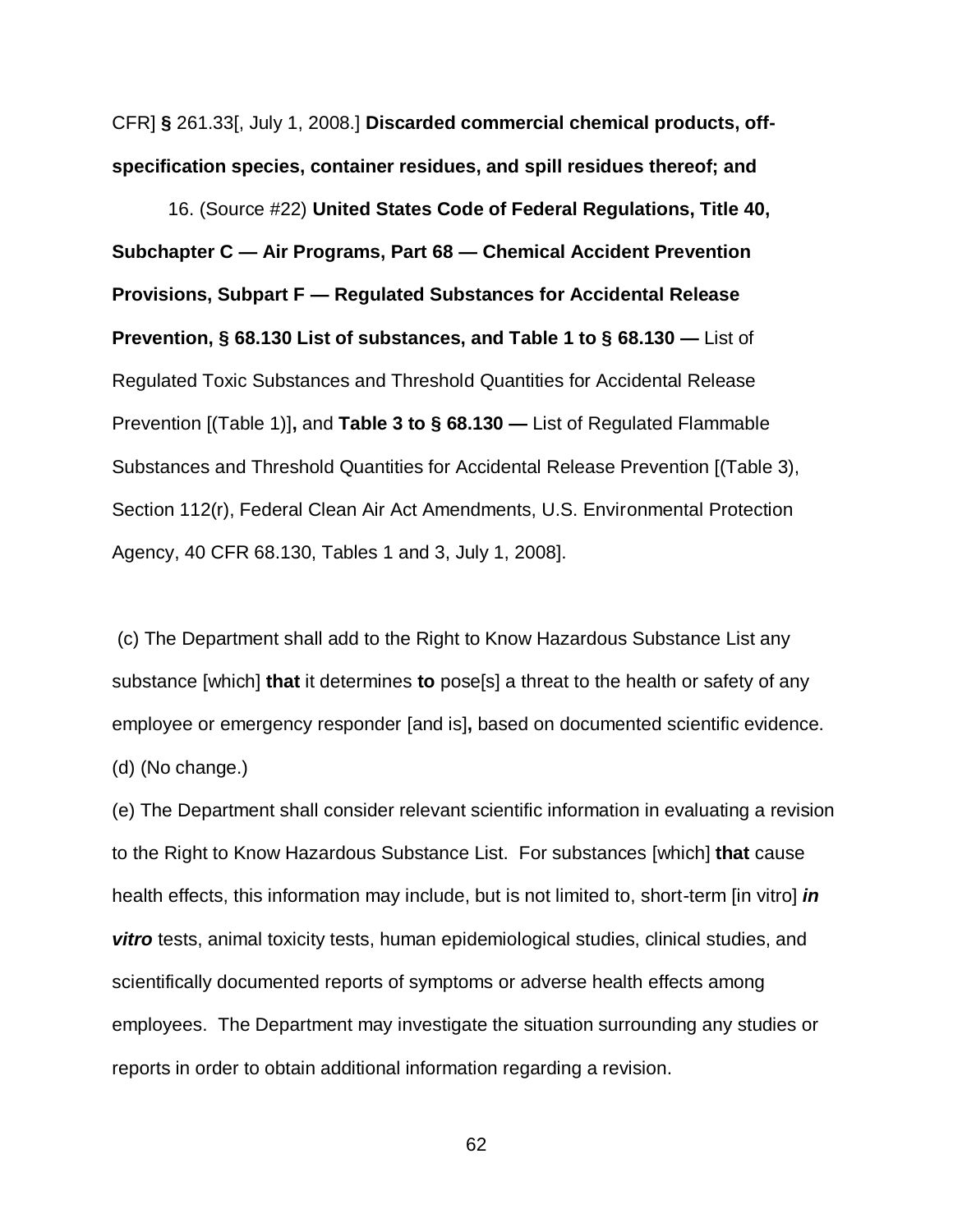CFR] **§** 261.33[, July 1, 2008.] **Discarded commercial chemical products, off-specification species, container residues, and spill residues thereof; and**

16. (Source #22) **United States Code of Federal Regulations, Title 40, Subchapter C — Air Programs, Part 68 — Chemical Accident Prevention Provisions, Subpart F — Regulated Substances for Accidental Release Prevention, § 68.130 List of substances, and Table 1 to § 68.130 —** List of Regulated Toxic Substances and Threshold Quantities for Accidental Release Prevention [(Table 1)]**,** and **Table 3 to § 68.130 —** List of Regulated Flammable Substances and Threshold Quantities for Accidental Release Prevention [(Table 3), Section 112(r), Federal Clean Air Act Amendments, U.S. Environmental Protection Agency, 40 CFR 68.130, Tables 1 and 3, July 1, 2008].

(c) The Department shall add to the Right to Know Hazardous Substance List any substance [which] **that** it determines **to** pose[s] a threat to the health or safety of any employee or emergency responder [and is]**,** based on documented scientific evidence.

(d) (No change.)

(e) The Department shall consider relevant scientific information in evaluating a revision to the Right to Know Hazardous Substance List. For substances [which] **that** cause health effects, this information may include, but is not limited to, short-term [in vitro] ***in vitro*** tests, animal toxicity tests, human epidemiological studies, clinical studies, and scientifically documented reports of symptoms or adverse health effects among employees. The Department may investigate the situation surrounding any studies or reports in order to obtain additional information regarding a revision.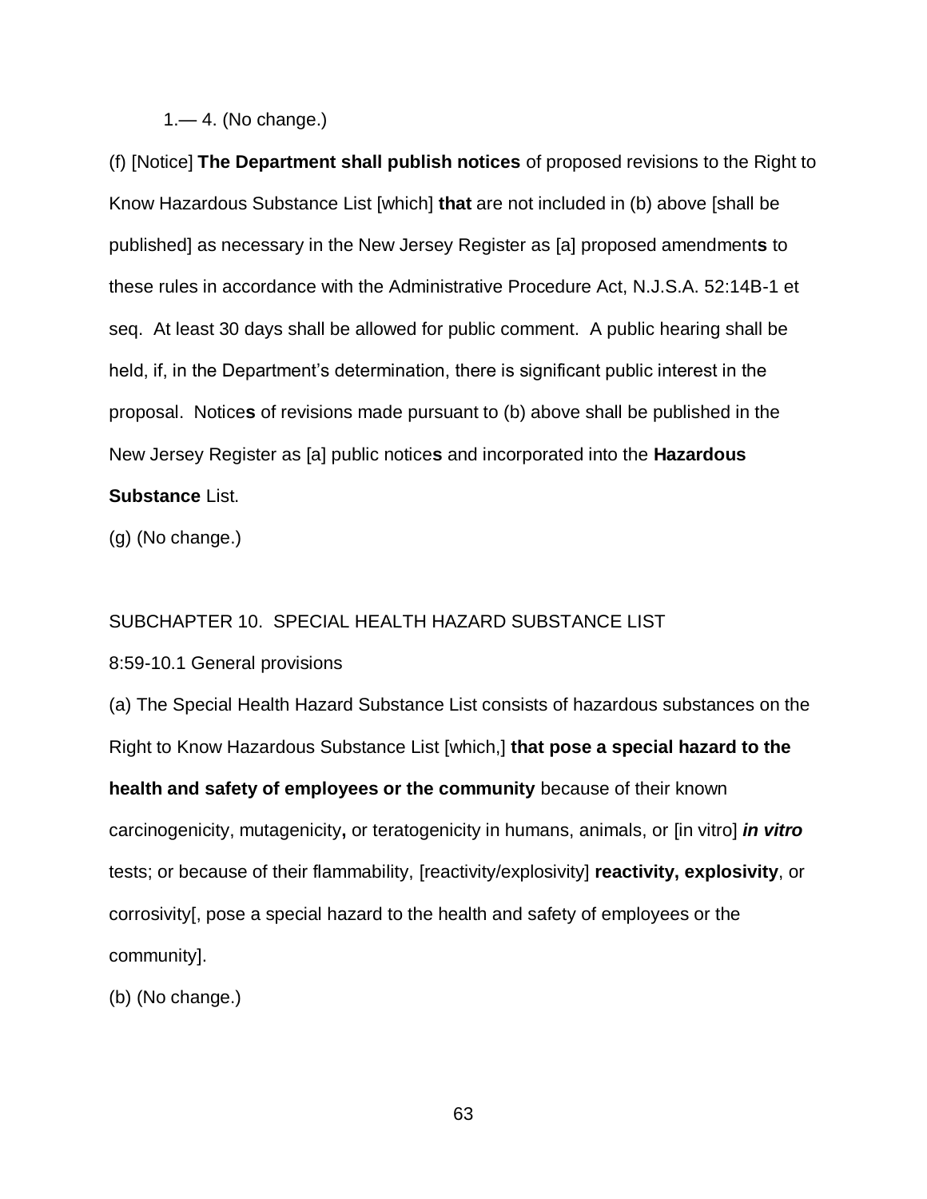1.— 4. (No change.)

(f) [Notice] **The Department shall publish notices** of proposed revisions to the Right to Know Hazardous Substance List [which] **that** are not included in (b) above [shall be published] as necessary in the New Jersey Register as [a] proposed amendment**s** to these rules in accordance with the Administrative Procedure Act, N.J.S.A. 52:14B-1 et seq. At least 30 days shall be allowed for public comment. A public hearing shall be held, if, in the Department's determination, there is significant public interest in the proposal. Notice**s** of revisions made pursuant to (b) above shall be published in the New Jersey Register as [a] public notice**s** and incorporated into the **Hazardous Substance** List.

(g) (No change.)

SUBCHAPTER 10. SPECIAL HEALTH HAZARD SUBSTANCE LIST

8:59-10.1 General provisions

(a) The Special Health Hazard Substance List consists of hazardous substances on the Right to Know Hazardous Substance List [which,] **that pose a special hazard to the health and safety of employees or the community** because of their known carcinogenicity, mutagenicity**,** or teratogenicity in humans, animals, or [in vitro] ***in vitro*** tests; or because of their flammability, [reactivity/explosivity] **reactivity, explosivity**, or corrosivity[, pose a special hazard to the health and safety of employees or the community].

(b) (No change.)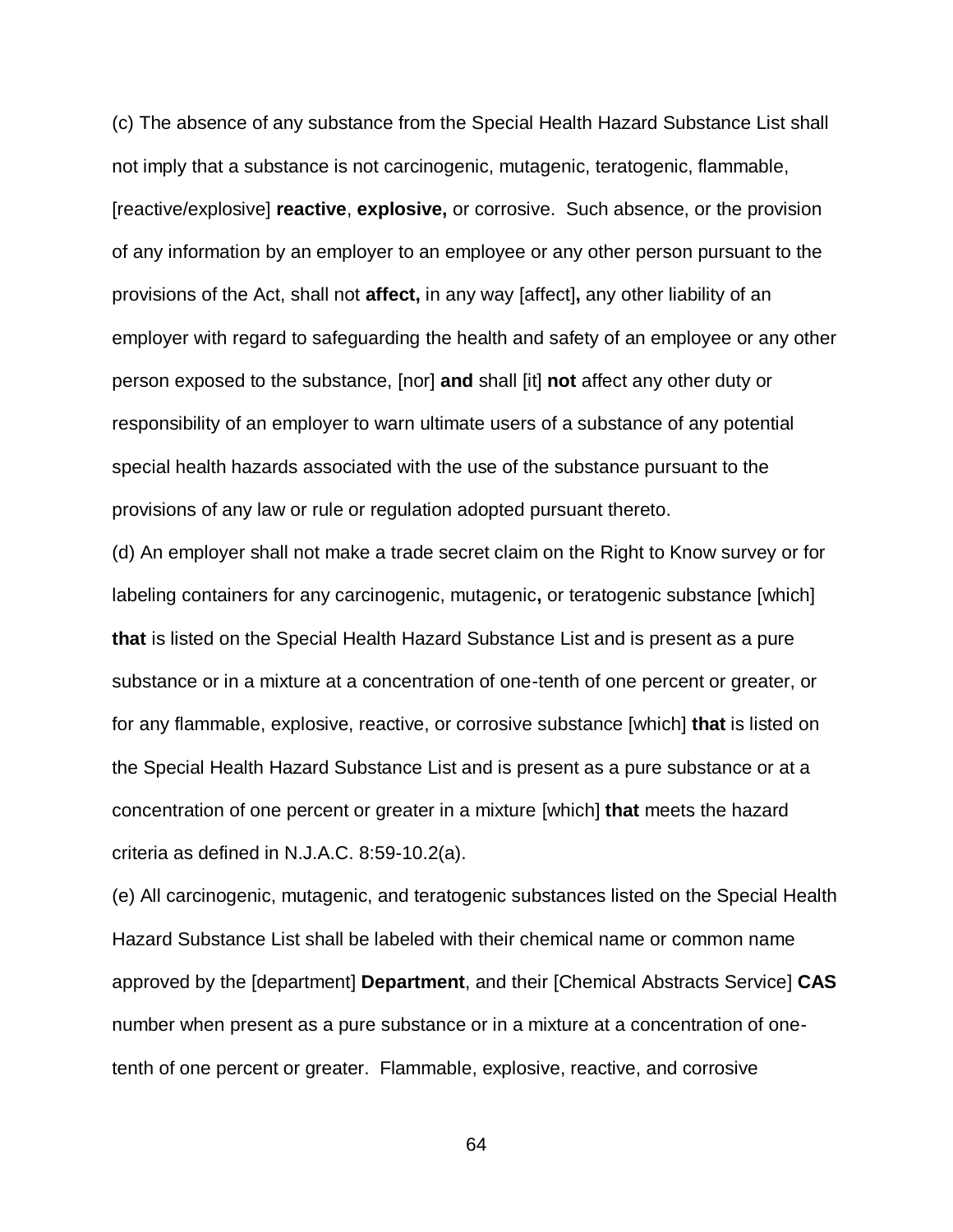(c) The absence of any substance from the Special Health Hazard Substance List shall not imply that a substance is not carcinogenic, mutagenic, teratogenic, flammable, [reactive/explosive] **reactive**, **explosive,** or corrosive. Such absence, or the provision of any information by an employer to an employee or any other person pursuant to the provisions of the Act, shall not **affect,** in any way [affect]**,** any other liability of an employer with regard to safeguarding the health and safety of an employee or any other person exposed to the substance, [nor] **and** shall [it] **not** affect any other duty or responsibility of an employer to warn ultimate users of a substance of any potential special health hazards associated with the use of the substance pursuant to the provisions of any law or rule or regulation adopted pursuant thereto.

(d) An employer shall not make a trade secret claim on the Right to Know survey or for labeling containers for any carcinogenic, mutagenic**,** or teratogenic substance [which] **that** is listed on the Special Health Hazard Substance List and is present as a pure substance or in a mixture at a concentration of one-tenth of one percent or greater, or for any flammable, explosive, reactive, or corrosive substance [which] **that** is listed on the Special Health Hazard Substance List and is present as a pure substance or at a concentration of one percent or greater in a mixture [which] **that** meets the hazard criteria as defined in N.J.A.C. 8:59-10.2(a).

(e) All carcinogenic, mutagenic, and teratogenic substances listed on the Special Health Hazard Substance List shall be labeled with their chemical name or common name approved by the [department] **Department**, and their [Chemical Abstracts Service] **CAS** number when present as a pure substance or in a mixture at a concentration of one-tenth of one percent or greater. Flammable, explosive, reactive, and corrosive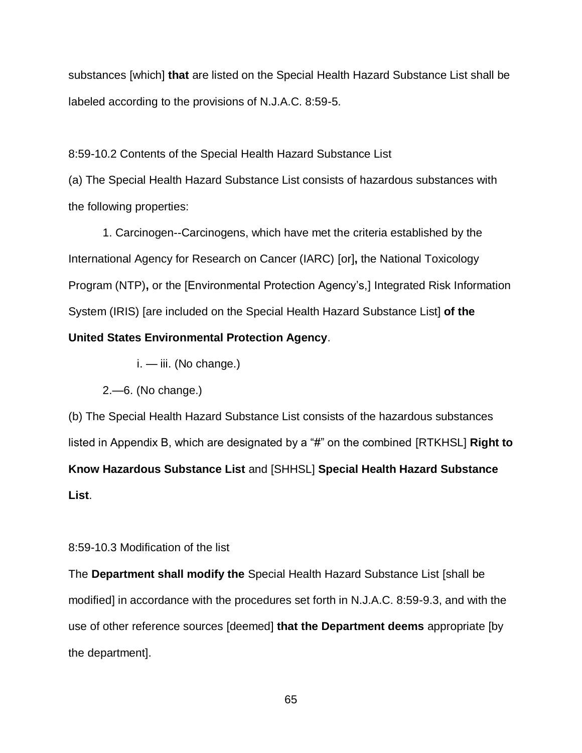substances [which] **that** are listed on the Special Health Hazard Substance List shall be labeled according to the provisions of N.J.A.C. 8:59-5.

8:59-10.2 Contents of the Special Health Hazard Substance List

(a) The Special Health Hazard Substance List consists of hazardous substances with the following properties:

1. Carcinogen--Carcinogens, which have met the criteria established by the International Agency for Research on Cancer (IARC) [or]**,** the National Toxicology Program (NTP)**,** or the [Environmental Protection Agency's,] Integrated Risk Information System (IRIS) [are included on the Special Health Hazard Substance List] **of the United States Environmental Protection Agency**.

   i. — iii. (No change.)

2.—6. (No change.)

(b) The Special Health Hazard Substance List consists of the hazardous substances listed in Appendix B, which are designated by a "#" on the combined [RTKHSL] **Right to Know Hazardous Substance List** and [SHHSL] **Special Health Hazard Substance List**.

8:59-10.3 Modification of the list

The **Department shall modify the** Special Health Hazard Substance List [shall be modified] in accordance with the procedures set forth in N.J.A.C. 8:59-9.3, and with the use of other reference sources [deemed] **that the Department deems** appropriate [by the department].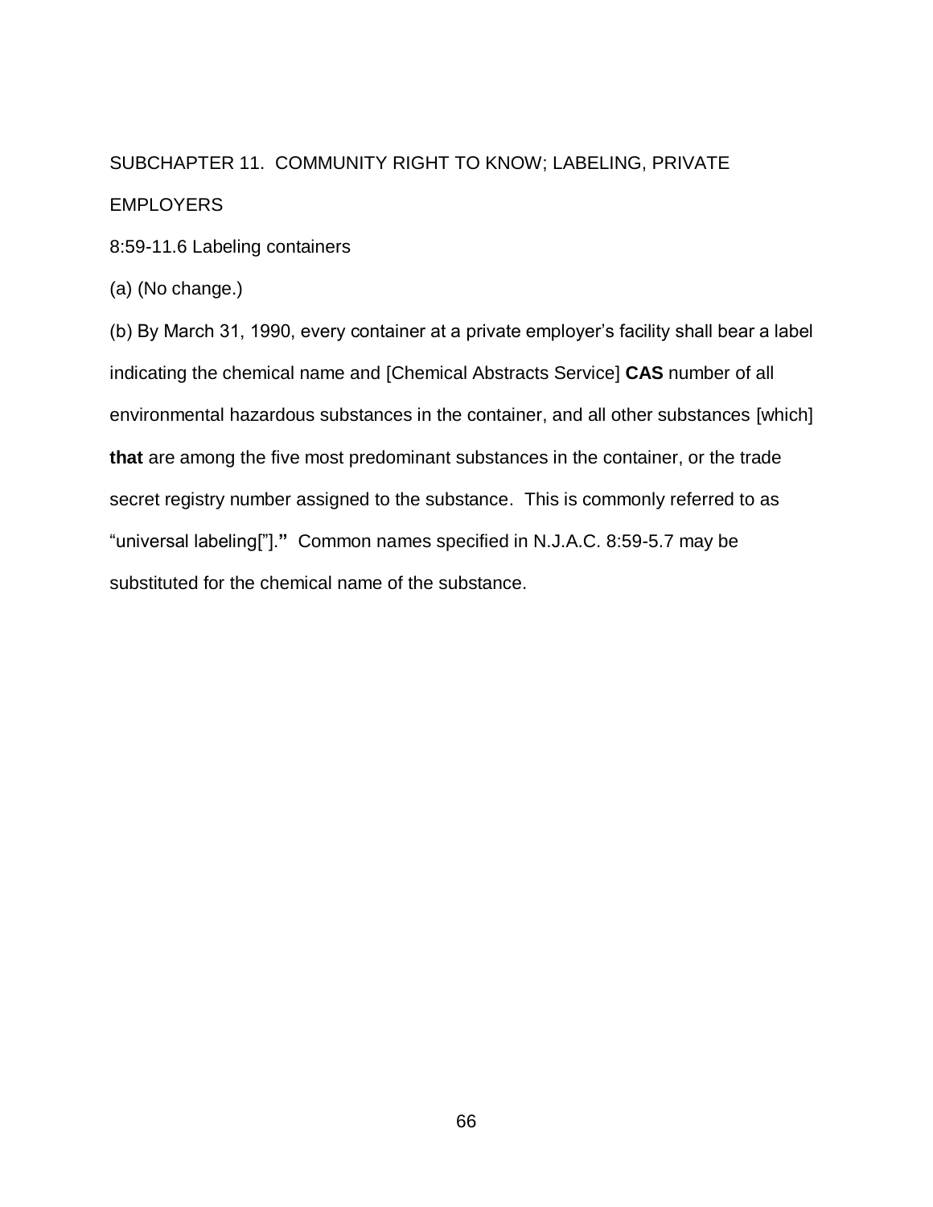SUBCHAPTER 11. COMMUNITY RIGHT TO KNOW; LABELING, PRIVATE EMPLOYERS

8:59-11.6 Labeling containers

(a) (No change.)

(b) By March 31, 1990, every container at a private employer's facility shall bear a label indicating the chemical name and [Chemical Abstracts Service] **CAS** number of all environmental hazardous substances in the container, and all other substances [which] **that** are among the five most predominant substances in the container, or the trade secret registry number assigned to the substance. This is commonly referred to as "universal labeling["].**"** Common names specified in N.J.A.C. 8:59-5.7 may be substituted for the chemical name of the substance.